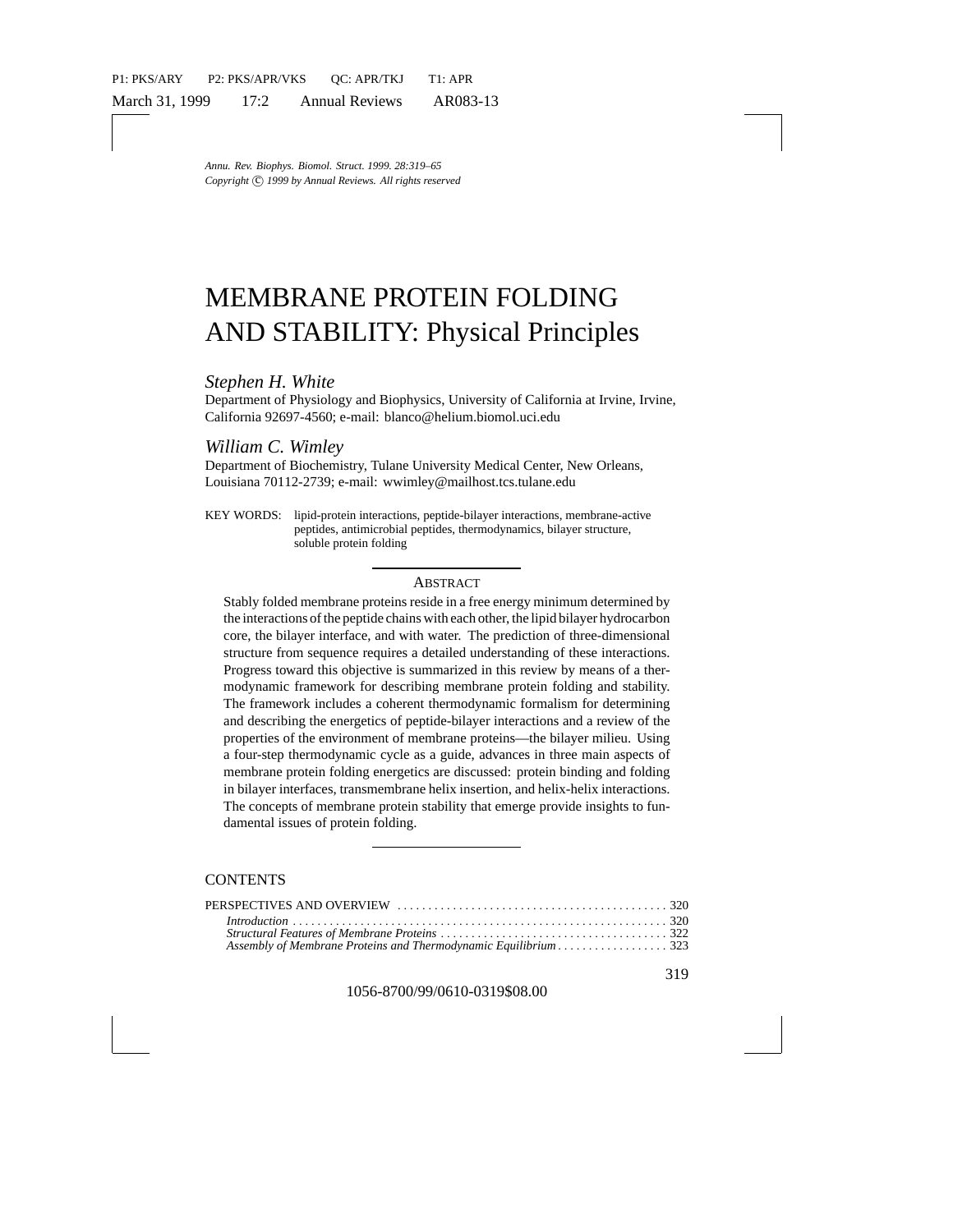*Annu. Rev. Biophys. Biomol. Struct. 1999. 28:319–65*
*Copyright © 1999 by Annual Reviews. All rights reserved*

# MEMBRANE PROTEIN FOLDING AND STABILITY: Physical Principles

*Stephen H. White*

Department of Physiology and Biophysics, University of California at Irvine, Irvine, California 92697-4560; e-mail: blanco@helium.biomol.uci.edu

*William C. Wimley*

Department of Biochemistry, Tulane University Medical Center, New Orleans, Louisiana 70112-2739; e-mail: wwimley@mailhost.tcs.tulane.edu

KEY WORDS: lipid-protein interactions, peptide-bilayer interactions, membrane-active peptides, antimicrobial peptides, thermodynamics, bilayer structure, soluble protein folding

## ABSTRACT

Stably folded membrane proteins reside in a free energy minimum determined by the interactions of the peptide chains with each other, the lipid bilayer hydrocarbon core, the bilayer interface, and with water. The prediction of three-dimensional structure from sequence requires a detailed understanding of these interactions. Progress toward this objective is summarized in this review by means of a thermodynamic framework for describing membrane protein folding and stability. The framework includes a coherent thermodynamic formalism for determining and describing the energetics of peptide-bilayer interactions and a review of the properties of the environment of membrane proteins—the bilayer milieu. Using a four-step thermodynamic cycle as a guide, advances in three main aspects of membrane protein folding energetics are discussed: protein binding and folding in bilayer interfaces, transmembrane helix insertion, and helix-helix interactions. The concepts of membrane protein stability that emerge provide insights to fundamental issues of protein folding.

## CONTENTS

PERSPECTIVES AND OVERVIEW . . . . . 320
*Introduction* . . . . . 320
*Structural Features of Membrane Proteins* . . . . . 322
*Assembly of Membrane Proteins and Thermodynamic Equilibrium* . . . . . 323

1056-8700/99/0610-0319$08.00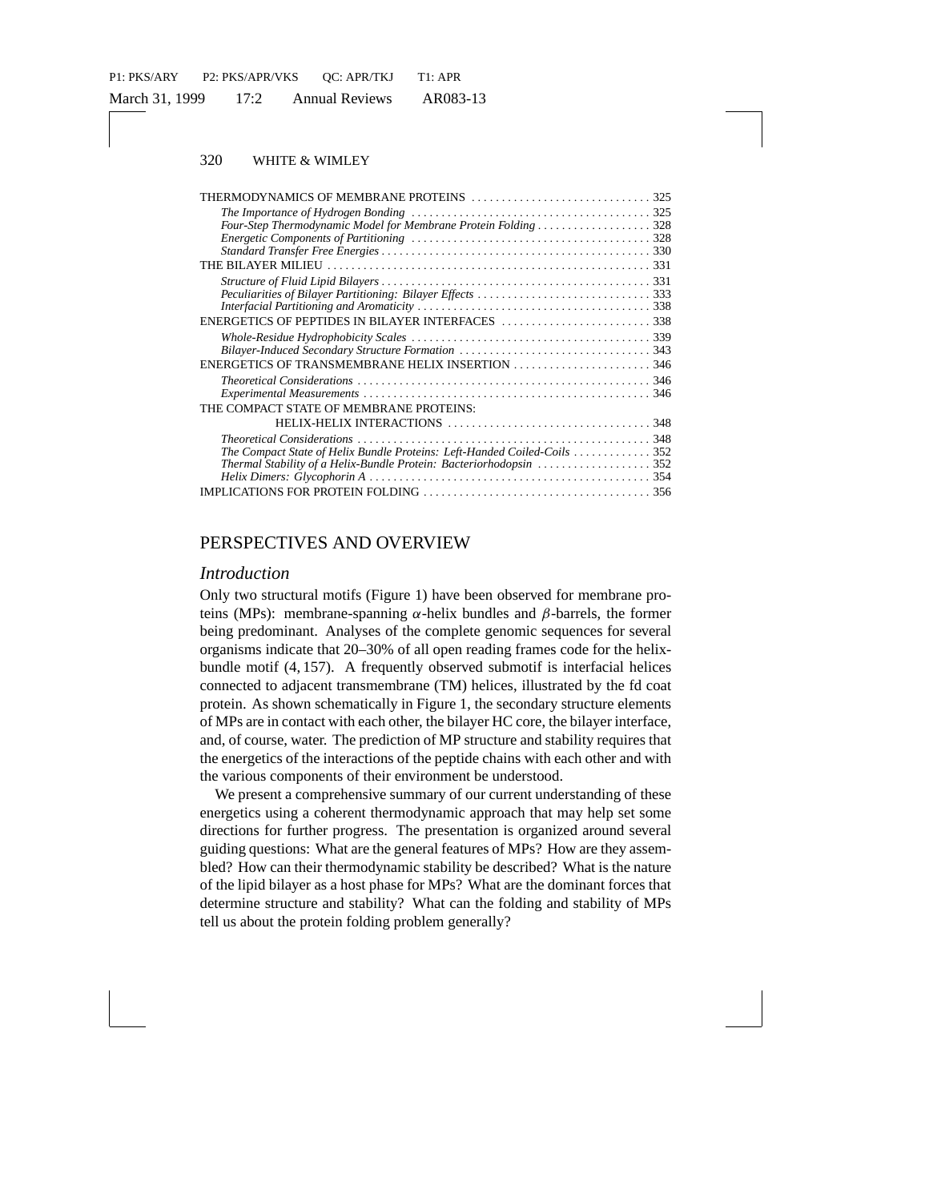THERMODYNAMICS OF MEMBRANE PROTEINS . . . . . 325

- *The Importance of Hydrogen Bonding* . . . . . 325
- *Four-Step Thermodynamic Model for Membrane Protein Folding* . . . . . 328
- *Energetic Components of Partitioning* . . . . . 328
- *Standard Transfer Free Energies* . . . . . 330

THE BILAYER MILIEU . . . . . 331

- *Structure of Fluid Lipid Bilayers* . . . . . 331
- *Peculiarities of Bilayer Partitioning: Bilayer Effects* . . . . . 333
- *Interfacial Partitioning and Aromaticity* . . . . . 338

ENERGETICS OF PEPTIDES IN BILAYER INTERFACES . . . . . 338

- *Whole-Residue Hydrophobicity Scales* . . . . . 339
- *Bilayer-Induced Secondary Structure Formation* . . . . . 343

ENERGETICS OF TRANSMEMBRANE HELIX INSERTION . . . . . 346

- *Theoretical Considerations* . . . . . 346
- *Experimental Measurements* . . . . . 346

THE COMPACT STATE OF MEMBRANE PROTEINS: HELIX-HELIX INTERACTIONS . . . . . 348

- *Theoretical Considerations* . . . . . 348
- *The Compact State of Helix Bundle Proteins: Left-Handed Coiled-Coils* . . . . . 352
- *Thermal Stability of a Helix-Bundle Protein: Bacteriorhodopsin* . . . . . 352
- *Helix Dimers: Glycophorin A* . . . . . 354

IMPLICATIONS FOR PROTEIN FOLDING . . . . . 356

## PERSPECTIVES AND OVERVIEW

### *Introduction*

Only two structural motifs (Figure 1) have been observed for membrane proteins (MPs): membrane-spanning $\alpha$-helix bundles and $\beta$-barrels, the former being predominant. Analyses of the complete genomic sequences for several organisms indicate that 20–30% of all open reading frames code for the helix-bundle motif (4, 157). A frequently observed submotif is interfacial helices connected to adjacent transmembrane (TM) helices, illustrated by the fd coat protein. As shown schematically in Figure 1, the secondary structure elements of MPs are in contact with each other, the bilayer HC core, the bilayer interface, and, of course, water. The prediction of MP structure and stability requires that the energetics of the interactions of the peptide chains with each other and with the various components of their environment be understood.

We present a comprehensive summary of our current understanding of these energetics using a coherent thermodynamic approach that may help set some directions for further progress. The presentation is organized around several guiding questions: What are the general features of MPs? How are they assembled? How can their thermodynamic stability be described? What is the nature of the lipid bilayer as a host phase for MPs? What are the dominant forces that determine structure and stability? What can the folding and stability of MPs tell us about the protein folding problem generally?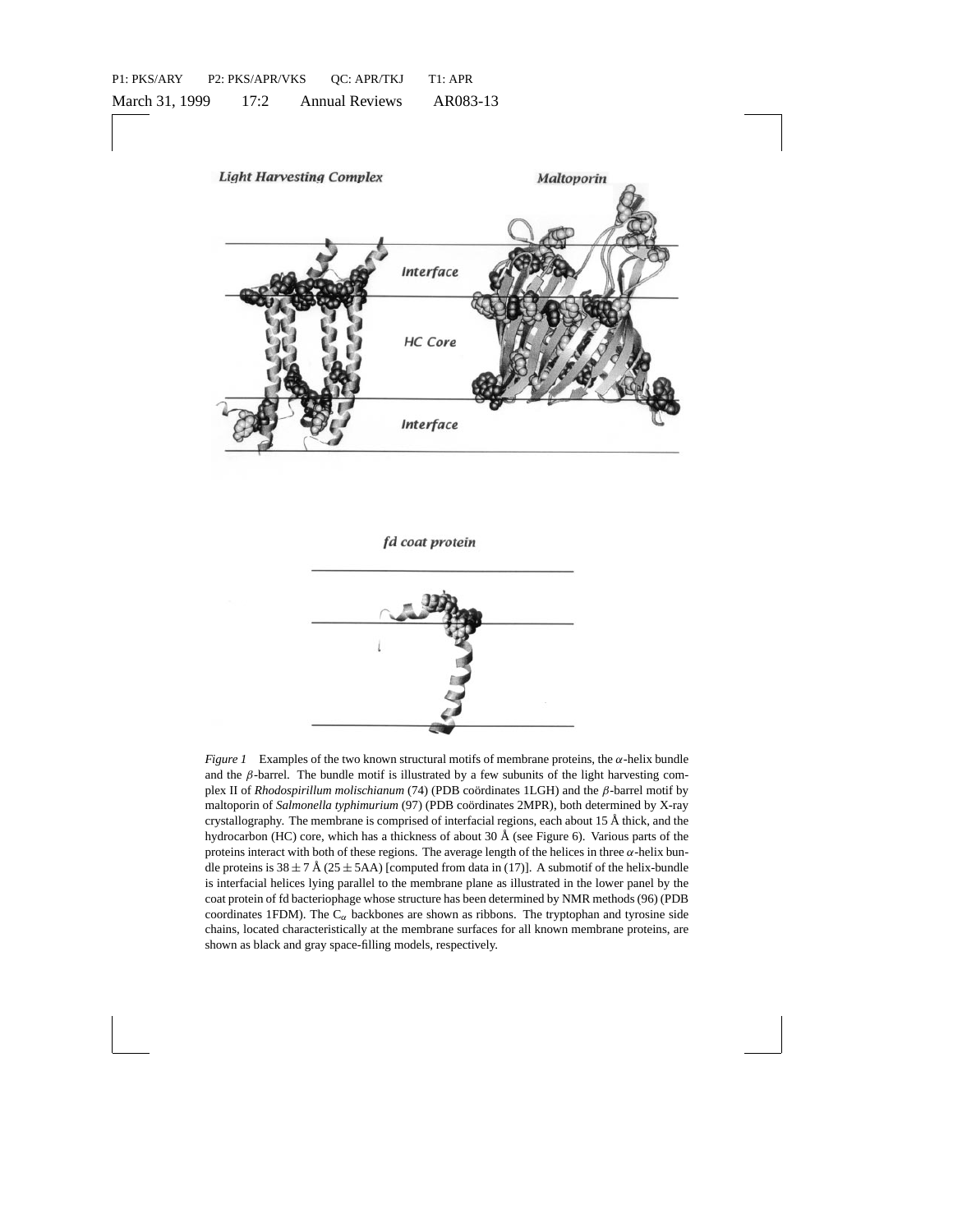*Figure 1* Examples of the two known structural motifs of membrane proteins, the $\alpha$-helix bundle and the $\beta$-barrel. The bundle motif is illustrated by a few subunits of the light harvesting complex II of *Rhodospirillum molischianum* (74) (PDB coördinates 1LGH) and the $\beta$-barrel motif by maltoporin of *Salmonella typhimurium* (97) (PDB coördinates 2MPR), both determined by X-ray crystallography. The membrane is comprised of interfacial regions, each about 15 Å thick, and the hydrocarbon (HC) core, which has a thickness of about 30 Å (see Figure 6). Various parts of the proteins interact with both of these regions. The average length of the helices in three $\alpha$-helix bundle proteins is $38 \pm 7$ Å ($25 \pm 5$AA) [computed from data in (17)]. A submotif of the helix-bundle is interfacial helices lying parallel to the membrane plane as illustrated in the lower panel by the coat protein of fd bacteriophage whose structure has been determined by NMR methods (96) (PDB coordinates 1FDM). The $C_\alpha$ backbones are shown as ribbons. The tryptophan and tyrosine side chains, located characteristically at the membrane surfaces for all known membrane proteins, are shown as black and gray space-filling models, respectively.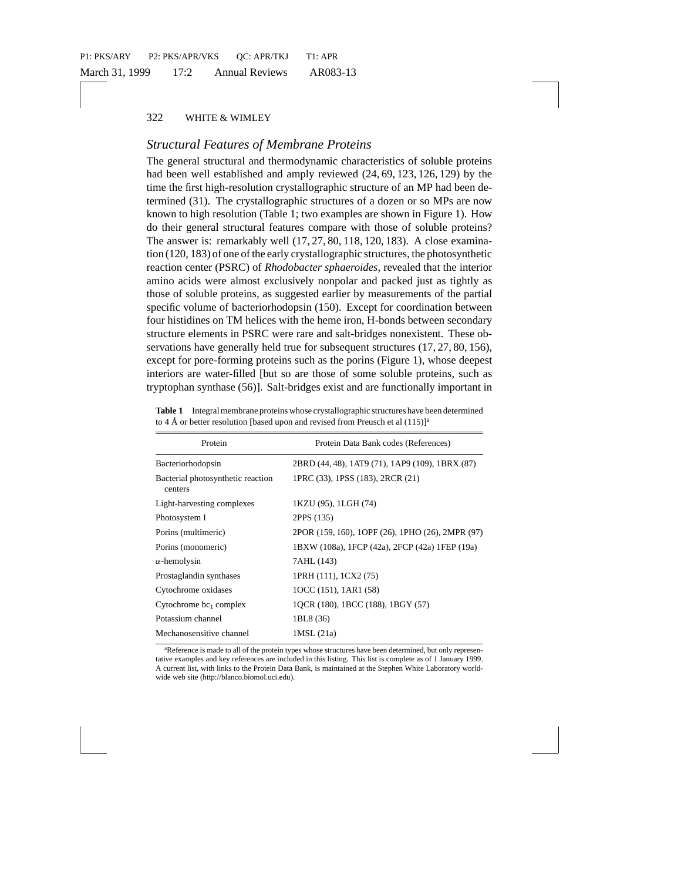## *Structural Features of Membrane Proteins*

The general structural and thermodynamic characteristics of soluble proteins had been well established and amply reviewed (24, 69, 123, 126, 129) by the time the first high-resolution crystallographic structure of an MP had been determined (31). The crystallographic structures of a dozen or so MPs are now known to high resolution (Table 1; two examples are shown in Figure 1). How do their general structural features compare with those of soluble proteins? The answer is: remarkably well (17, 27, 80, 118, 120, 183). A close examination (120, 183) of one of the early crystallographic structures, the photosynthetic reaction center (PSRC) of *Rhodobacter sphaeroides*, revealed that the interior amino acids were almost exclusively nonpolar and packed just as tightly as those of soluble proteins, as suggested earlier by measurements of the partial specific volume of bacteriorhodopsin (150). Except for coordination between four histidines on TM helices with the heme iron, H-bonds between secondary structure elements in PSRC were rare and salt-bridges nonexistent. These observations have generally held true for subsequent structures (17, 27, 80, 156), except for pore-forming proteins such as the porins (Figure 1), whose deepest interiors are water-filled [but so are those of some soluble proteins, such as tryptophan synthase (56)]. Salt-bridges exist and are functionally important in

**Table 1** Integral membrane proteins whose crystallographic structures have been determined to 4 Å or better resolution [based upon and revised from Preusch et al (115)][a]

| Protein | Protein Data Bank codes (References) |
|---|---|
| Bacteriorhodopsin | 2BRD (44, 48), 1AT9 (71), 1AP9 (109), 1BRX (87) |
| Bacterial photosynthetic reaction centers | 1PRC (33), 1PSS (183), 2RCR (21) |
| Light-harvesting complexes | 1KZU (95), 1LGH (74) |
| Photosystem I | 2PPS (135) |
| Porins (multimeric) | 2POR (159, 160), 1OPF (26), 1PHO (26), 2MPR (97) |
| Porins (monomeric) | 1BXW (108a), 1FCP (42a), 2FCP (42a) 1FEP (19a) |
| $\alpha$-hemolysin | 7AHL (143) |
| Prostaglandin synthases | 1PRH (111), 1CX2 (75) |
| Cytochrome oxidases | 1OCC (151), 1AR1 (58) |
| Cytochrome $bc_1$ complex | 1QCR (180), 1BCC (188), 1BGY (57) |
| Potassium channel | 1BL8 (36) |
| Mechanosensitive channel | 1MSL (21a) |

[a]Reference is made to all of the protein types whose structures have been determined, but only representative examples and key references are included in this listing. This list is complete as of 1 January 1999. A current list, with links to the Protein Data Bank, is maintained at the Stephen White Laboratory worldwide web site (http://blanco.biomol.uci.edu).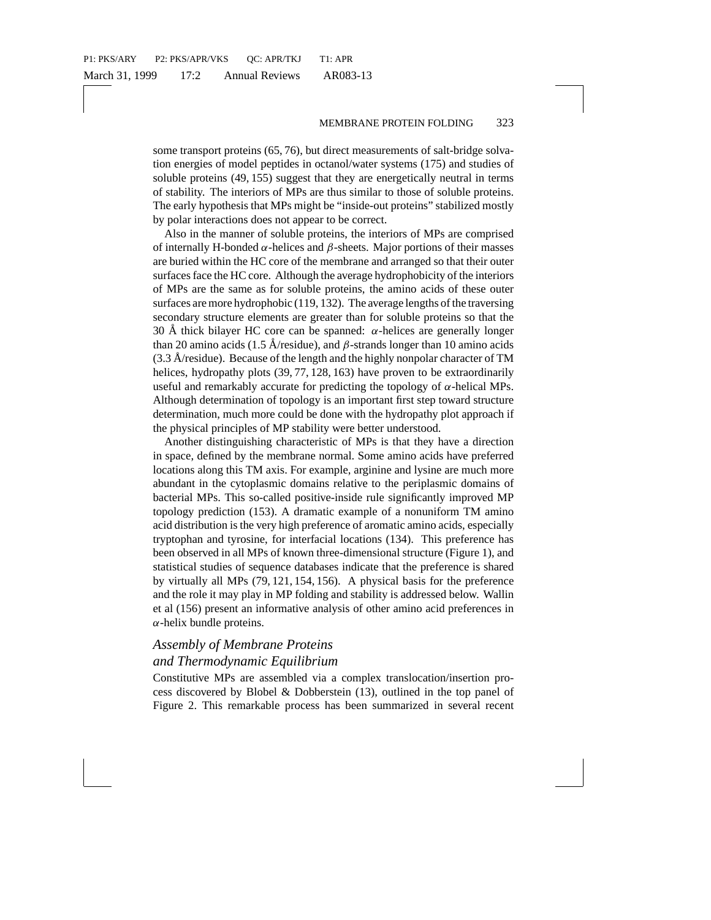some transport proteins (65, 76), but direct measurements of salt-bridge solvation energies of model peptides in octanol/water systems (175) and studies of soluble proteins (49, 155) suggest that they are energetically neutral in terms of stability. The interiors of MPs are thus similar to those of soluble proteins. The early hypothesis that MPs might be "inside-out proteins" stabilized mostly by polar interactions does not appear to be correct.

Also in the manner of soluble proteins, the interiors of MPs are comprised of internally H-bonded $\alpha$-helices and $\beta$-sheets. Major portions of their masses are buried within the HC core of the membrane and arranged so that their outer surfaces face the HC core. Although the average hydrophobicity of the interiors of MPs are the same as for soluble proteins, the amino acids of these outer surfaces are more hydrophobic (119, 132). The average lengths of the traversing secondary structure elements are greater than for soluble proteins so that the 30 Å thick bilayer HC core can be spanned: $\alpha$-helices are generally longer than 20 amino acids (1.5 Å/residue), and $\beta$-strands longer than 10 amino acids (3.3 Å/residue). Because of the length and the highly nonpolar character of TM helices, hydropathy plots (39, 77, 128, 163) have proven to be extraordinarily useful and remarkably accurate for predicting the topology of $\alpha$-helical MPs. Although determination of topology is an important first step toward structure determination, much more could be done with the hydropathy plot approach if the physical principles of MP stability were better understood.

Another distinguishing characteristic of MPs is that they have a direction in space, defined by the membrane normal. Some amino acids have preferred locations along this TM axis. For example, arginine and lysine are much more abundant in the cytoplasmic domains relative to the periplasmic domains of bacterial MPs. This so-called positive-inside rule significantly improved MP topology prediction (153). A dramatic example of a nonuniform TM amino acid distribution is the very high preference of aromatic amino acids, especially tryptophan and tyrosine, for interfacial locations (134). This preference has been observed in all MPs of known three-dimensional structure (Figure 1), and statistical studies of sequence databases indicate that the preference is shared by virtually all MPs (79, 121, 154, 156). A physical basis for the preference and the role it may play in MP folding and stability is addressed below. Wallin et al (156) present an informative analysis of other amino acid preferences in $\alpha$-helix bundle proteins.

### *Assembly of Membrane Proteins and Thermodynamic Equilibrium*

Constitutive MPs are assembled via a complex translocation/insertion process discovered by Blobel & Dobberstein (13), outlined in the top panel of Figure 2. This remarkable process has been summarized in several recent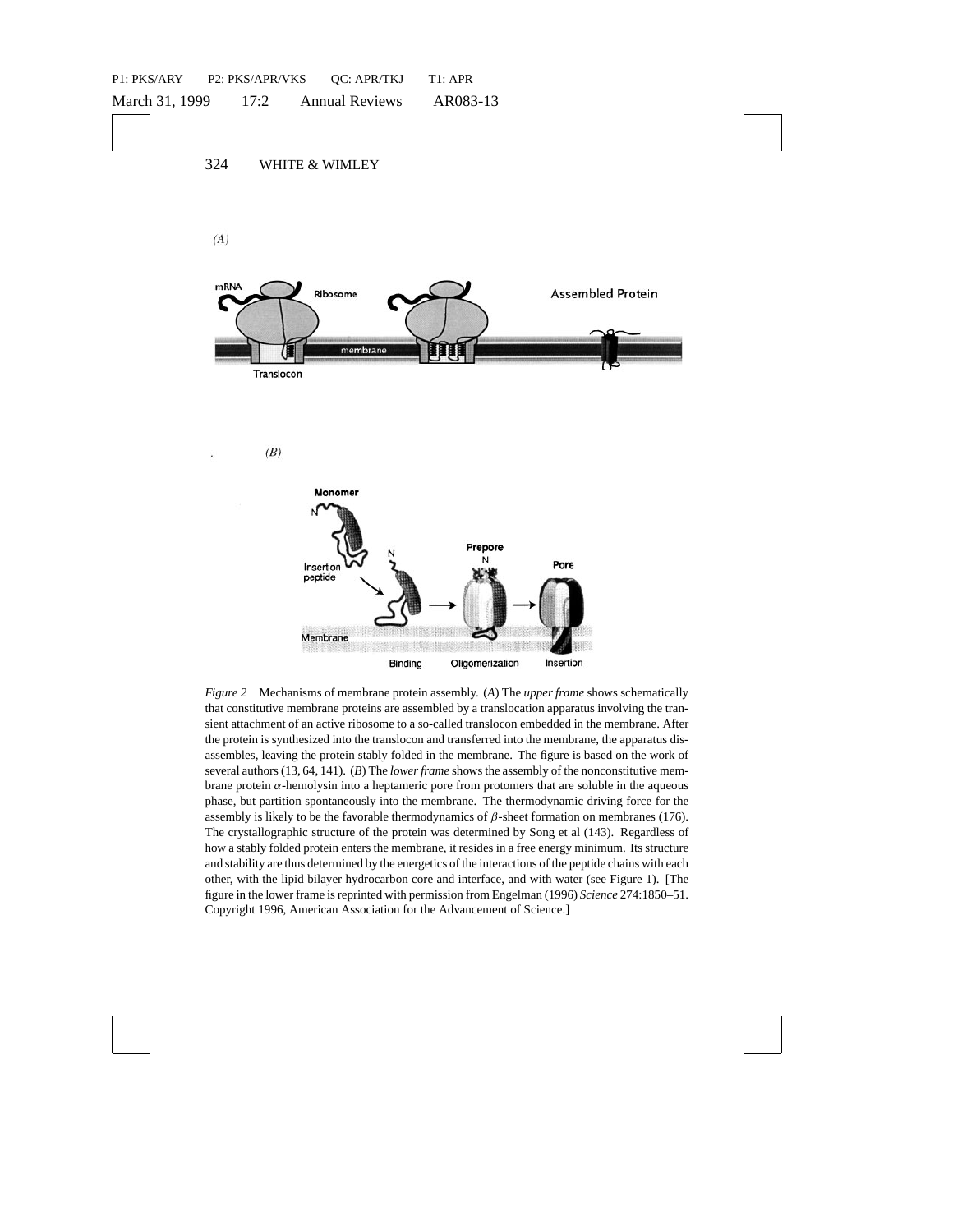*Figure 2* Mechanisms of membrane protein assembly. (*A*) The *upper frame* shows schematically that constitutive membrane proteins are assembled by a translocation apparatus involving the transient attachment of an active ribosome to a so-called translocon embedded in the membrane. After the protein is synthesized into the translocon and transferred into the membrane, the apparatus disassembles, leaving the protein stably folded in the membrane. The figure is based on the work of several authors (13, 64, 141). (*B*) The *lower frame* shows the assembly of the nonconstitutive membrane protein $\alpha$-hemolysin into a heptameric pore from protomers that are soluble in the aqueous phase, but partition spontaneously into the membrane. The thermodynamic driving force for the assembly is likely to be the favorable thermodynamics of $\beta$-sheet formation on membranes (176). The crystallographic structure of the protein was determined by Song et al (143). Regardless of how a stably folded protein enters the membrane, it resides in a free energy minimum. Its structure and stability are thus determined by the energetics of the interactions of the peptide chains with each other, with the lipid bilayer hydrocarbon core and interface, and with water (see Figure 1). [The figure in the lower frame is reprinted with permission from Engelman (1996) *Science* 274:1850–51. Copyright 1996, American Association for the Advancement of Science.]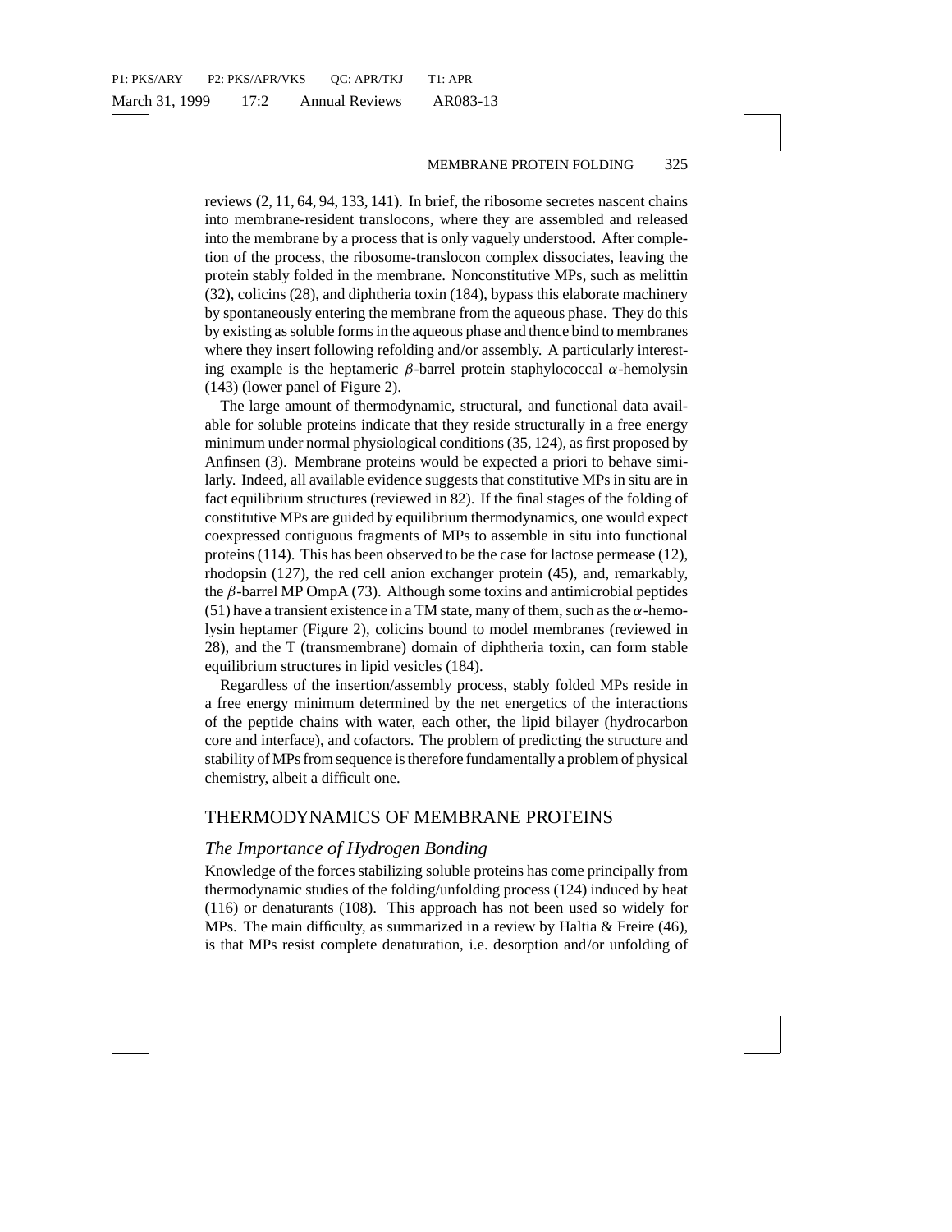reviews (2, 11, 64, 94, 133, 141). In brief, the ribosome secretes nascent chains into membrane-resident translocons, where they are assembled and released into the membrane by a process that is only vaguely understood. After completion of the process, the ribosome-translocon complex dissociates, leaving the protein stably folded in the membrane. Nonconstitutive MPs, such as melittin (32), colicins (28), and diphtheria toxin (184), bypass this elaborate machinery by spontaneously entering the membrane from the aqueous phase. They do this by existing as soluble forms in the aqueous phase and thence bind to membranes where they insert following refolding and/or assembly. A particularly interesting example is the heptameric $\beta$-barrel protein staphylococcal $\alpha$-hemolysin (143) (lower panel of Figure 2).

The large amount of thermodynamic, structural, and functional data available for soluble proteins indicate that they reside structurally in a free energy minimum under normal physiological conditions (35, 124), as first proposed by Anfinsen (3). Membrane proteins would be expected a priori to behave similarly. Indeed, all available evidence suggests that constitutive MPs in situ are in fact equilibrium structures (reviewed in 82). If the final stages of the folding of constitutive MPs are guided by equilibrium thermodynamics, one would expect coexpressed contiguous fragments of MPs to assemble in situ into functional proteins (114). This has been observed to be the case for lactose permease (12), rhodopsin (127), the red cell anion exchanger protein (45), and, remarkably, the $\beta$-barrel MP OmpA (73). Although some toxins and antimicrobial peptides (51) have a transient existence in a TM state, many of them, such as the $\alpha$-hemolysin heptamer (Figure 2), colicins bound to model membranes (reviewed in 28), and the T (transmembrane) domain of diphtheria toxin, can form stable equilibrium structures in lipid vesicles (184).

Regardless of the insertion/assembly process, stably folded MPs reside in a free energy minimum determined by the net energetics of the interactions of the peptide chains with water, each other, the lipid bilayer (hydrocarbon core and interface), and cofactors. The problem of predicting the structure and stability of MPs from sequence is therefore fundamentally a problem of physical chemistry, albeit a difficult one.

## THERMODYNAMICS OF MEMBRANE PROTEINS

### *The Importance of Hydrogen Bonding*

Knowledge of the forces stabilizing soluble proteins has come principally from thermodynamic studies of the folding/unfolding process (124) induced by heat (116) or denaturants (108). This approach has not been used so widely for MPs. The main difficulty, as summarized in a review by Haltia & Freire (46), is that MPs resist complete denaturation, i.e. desorption and/or unfolding of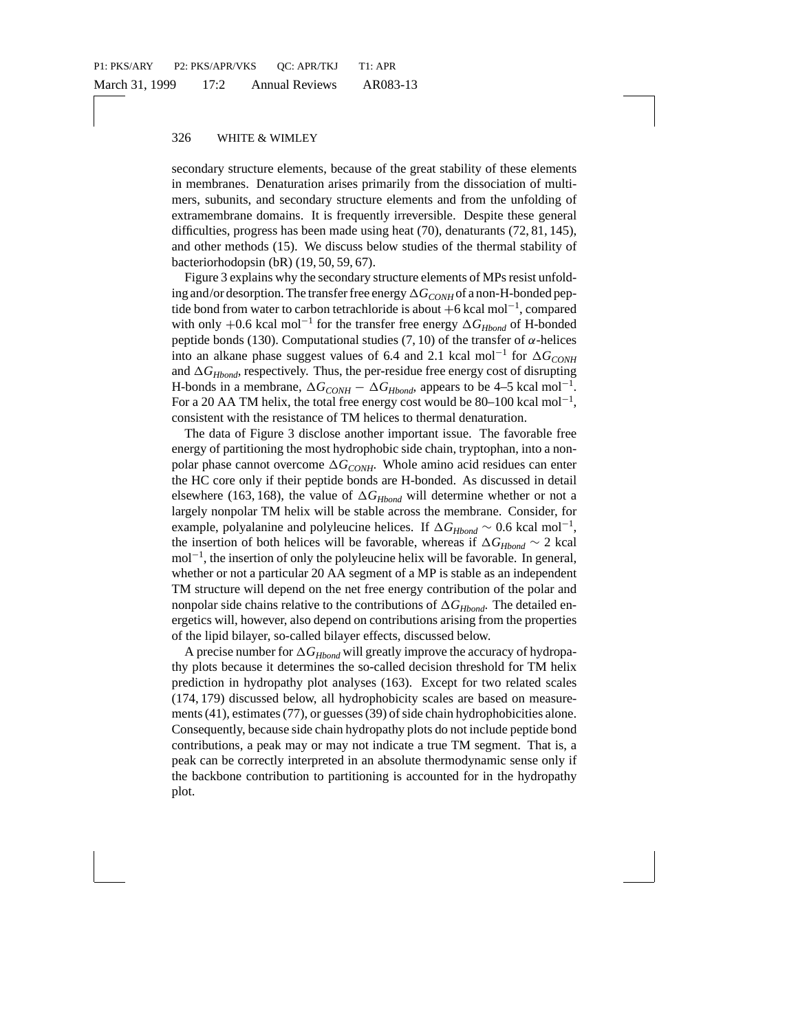secondary structure elements, because of the great stability of these elements in membranes. Denaturation arises primarily from the dissociation of multimers, subunits, and secondary structure elements and from the unfolding of extramembrane domains. It is frequently irreversible. Despite these general difficulties, progress has been made using heat (70), denaturants (72, 81, 145), and other methods (15). We discuss below studies of the thermal stability of bacteriorhodopsin (bR) (19, 50, 59, 67).

Figure 3 explains why the secondary structure elements of MPs resist unfolding and/or desorption. The transfer free energy $\Delta G_{CONH}$ of a non-H-bonded peptide bond from water to carbon tetrachloride is about $+6$ kcal mol$^{-1}$, compared with only $+0.6$ kcal mol$^{-1}$ for the transfer free energy $\Delta G_{Hbond}$ of H-bonded peptide bonds (130). Computational studies (7, 10) of the transfer of $\alpha$-helices into an alkane phase suggest values of 6.4 and 2.1 kcal mol$^{-1}$ for $\Delta G_{CONH}$ and $\Delta G_{Hbond}$, respectively. Thus, the per-residue free energy cost of disrupting H-bonds in a membrane, $\Delta G_{CONH} - \Delta G_{Hbond}$, appears to be 4–5 kcal mol$^{-1}$. For a 20 AA TM helix, the total free energy cost would be 80–100 kcal mol$^{-1}$, consistent with the resistance of TM helices to thermal denaturation.

The data of Figure 3 disclose another important issue. The favorable free energy of partitioning the most hydrophobic side chain, tryptophan, into a nonpolar phase cannot overcome $\Delta G_{CONH}$. Whole amino acid residues can enter the HC core only if their peptide bonds are H-bonded. As discussed in detail elsewhere (163, 168), the value of $\Delta G_{Hbond}$ will determine whether or not a largely nonpolar TM helix will be stable across the membrane. Consider, for example, polyalanine and polyleucine helices. If $\Delta G_{Hbond} \sim 0.6$ kcal mol$^{-1}$, the insertion of both helices will be favorable, whereas if $\Delta G_{Hbond} \sim 2$ kcal mol$^{-1}$, the insertion of only the polyleucine helix will be favorable. In general, whether or not a particular 20 AA segment of a MP is stable as an independent TM structure will depend on the net free energy contribution of the polar and nonpolar side chains relative to the contributions of $\Delta G_{Hbond}$. The detailed energetics will, however, also depend on contributions arising from the properties of the lipid bilayer, so-called bilayer effects, discussed below.

A precise number for $\Delta G_{Hbond}$ will greatly improve the accuracy of hydropathy plots because it determines the so-called decision threshold for TM helix prediction in hydropathy plot analyses (163). Except for two related scales (174, 179) discussed below, all hydrophobicity scales are based on measurements (41), estimates (77), or guesses (39) of side chain hydrophobicities alone. Consequently, because side chain hydropathy plots do not include peptide bond contributions, a peak may or may not indicate a true TM segment. That is, a peak can be correctly interpreted in an absolute thermodynamic sense only if the backbone contribution to partitioning is accounted for in the hydropathy plot.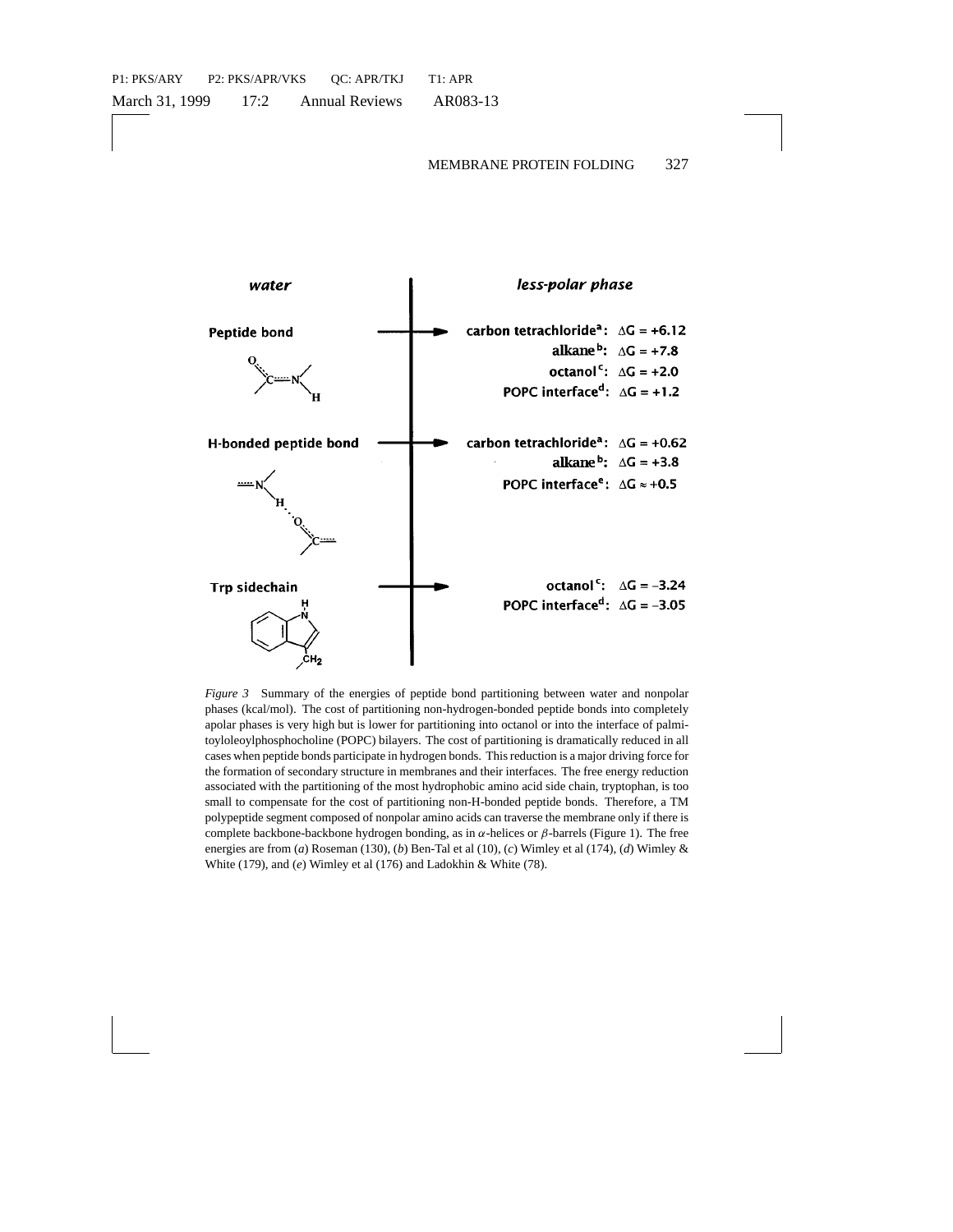| water | | less-polar phase |
|---|---|---|
| Peptide bond | → | carbon tetrachloride[a]: $\Delta G = +6.12$ |
| | | alkane[b]: $\Delta G = +7.8$ |
| | | octanol[c]: $\Delta G = +2.0$ |
| | | POPC interface[d]: $\Delta G = +1.2$ |
| H-bonded peptide bond | → | carbon tetrachloride[a]: $\Delta G = +0.62$ |
| | | alkane[b]: $\Delta G = +3.8$ |
| | | POPC interface[e]: $\Delta G \approx +0.5$ |
| Trp sidechain | → | octanol[c]: $\Delta G = -3.24$ |
| | | POPC interface[d]: $\Delta G = -3.05$ |

*Figure 3* Summary of the energies of peptide bond partitioning between water and nonpolar phases (kcal/mol). The cost of partitioning non-hydrogen-bonded peptide bonds into completely apolar phases is very high but is lower for partitioning into octanol or into the interface of palmitoyloleoylphosphocholine (POPC) bilayers. The cost of partitioning is dramatically reduced in all cases when peptide bonds participate in hydrogen bonds. This reduction is a major driving force for the formation of secondary structure in membranes and their interfaces. The free energy reduction associated with the partitioning of the most hydrophobic amino acid side chain, tryptophan, is too small to compensate for the cost of partitioning non-H-bonded peptide bonds. Therefore, a TM polypeptide segment composed of nonpolar amino acids can traverse the membrane only if there is complete backbone-backbone hydrogen bonding, as in $\alpha$-helices or $\beta$-barrels (Figure 1). The free energies are from (*a*) Roseman (130), (*b*) Ben-Tal et al (10), (*c*) Wimley et al (174), (*d*) Wimley & White (179), and (*e*) Wimley et al (176) and Ladokhin & White (78).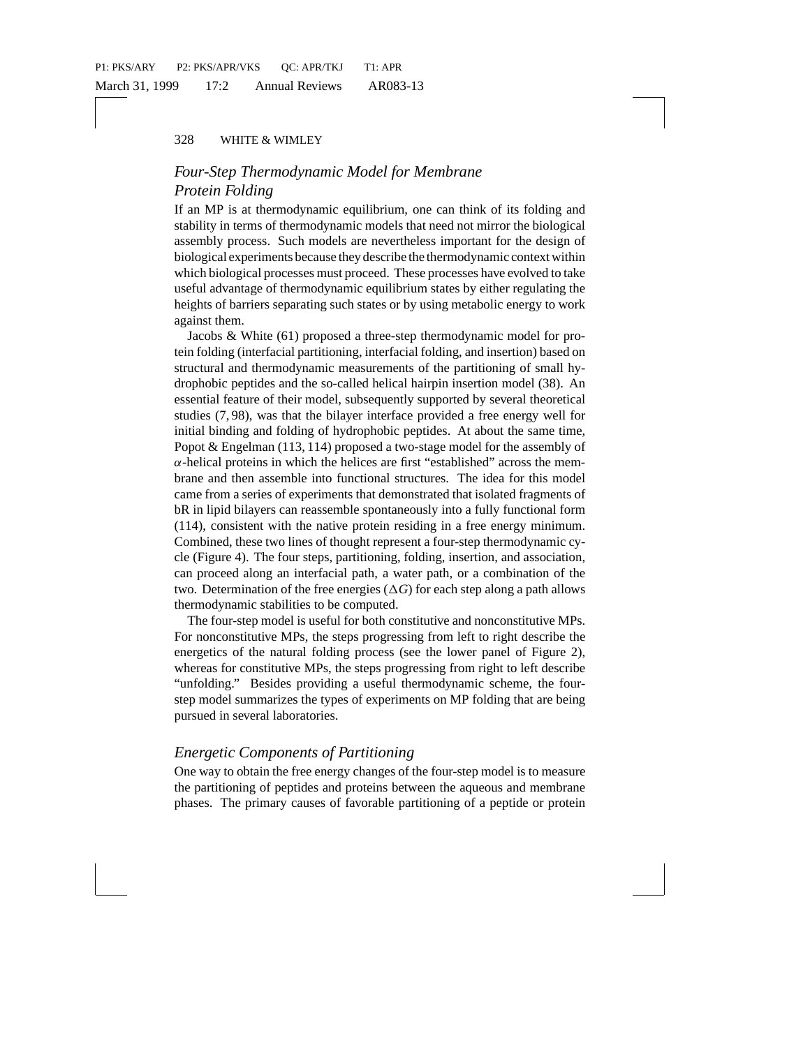## *Four-Step Thermodynamic Model for Membrane Protein Folding*

If an MP is at thermodynamic equilibrium, one can think of its folding and stability in terms of thermodynamic models that need not mirror the biological assembly process. Such models are nevertheless important for the design of biological experiments because they describe the thermodynamic context within which biological processes must proceed. These processes have evolved to take useful advantage of thermodynamic equilibrium states by either regulating the heights of barriers separating such states or by using metabolic energy to work against them.

Jacobs & White (61) proposed a three-step thermodynamic model for protein folding (interfacial partitioning, interfacial folding, and insertion) based on structural and thermodynamic measurements of the partitioning of small hydrophobic peptides and the so-called helical hairpin insertion model (38). An essential feature of their model, subsequently supported by several theoretical studies (7, 98), was that the bilayer interface provided a free energy well for initial binding and folding of hydrophobic peptides. At about the same time, Popot & Engelman (113, 114) proposed a two-stage model for the assembly of $\alpha$-helical proteins in which the helices are first "established" across the membrane and then assemble into functional structures. The idea for this model came from a series of experiments that demonstrated that isolated fragments of bR in lipid bilayers can reassemble spontaneously into a fully functional form (114), consistent with the native protein residing in a free energy minimum. Combined, these two lines of thought represent a four-step thermodynamic cycle (Figure 4). The four steps, partitioning, folding, insertion, and association, can proceed along an interfacial path, a water path, or a combination of the two. Determination of the free energies ($\Delta G$) for each step along a path allows thermodynamic stabilities to be computed.

The four-step model is useful for both constitutive and nonconstitutive MPs. For nonconstitutive MPs, the steps progressing from left to right describe the energetics of the natural folding process (see the lower panel of Figure 2), whereas for constitutive MPs, the steps progressing from right to left describe "unfolding." Besides providing a useful thermodynamic scheme, the four-step model summarizes the types of experiments on MP folding that are being pursued in several laboratories.

## *Energetic Components of Partitioning*

One way to obtain the free energy changes of the four-step model is to measure the partitioning of peptides and proteins between the aqueous and membrane phases. The primary causes of favorable partitioning of a peptide or protein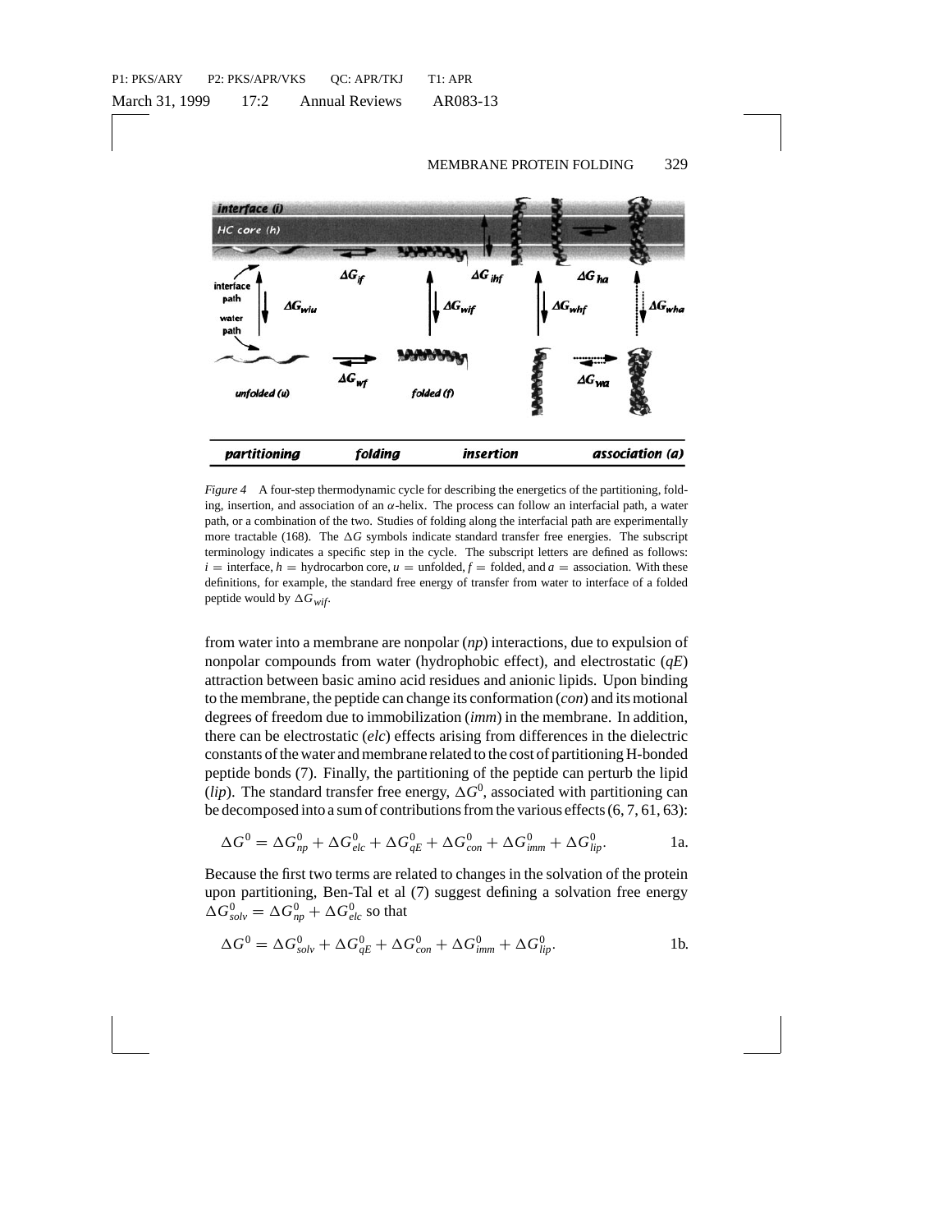*Figure 4* A four-step thermodynamic cycle for describing the energetics of the partitioning, folding, insertion, and association of an $\alpha$-helix. The process can follow an interfacial path, a water path, or a combination of the two. Studies of folding along the interfacial path are experimentally more tractable (168). The $\Delta G$ symbols indicate standard transfer free energies. The subscript terminology indicates a specific step in the cycle. The subscript letters are defined as follows: $i$ = interface, $h$ = hydrocarbon core, $u$ = unfolded, $f$ = folded, and $a$ = association. With these definitions, for example, the standard free energy of transfer from water to interface of a folded peptide would by $\Delta G_{wif}$.

from water into a membrane are nonpolar (*np*) interactions, due to expulsion of nonpolar compounds from water (hydrophobic effect), and electrostatic (*qE*) attraction between basic amino acid residues and anionic lipids. Upon binding to the membrane, the peptide can change its conformation (*con*) and its motional degrees of freedom due to immobilization (*imm*) in the membrane. In addition, there can be electrostatic (*elc*) effects arising from differences in the dielectric constants of the water and membrane related to the cost of partitioning H-bonded peptide bonds (7). Finally, the partitioning of the peptide can perturb the lipid (*lip*). The standard transfer free energy, $\Delta G^0$, associated with partitioning can be decomposed into a sum of contributions from the various effects (6, 7, 61, 63):

$$\Delta G^0 = \Delta G^0_{np} + \Delta G^0_{elc} + \Delta G^0_{qE} + \Delta G^0_{con} + \Delta G^0_{imm} + \Delta G^0_{lip}. \tag{1a}$$

Because the first two terms are related to changes in the solvation of the protein upon partitioning, Ben-Tal et al (7) suggest defining a solvation free energy $\Delta G^0_{solv} = \Delta G^0_{np} + \Delta G^0_{elc}$ so that

$$\Delta G^0 = \Delta G^0_{solv} + \Delta G^0_{qE} + \Delta G^0_{con} + \Delta G^0_{imm} + \Delta G^0_{lip}. \tag{1b}$$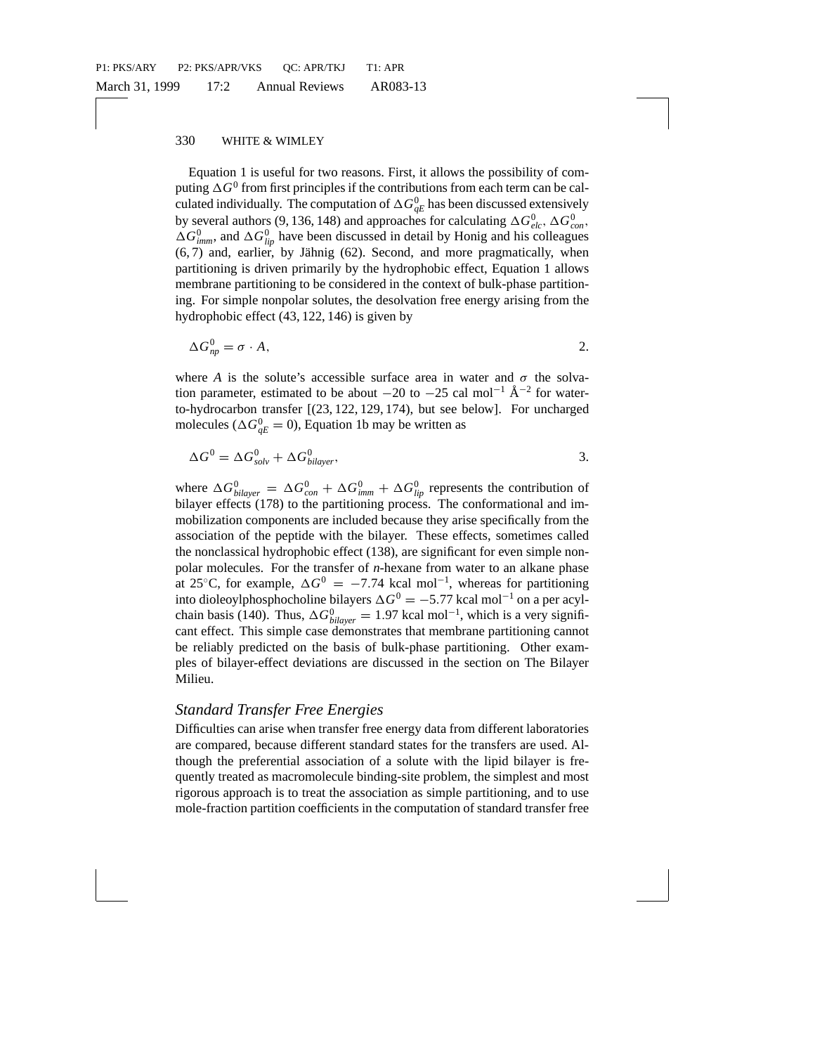Equation 1 is useful for two reasons. First, it allows the possibility of computing $\Delta G^0$ from first principles if the contributions from each term can be calculated individually. The computation of $\Delta G^0_{qE}$ has been discussed extensively by several authors (9, 136, 148) and approaches for calculating $\Delta G^0_{elc}$, $\Delta G^0_{con}$, $\Delta G^0_{imm}$, and $\Delta G^0_{lip}$ have been discussed in detail by Honig and his colleagues (6, 7) and, earlier, by Jähnig (62). Second, and more pragmatically, when partitioning is driven primarily by the hydrophobic effect, Equation 1 allows membrane partitioning to be considered in the context of bulk-phase partitioning. For simple nonpolar solutes, the desolvation free energy arising from the hydrophobic effect (43, 122, 146) is given by

$$\Delta G^0_{np} = \sigma \cdot A, \qquad 2.$$

where $A$ is the solute's accessible surface area in water and $\sigma$ the solvation parameter, estimated to be about $-20$ to $-25$ cal mol$^{-1}$ Å$^{-2}$ for water-to-hydrocarbon transfer [(23, 122, 129, 174), but see below]. For uncharged molecules ($\Delta G^0_{qE} = 0$), Equation 1b may be written as

$$\Delta G^0 = \Delta G^0_{solv} + \Delta G^0_{bilayer}, \qquad 3.$$

where $\Delta G^0_{bilayer} = \Delta G^0_{con} + \Delta G^0_{imm} + \Delta G^0_{lip}$ represents the contribution of bilayer effects (178) to the partitioning process. The conformational and immobilization components are included because they arise specifically from the association of the peptide with the bilayer. These effects, sometimes called the nonclassical hydrophobic effect (138), are significant for even simple nonpolar molecules. For the transfer of *n*-hexane from water to an alkane phase at 25°C, for example, $\Delta G^0 = -7.74$ kcal mol$^{-1}$, whereas for partitioning into dioleoylphosphocholine bilayers $\Delta G^0 = -5.77$ kcal mol$^{-1}$ on a per acyl-chain basis (140). Thus, $\Delta G^0_{bilayer} = 1.97$ kcal mol$^{-1}$, which is a very significant effect. This simple case demonstrates that membrane partitioning cannot be reliably predicted on the basis of bulk-phase partitioning. Other examples of bilayer-effect deviations are discussed in the section on The Bilayer Milieu.

### *Standard Transfer Free Energies*

Difficulties can arise when transfer free energy data from different laboratories are compared, because different standard states for the transfers are used. Although the preferential association of a solute with the lipid bilayer is frequently treated as macromolecule binding-site problem, the simplest and most rigorous approach is to treat the association as simple partitioning, and to use mole-fraction partition coefficients in the computation of standard transfer free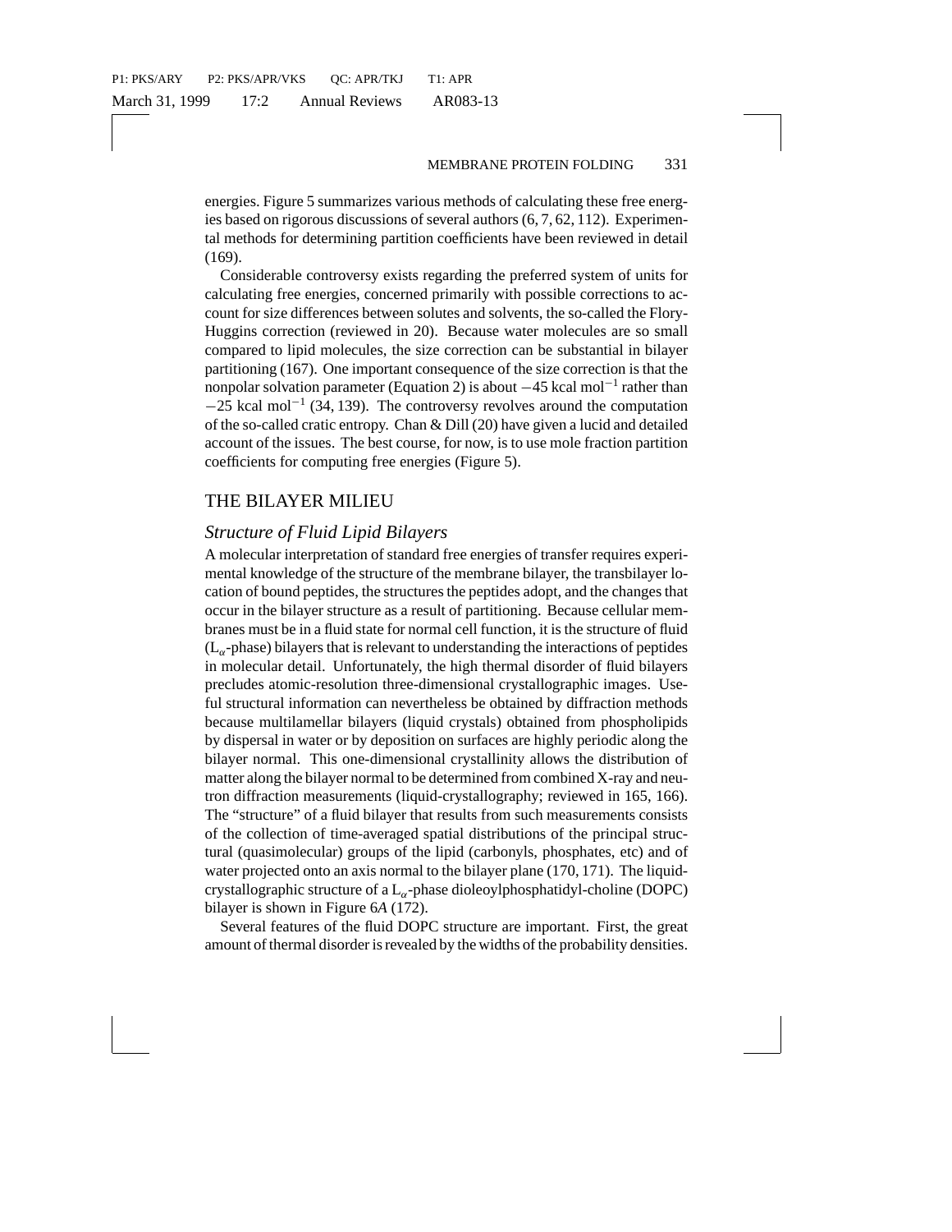energies. Figure 5 summarizes various methods of calculating these free energies based on rigorous discussions of several authors (6, 7, 62, 112). Experimental methods for determining partition coefficients have been reviewed in detail (169).

Considerable controversy exists regarding the preferred system of units for calculating free energies, concerned primarily with possible corrections to account for size differences between solutes and solvents, the so-called the Flory-Huggins correction (reviewed in 20). Because water molecules are so small compared to lipid molecules, the size correction can be substantial in bilayer partitioning (167). One important consequence of the size correction is that the nonpolar solvation parameter (Equation 2) is about $-45$ kcal mol$^{-1}$ rather than $-25$ kcal mol$^{-1}$ (34, 139). The controversy revolves around the computation of the so-called cratic entropy. Chan & Dill (20) have given a lucid and detailed account of the issues. The best course, for now, is to use mole fraction partition coefficients for computing free energies (Figure 5).

## THE BILAYER MILIEU

### *Structure of Fluid Lipid Bilayers*

A molecular interpretation of standard free energies of transfer requires experimental knowledge of the structure of the membrane bilayer, the transbilayer location of bound peptides, the structures the peptides adopt, and the changes that occur in the bilayer structure as a result of partitioning. Because cellular membranes must be in a fluid state for normal cell function, it is the structure of fluid ($L_\alpha$-phase) bilayers that is relevant to understanding the interactions of peptides in molecular detail. Unfortunately, the high thermal disorder of fluid bilayers precludes atomic-resolution three-dimensional crystallographic images. Useful structural information can nevertheless be obtained by diffraction methods because multilamellar bilayers (liquid crystals) obtained from phospholipids by dispersal in water or by deposition on surfaces are highly periodic along the bilayer normal. This one-dimensional crystallinity allows the distribution of matter along the bilayer normal to be determined from combined X-ray and neutron diffraction measurements (liquid-crystallography; reviewed in 165, 166). The "structure" of a fluid bilayer that results from such measurements consists of the collection of time-averaged spatial distributions of the principal structural (quasimolecular) groups of the lipid (carbonyls, phosphates, etc) and of water projected onto an axis normal to the bilayer plane (170, 171). The liquid-crystallographic structure of a $L_\alpha$-phase dioleoylphosphatidyl-choline (DOPC) bilayer is shown in Figure 6*A* (172).

Several features of the fluid DOPC structure are important. First, the great amount of thermal disorder is revealed by the widths of the probability densities.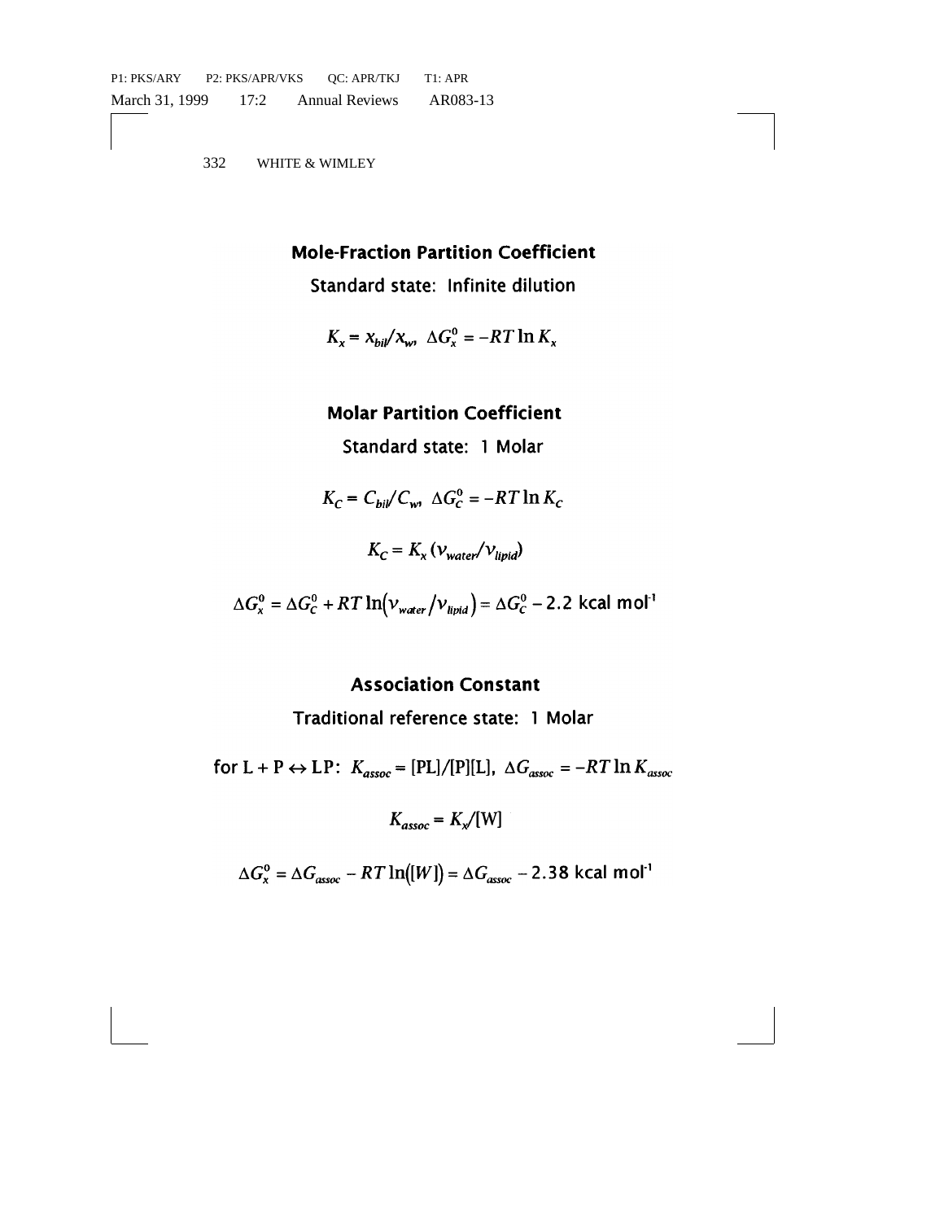**Mole-Fraction Partition Coefficient**

Standard state: Infinite dilution

$$K_x = x_{bil}/x_w, \;\; \Delta G_x^0 = -RT \ln K_x$$

**Molar Partition Coefficient**

Standard state: 1 Molar

$$K_C = C_{bil}/C_w, \;\; \Delta G_C^0 = -RT \ln K_C$$

$$K_C = K_x \left(v_{water}/v_{lipid}\right)$$

$$\Delta G_x^0 = \Delta G_C^0 + RT \ln\left(v_{water}/v_{lipid}\right) = \Delta G_C^0 - 2.2 \text{ kcal mol}^{-1}$$

**Association Constant**

Traditional reference state: 1 Molar

$$\text{for L + P} \leftrightarrow \text{LP}: \;\; K_{assoc} = [\text{PL}]/[\text{P}][\text{L}], \;\; \Delta G_{assoc} = -RT \ln K_{assoc}$$

$$K_{assoc} = K_x/[\text{W}]$$

$$\Delta G_x^0 = \Delta G_{assoc} - RT \ln([W]) = \Delta G_{assoc} - 2.38 \text{ kcal mol}^{-1}$$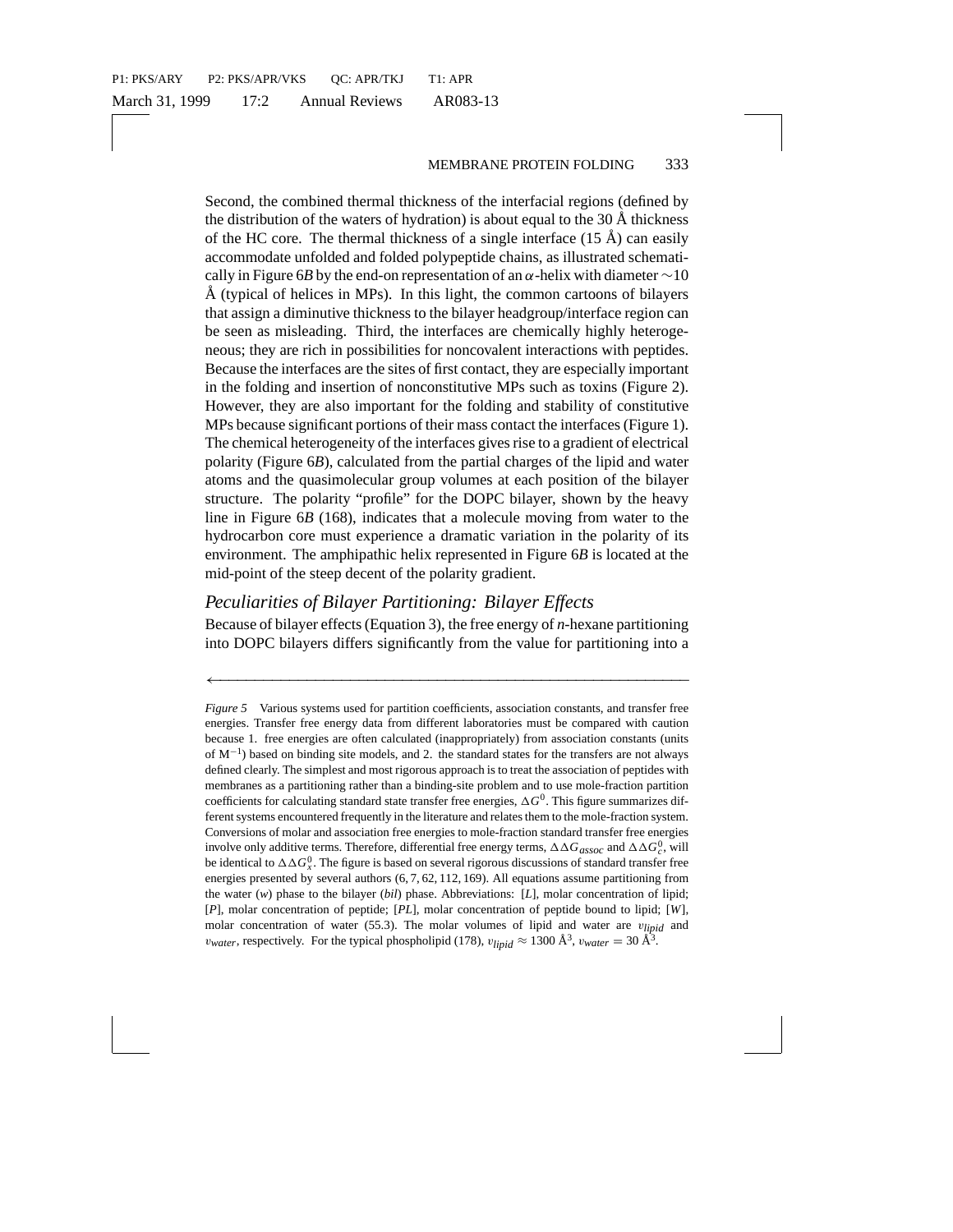Second, the combined thermal thickness of the interfacial regions (defined by the distribution of the waters of hydration) is about equal to the 30 Å thickness of the HC core. The thermal thickness of a single interface (15 Å) can easily accommodate unfolded and folded polypeptide chains, as illustrated schematically in Figure 6*B* by the end-on representation of an $\alpha$-helix with diameter ~10 Å (typical of helices in MPs). In this light, the common cartoons of bilayers that assign a diminutive thickness to the bilayer headgroup/interface region can be seen as misleading. Third, the interfaces are chemically highly heterogeneous; they are rich in possibilities for noncovalent interactions with peptides. Because the interfaces are the sites of first contact, they are especially important in the folding and insertion of nonconstitutive MPs such as toxins (Figure 2). However, they are also important for the folding and stability of constitutive MPs because significant portions of their mass contact the interfaces (Figure 1). The chemical heterogeneity of the interfaces gives rise to a gradient of electrical polarity (Figure 6*B*), calculated from the partial charges of the lipid and water atoms and the quasimolecular group volumes at each position of the bilayer structure. The polarity "profile" for the DOPC bilayer, shown by the heavy line in Figure 6*B* (168), indicates that a molecule moving from water to the hydrocarbon core must experience a dramatic variation in the polarity of its environment. The amphipathic helix represented in Figure 6*B* is located at the mid-point of the steep decent of the polarity gradient.

### *Peculiarities of Bilayer Partitioning: Bilayer Effects*

Because of bilayer effects (Equation 3), the free energy of *n*-hexane partitioning into DOPC bilayers differs significantly from the value for partitioning into a

---

*Figure 5* Various systems used for partition coefficients, association constants, and transfer free energies. Transfer free energy data from different laboratories must be compared with caution because 1. free energies are often calculated (inappropriately) from association constants (units of $M^{-1}$) based on binding site models, and 2. the standard states for the transfers are not always defined clearly. The simplest and most rigorous approach is to treat the association of peptides with membranes as a partitioning rather than a binding-site problem and to use mole-fraction partition coefficients for calculating standard state transfer free energies, $\Delta G^0$. This figure summarizes different systems encountered frequently in the literature and relates them to the mole-fraction system. Conversions of molar and association free energies to mole-fraction standard transfer free energies involve only additive terms. Therefore, differential free energy terms, $\Delta\Delta G_{assoc}$ and $\Delta\Delta G_c^0$, will be identical to $\Delta\Delta G_x^0$. The figure is based on several rigorous discussions of standard transfer free energies presented by several authors (6, 7, 62, 112, 169). All equations assume partitioning from the water (*w*) phase to the bilayer (*bil*) phase. Abbreviations: [*L*], molar concentration of lipid; [*P*], molar concentration of peptide; [*PL*], molar concentration of peptide bound to lipid; [*W*], molar concentration of water (55.3). The molar volumes of lipid and water are $v_{lipid}$ and $v_{water}$, respectively. For the typical phospholipid (178), $v_{lipid} \approx 1300$ Å$^3$, $v_{water} = 30$ Å$^3$.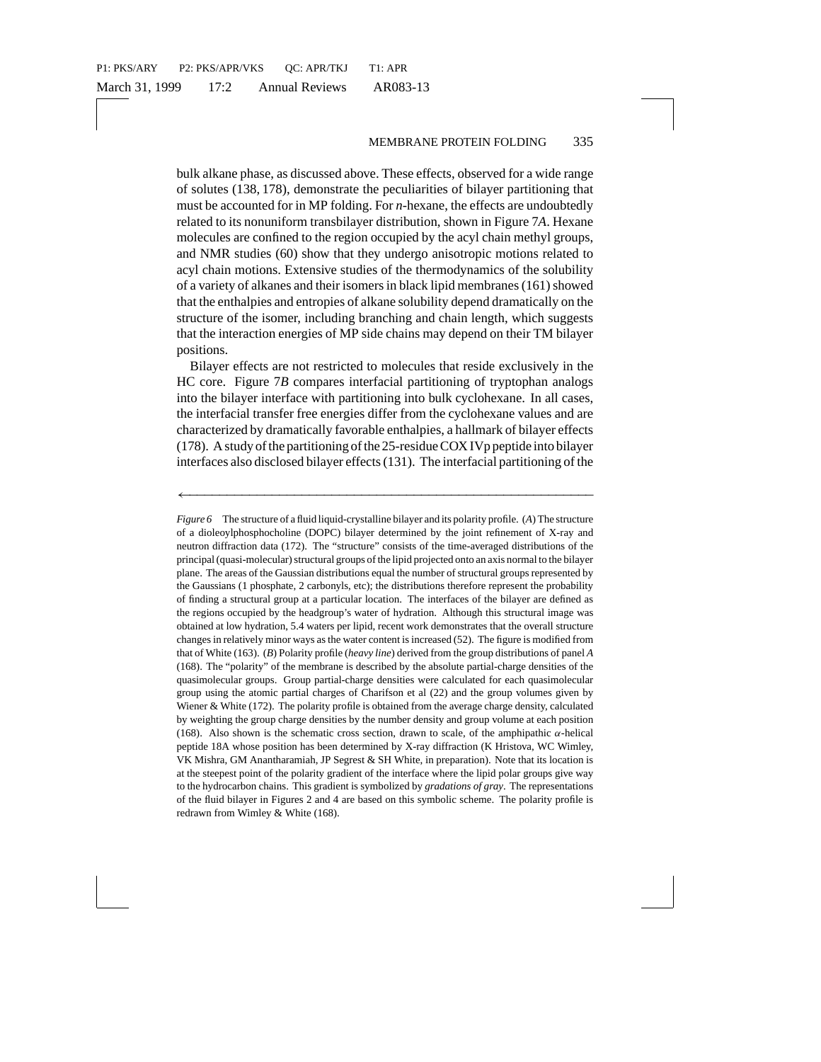bulk alkane phase, as discussed above. These effects, observed for a wide range of solutes (138, 178), demonstrate the peculiarities of bilayer partitioning that must be accounted for in MP folding. For *n*-hexane, the effects are undoubtedly related to its nonuniform transbilayer distribution, shown in Figure 7*A*. Hexane molecules are confined to the region occupied by the acyl chain methyl groups, and NMR studies (60) show that they undergo anisotropic motions related to acyl chain motions. Extensive studies of the thermodynamics of the solubility of a variety of alkanes and their isomers in black lipid membranes (161) showed that the enthalpies and entropies of alkane solubility depend dramatically on the structure of the isomer, including branching and chain length, which suggests that the interaction energies of MP side chains may depend on their TM bilayer positions.

Bilayer effects are not restricted to molecules that reside exclusively in the HC core. Figure 7*B* compares interfacial partitioning of tryptophan analogs into the bilayer interface with partitioning into bulk cyclohexane. In all cases, the interfacial transfer free energies differ from the cyclohexane values and are characterized by dramatically favorable enthalpies, a hallmark of bilayer effects (178). A study of the partitioning of the 25-residue COX IVp peptide into bilayer interfaces also disclosed bilayer effects (131). The interfacial partitioning of the

←

*Figure 6* The structure of a fluid liquid-crystalline bilayer and its polarity profile. (*A*) The structure of a dioleoylphosphocholine (DOPC) bilayer determined by the joint refinement of X-ray and neutron diffraction data (172). The "structure" consists of the time-averaged distributions of the principal (quasi-molecular) structural groups of the lipid projected onto an axis normal to the bilayer plane. The areas of the Gaussian distributions equal the number of structural groups represented by the Gaussians (1 phosphate, 2 carbonyls, etc); the distributions therefore represent the probability of finding a structural group at a particular location. The interfaces of the bilayer are defined as the regions occupied by the headgroup's water of hydration. Although this structural image was obtained at low hydration, 5.4 waters per lipid, recent work demonstrates that the overall structure changes in relatively minor ways as the water content is increased (52). The figure is modified from that of White (163). (*B*) Polarity profile (*heavy line*) derived from the group distributions of panel *A* (168). The "polarity" of the membrane is described by the absolute partial-charge densities of the quasimolecular groups. Group partial-charge densities were calculated for each quasimolecular group using the atomic partial charges of Charifson et al (22) and the group volumes given by Wiener & White (172). The polarity profile is obtained from the average charge density, calculated by weighting the group charge densities by the number density and group volume at each position (168). Also shown is the schematic cross section, drawn to scale, of the amphipathic $\alpha$-helical peptide 18A whose position has been determined by X-ray diffraction (K Hristova, WC Wimley, VK Mishra, GM Anantharamiah, JP Segrest & SH White, in preparation). Note that its location is at the steepest point of the polarity gradient of the interface where the lipid polar groups give way to the hydrocarbon chains. This gradient is symbolized by *gradations of gray*. The representations of the fluid bilayer in Figures 2 and 4 are based on this symbolic scheme. The polarity profile is redrawn from Wimley & White (168).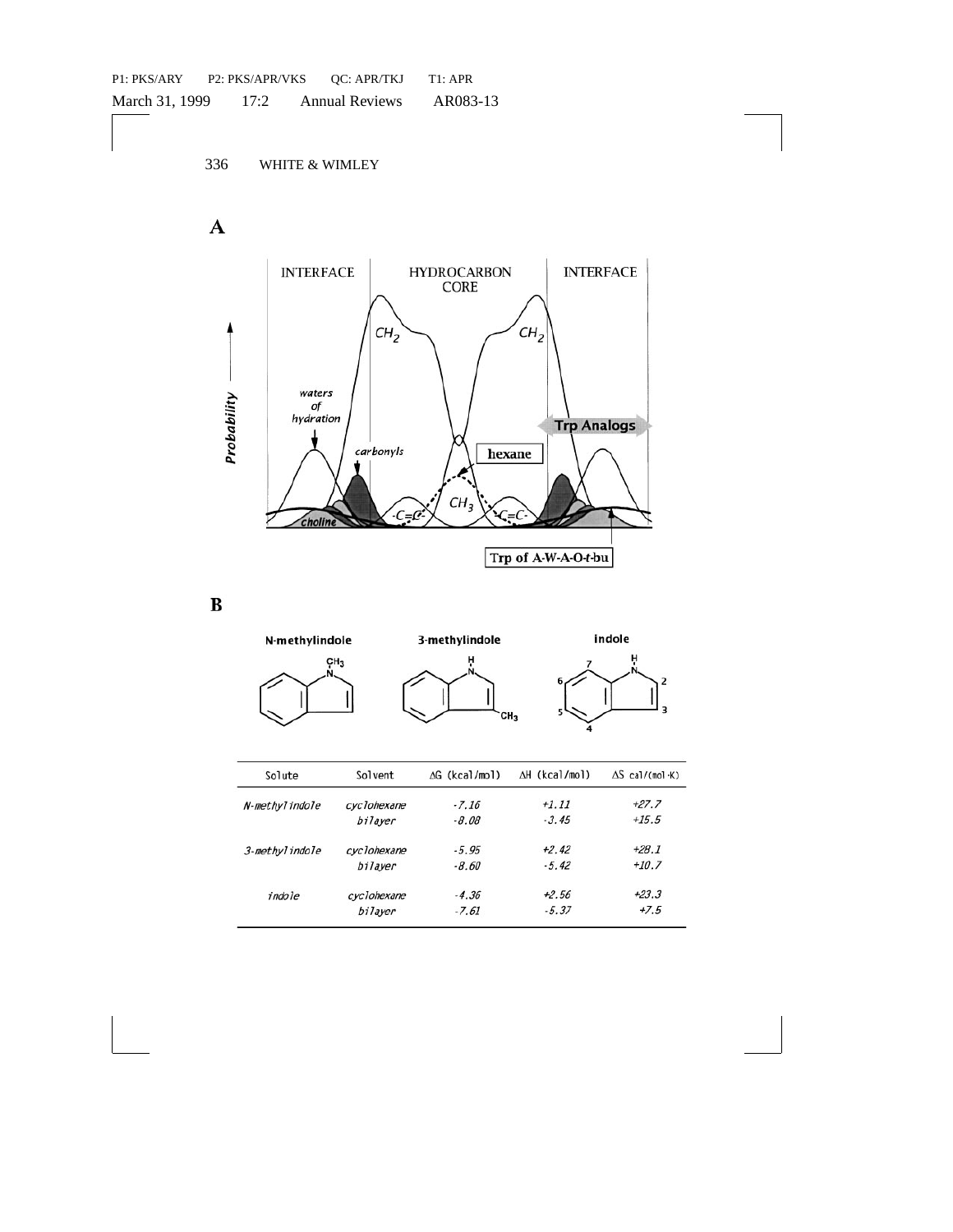**A**

**B**

| Solute | Solvent | ΔG (kcal/mol) | ΔH (kcal/mol) | ΔS cal/(mol·K) |
|---|---|---|---|---|
| *N-methylindole* | *cyclohexane* | -7.16 | +1.11 | +27.7 |
| | *bilayer* | -8.08 | -3.45 | +15.5 |
| *3-methylindole* | *cyclohexane* | -5.95 | +2.42 | +28.1 |
| | *bilayer* | -8.60 | -5.42 | +10.7 |
| *indole* | *cyclohexane* | -4.36 | +2.56 | +23.3 |
| | *bilayer* | -7.61 | -5.37 | +7.5 |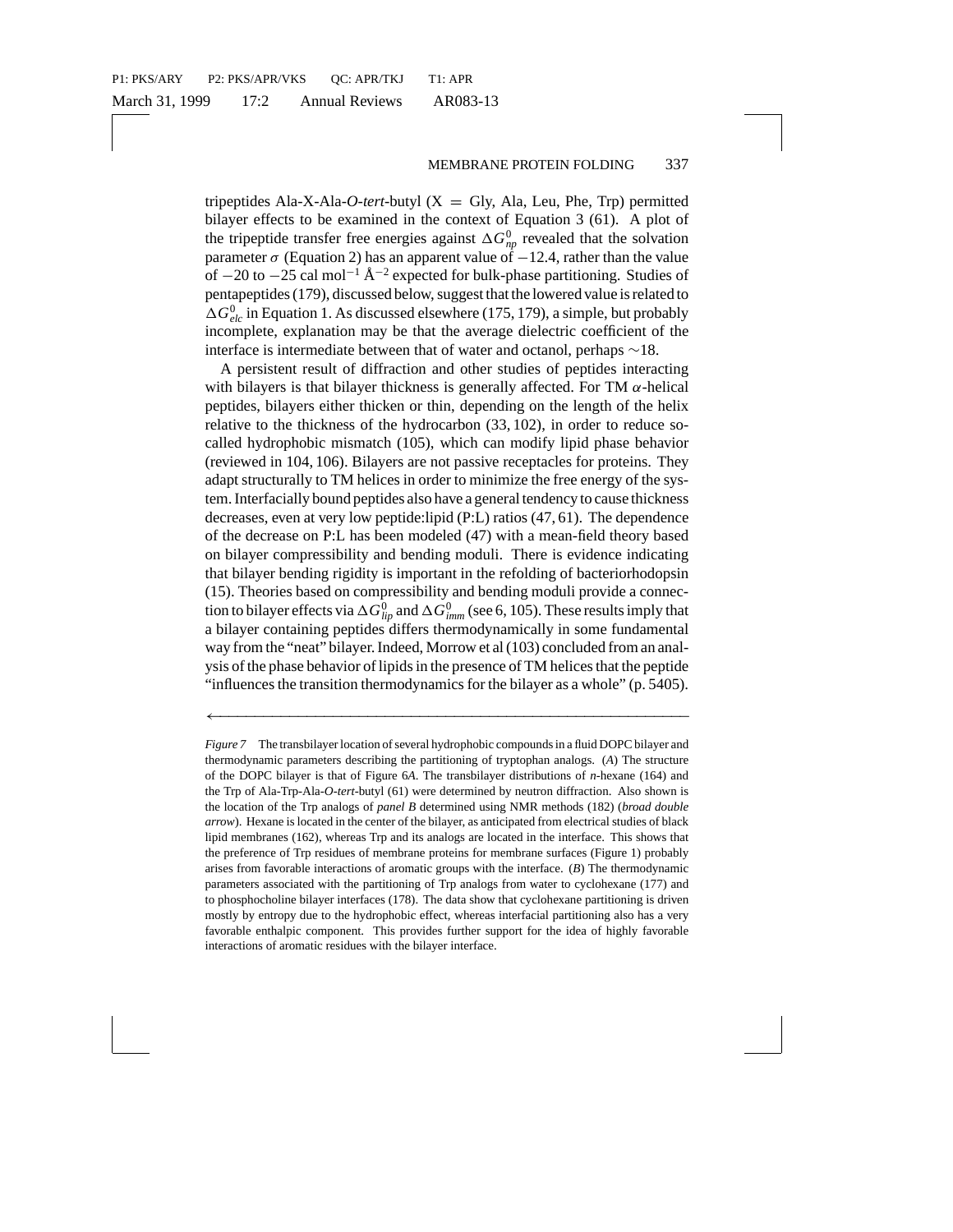tripeptides Ala-X-Ala-*O*-*tert*-butyl (X = Gly, Ala, Leu, Phe, Trp) permitted bilayer effects to be examined in the context of Equation 3 (61). A plot of the tripeptide transfer free energies against $\Delta G^0_{np}$ revealed that the solvation parameter $\sigma$ (Equation 2) has an apparent value of $-12.4$, rather than the value of $-20$ to $-25$ cal mol$^{-1}$ Å$^{-2}$ expected for bulk-phase partitioning. Studies of pentapeptides (179), discussed below, suggest that the lowered value is related to $\Delta G^0_{elc}$ in Equation 1. As discussed elsewhere (175, 179), a simple, but probably incomplete, explanation may be that the average dielectric coefficient of the interface is intermediate between that of water and octanol, perhaps $\sim$18.

A persistent result of diffraction and other studies of peptides interacting with bilayers is that bilayer thickness is generally affected. For TM $\alpha$-helical peptides, bilayers either thicken or thin, depending on the length of the helix relative to the thickness of the hydrocarbon (33, 102), in order to reduce so-called hydrophobic mismatch (105), which can modify lipid phase behavior (reviewed in 104, 106). Bilayers are not passive receptacles for proteins. They adapt structurally to TM helices in order to minimize the free energy of the system. Interfacially bound peptides also have a general tendency to cause thickness decreases, even at very low peptide:lipid (P:L) ratios (47, 61). The dependence of the decrease on P:L has been modeled (47) with a mean-field theory based on bilayer compressibility and bending moduli. There is evidence indicating that bilayer bending rigidity is important in the refolding of bacteriorhodopsin (15). Theories based on compressibility and bending moduli provide a connection to bilayer effects via $\Delta G^0_{lip}$ and $\Delta G^0_{imm}$ (see 6, 105). These results imply that a bilayer containing peptides differs thermodynamically in some fundamental way from the "neat" bilayer. Indeed, Morrow et al (103) concluded from an analysis of the phase behavior of lipids in the presence of TM helices that the peptide "influences the transition thermodynamics for the bilayer as a whole" (p. 5405).

*Figure 7* The transbilayer location of several hydrophobic compounds in a fluid DOPC bilayer and thermodynamic parameters describing the partitioning of tryptophan analogs. (*A*) The structure of the DOPC bilayer is that of Figure 6*A*. The transbilayer distributions of *n*-hexane (164) and the Trp of Ala-Trp-Ala-*O*-*tert*-butyl (61) were determined by neutron diffraction. Also shown is the location of the Trp analogs of *panel B* determined using NMR methods (182) (*broad double arrow*). Hexane is located in the center of the bilayer, as anticipated from electrical studies of black lipid membranes (162), whereas Trp and its analogs are located in the interface. This shows that the preference of Trp residues of membrane proteins for membrane surfaces (Figure 1) probably arises from favorable interactions of aromatic groups with the interface. (*B*) The thermodynamic parameters associated with the partitioning of Trp analogs from water to cyclohexane (177) and to phosphocholine bilayer interfaces (178). The data show that cyclohexane partitioning is driven mostly by entropy due to the hydrophobic effect, whereas interfacial partitioning also has a very favorable enthalpic component. This provides further support for the idea of highly favorable interactions of aromatic residues with the bilayer interface.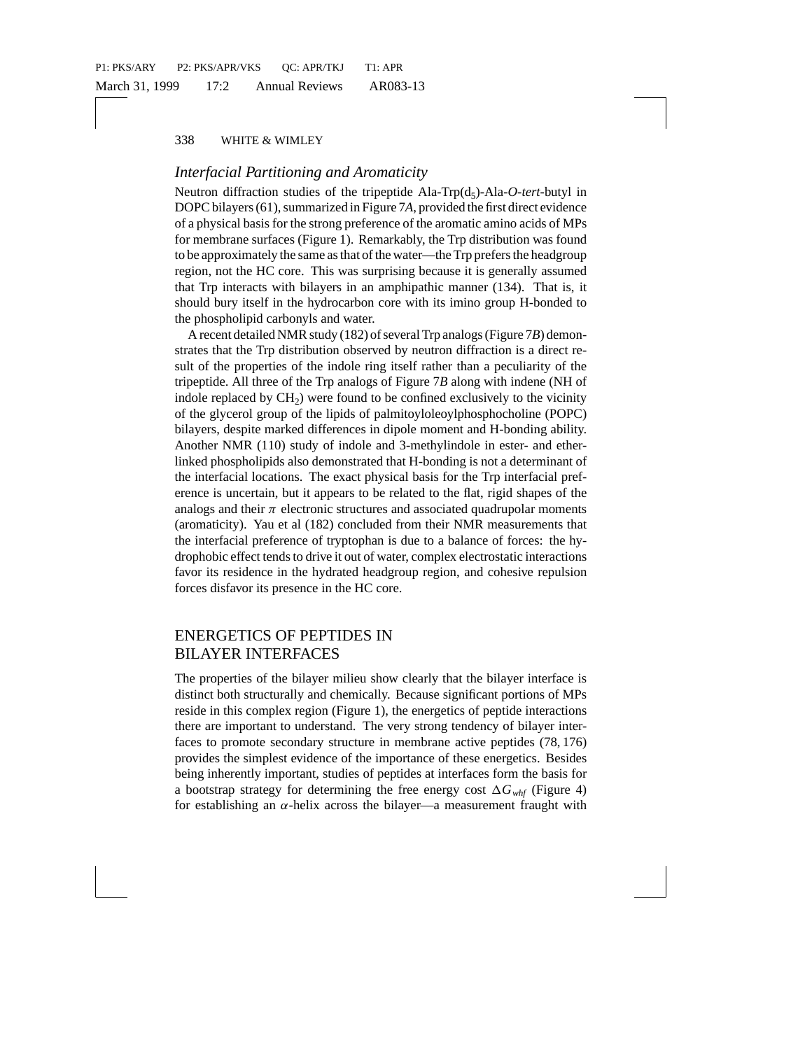### *Interfacial Partitioning and Aromaticity*

Neutron diffraction studies of the tripeptide Ala-Trp($d_5$)-Ala-*O*-*tert*-butyl in DOPC bilayers (61), summarized in Figure 7*A*, provided the first direct evidence of a physical basis for the strong preference of the aromatic amino acids of MPs for membrane surfaces (Figure 1). Remarkably, the Trp distribution was found to be approximately the same as that of the water—the Trp prefers the headgroup region, not the HC core. This was surprising because it is generally assumed that Trp interacts with bilayers in an amphipathic manner (134). That is, it should bury itself in the hydrocarbon core with its imino group H-bonded to the phospholipid carbonyls and water.

A recent detailed NMR study (182) of several Trp analogs (Figure 7*B*) demonstrates that the Trp distribution observed by neutron diffraction is a direct result of the properties of the indole ring itself rather than a peculiarity of the tripeptide. All three of the Trp analogs of Figure 7*B* along with indene (NH of indole replaced by $CH_2$) were found to be confined exclusively to the vicinity of the glycerol group of the lipids of palmitoyloleoylphosphocholine (POPC) bilayers, despite marked differences in dipole moment and H-bonding ability. Another NMR (110) study of indole and 3-methylindole in ester- and ether-linked phospholipids also demonstrated that H-bonding is not a determinant of the interfacial locations. The exact physical basis for the Trp interfacial preference is uncertain, but it appears to be related to the flat, rigid shapes of the analogs and their $\pi$ electronic structures and associated quadrupolar moments (aromaticity). Yau et al (182) concluded from their NMR measurements that the interfacial preference of tryptophan is due to a balance of forces: the hydrophobic effect tends to drive it out of water, complex electrostatic interactions favor its residence in the hydrated headgroup region, and cohesive repulsion forces disfavor its presence in the HC core.

## ENERGETICS OF PEPTIDES IN BILAYER INTERFACES

The properties of the bilayer milieu show clearly that the bilayer interface is distinct both structurally and chemically. Because significant portions of MPs reside in this complex region (Figure 1), the energetics of peptide interactions there are important to understand. The very strong tendency of bilayer interfaces to promote secondary structure in membrane active peptides (78, 176) provides the simplest evidence of the importance of these energetics. Besides being inherently important, studies of peptides at interfaces form the basis for a bootstrap strategy for determining the free energy cost $\Delta G_{whf}$ (Figure 4) for establishing an $\alpha$-helix across the bilayer—a measurement fraught with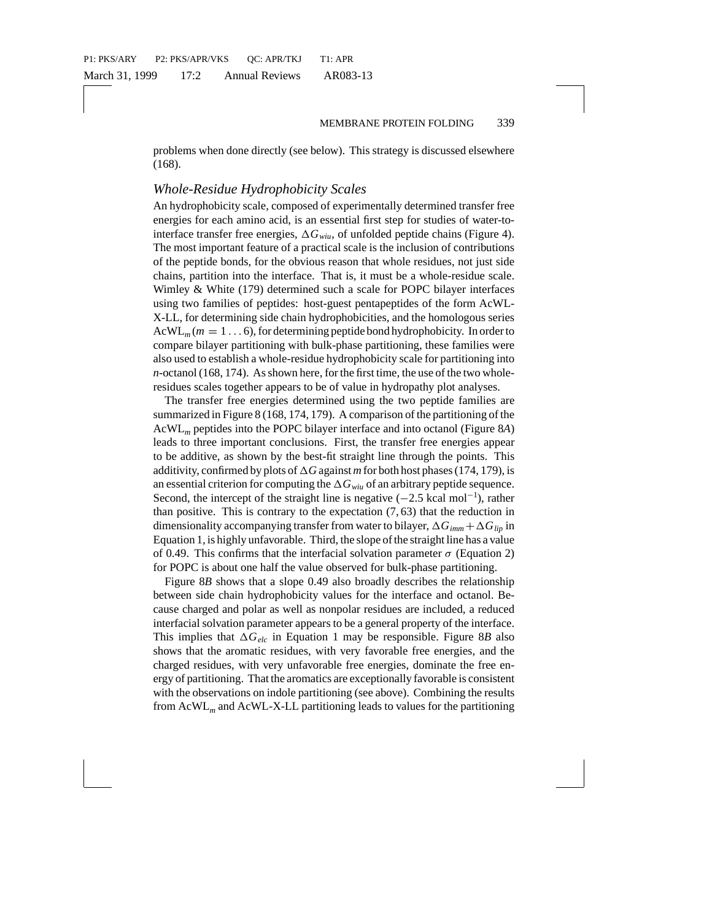problems when done directly (see below). This strategy is discussed elsewhere (168).

## *Whole-Residue Hydrophobicity Scales*

An hydrophobicity scale, composed of experimentally determined transfer free energies for each amino acid, is an essential first step for studies of water-to-interface transfer free energies, $\Delta G_{wiu}$, of unfolded peptide chains (Figure 4). The most important feature of a practical scale is the inclusion of contributions of the peptide bonds, for the obvious reason that whole residues, not just side chains, partition into the interface. That is, it must be a whole-residue scale. Wimley & White (179) determined such a scale for POPC bilayer interfaces using two families of peptides: host-guest pentapeptides of the form AcWL-X-LL, for determining side chain hydrophobicities, and the homologous series $AcWL_m (m = 1 \ldots 6)$, for determining peptide bond hydrophobicity. In order to compare bilayer partitioning with bulk-phase partitioning, these families were also used to establish a whole-residue hydrophobicity scale for partitioning into *n*-octanol (168, 174). As shown here, for the first time, the use of the two whole-residues scales together appears to be of value in hydropathy plot analyses.

The transfer free energies determined using the two peptide families are summarized in Figure 8 (168, 174, 179). A comparison of the partitioning of the $AcWL_m$ peptides into the POPC bilayer interface and into octanol (Figure 8*A*) leads to three important conclusions. First, the transfer free energies appear to be additive, as shown by the best-fit straight line through the points. This additivity, confirmed by plots of $\Delta G$ against $m$ for both host phases (174, 179), is an essential criterion for computing the $\Delta G_{wiu}$ of an arbitrary peptide sequence. Second, the intercept of the straight line is negative ($-2.5$ kcal mol$^{-1}$), rather than positive. This is contrary to the expectation (7, 63) that the reduction in dimensionality accompanying transfer from water to bilayer, $\Delta G_{imm} + \Delta G_{lip}$ in Equation 1, is highly unfavorable. Third, the slope of the straight line has a value of 0.49. This confirms that the interfacial solvation parameter $\sigma$ (Equation 2) for POPC is about one half the value observed for bulk-phase partitioning.

Figure 8*B* shows that a slope 0.49 also broadly describes the relationship between side chain hydrophobicity values for the interface and octanol. Because charged and polar as well as nonpolar residues are included, a reduced interfacial solvation parameter appears to be a general property of the interface. This implies that $\Delta G_{elc}$ in Equation 1 may be responsible. Figure 8*B* also shows that the aromatic residues, with very favorable free energies, and the charged residues, with very unfavorable free energies, dominate the free energy of partitioning. That the aromatics are exceptionally favorable is consistent with the observations on indole partitioning (see above). Combining the results from $AcWL_m$ and AcWL-X-LL partitioning leads to values for the partitioning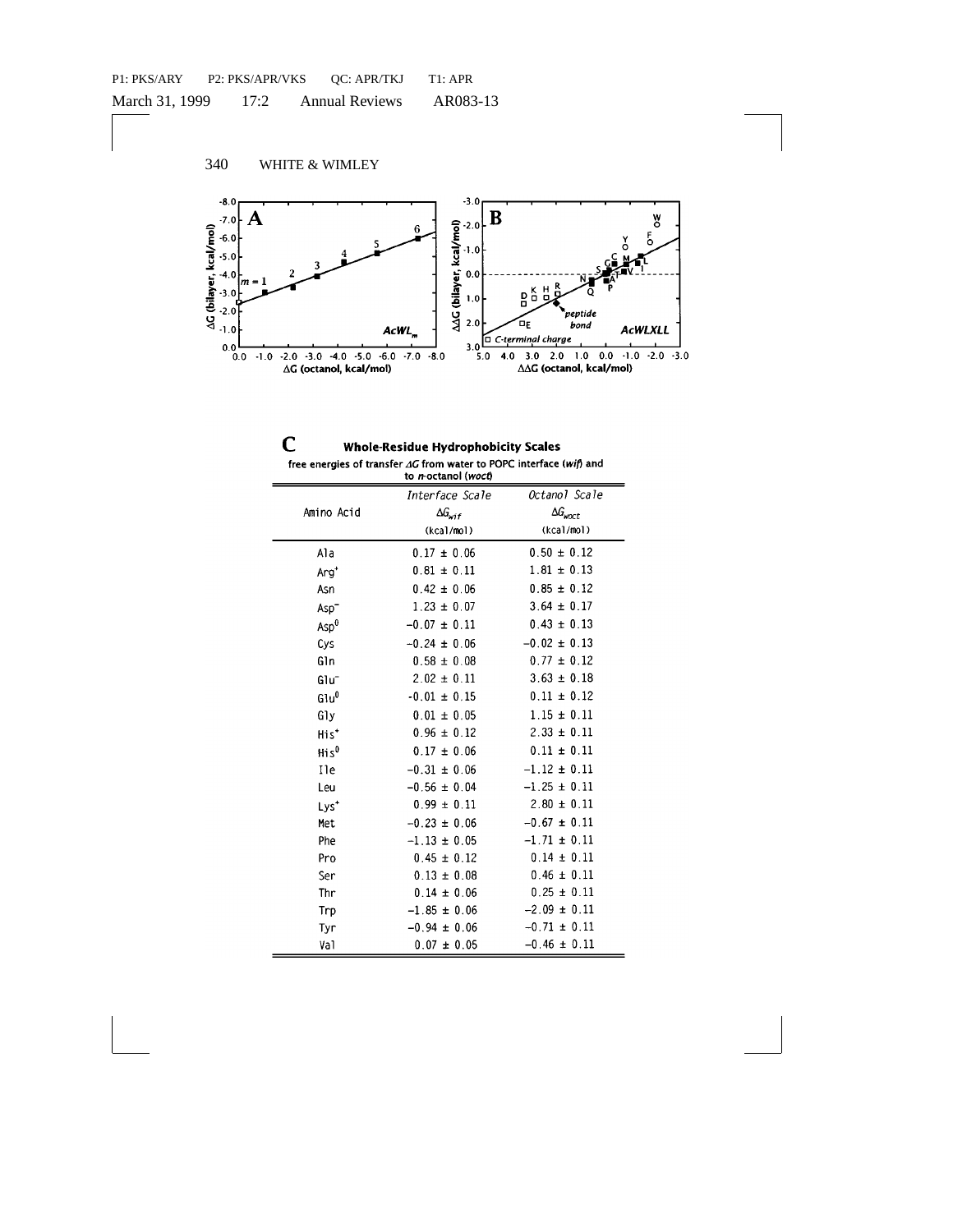## C Whole-Residue Hydrophobicity Scales

free energies of transfer $\Delta G$ from water to POPC interface (*wif*) and to *n*-octanol (*woct*)

| Amino Acid | Interface Scale $\Delta G_{wif}$ (kcal/mol) | Octanol Scale $\Delta G_{woct}$ (kcal/mol) |
|---|---|---|
| Ala | 0.17 ± 0.06 | 0.50 ± 0.12 |
| $Arg^+$ | 0.81 ± 0.11 | 1.81 ± 0.13 |
| Asn | 0.42 ± 0.06 | 0.85 ± 0.12 |
| $Asp^-$ | 1.23 ± 0.07 | 3.64 ± 0.17 |
| $Asp^0$ | −0.07 ± 0.11 | 0.43 ± 0.13 |
| Cys | −0.24 ± 0.06 | −0.02 ± 0.13 |
| Gln | 0.58 ± 0.08 | 0.77 ± 0.12 |
| $Glu^-$ | 2.02 ± 0.11 | 3.63 ± 0.18 |
| $Glu^0$ | -0.01 ± 0.15 | 0.11 ± 0.12 |
| Gly | 0.01 ± 0.05 | 1.15 ± 0.11 |
| $His^+$ | 0.96 ± 0.12 | 2.33 ± 0.11 |
| $His^0$ | 0.17 ± 0.06 | 0.11 ± 0.11 |
| Ile | −0.31 ± 0.06 | −1.12 ± 0.11 |
| Leu | −0.56 ± 0.04 | −1.25 ± 0.11 |
| $Lys^+$ | 0.99 ± 0.11 | 2.80 ± 0.11 |
| Met | −0.23 ± 0.06 | −0.67 ± 0.11 |
| Phe | −1.13 ± 0.05 | −1.71 ± 0.11 |
| Pro | 0.45 ± 0.12 | 0.14 ± 0.11 |
| Ser | 0.13 ± 0.08 | 0.46 ± 0.11 |
| Thr | 0.14 ± 0.06 | 0.25 ± 0.11 |
| Trp | −1.85 ± 0.06 | −2.09 ± 0.11 |
| Tyr | −0.94 ± 0.06 | −0.71 ± 0.11 |
| Val | 0.07 ± 0.05 | −0.46 ± 0.11 |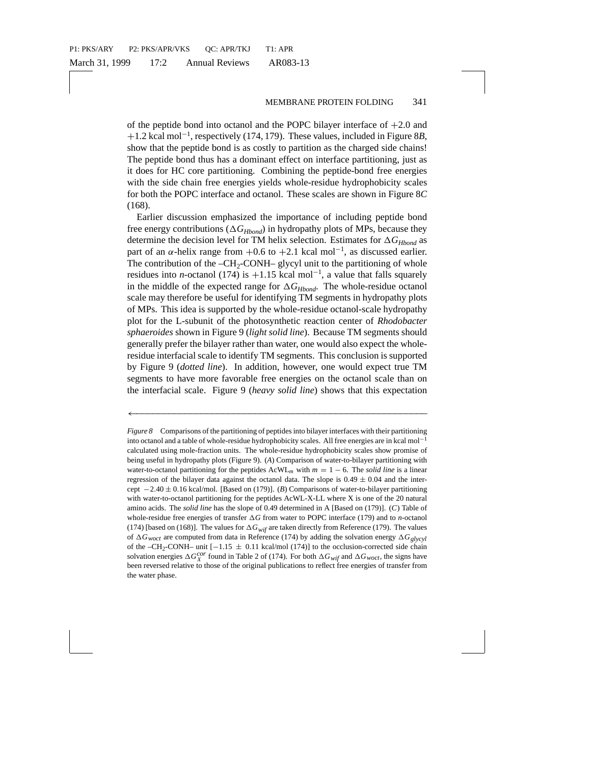of the peptide bond into octanol and the POPC bilayer interface of $+2.0$ and $+1.2$ kcal mol$^{-1}$, respectively (174, 179). These values, included in Figure 8*B*, show that the peptide bond is as costly to partition as the charged side chains! The peptide bond thus has a dominant effect on interface partitioning, just as it does for HC core partitioning. Combining the peptide-bond free energies with the side chain free energies yields whole-residue hydrophobicity scales for both the POPC interface and octanol. These scales are shown in Figure 8*C* (168).

Earlier discussion emphasized the importance of including peptide bond free energy contributions ($\Delta G_{Hbond}$) in hydropathy plots of MPs, because they determine the decision level for TM helix selection. Estimates for $\Delta G_{Hbond}$ as part of an $\alpha$-helix range from $+0.6$ to $+2.1$ kcal mol$^{-1}$, as discussed earlier. The contribution of the $-CH_2$-CONH– glycyl unit to the partitioning of whole residues into *n*-octanol (174) is $+1.15$ kcal mol$^{-1}$, a value that falls squarely in the middle of the expected range for $\Delta G_{Hbond}$. The whole-residue octanol scale may therefore be useful for identifying TM segments in hydropathy plots of MPs. This idea is supported by the whole-residue octanol-scale hydropathy plot for the L-subunit of the photosynthetic reaction center of *Rhodobacter sphaeroides* shown in Figure 9 (*light solid line*). Because TM segments should generally prefer the bilayer rather than water, one would also expect the whole-residue interfacial scale to identify TM segments. This conclusion is supported by Figure 9 (*dotted line*). In addition, however, one would expect true TM segments to have more favorable free energies on the octanol scale than on the interfacial scale. Figure 9 (*heavy solid line*) shows that this expectation

---

*Figure 8* Comparisons of the partitioning of peptides into bilayer interfaces with their partitioning into octanol and a table of whole-residue hydrophobicity scales. All free energies are in kcal mol$^{-1}$ calculated using mole-fraction units. The whole-residue hydrophobicity scales show promise of being useful in hydropathy plots (Figure 9). (*A*) Comparison of water-to-bilayer partitioning with water-to-octanol partitioning for the peptides AcWL$_m$ with $m = 1 - 6$. The *solid line* is a linear regression of the bilayer data against the octanol data. The slope is $0.49 \pm 0.04$ and the intercept $-2.40 \pm 0.16$ kcal/mol. [Based on (179)]. (*B*) Comparisons of water-to-bilayer partitioning with water-to-octanol partitioning for the peptides AcWL-X-LL where X is one of the 20 natural amino acids. The *solid line* has the slope of 0.49 determined in A [Based on (179)]. (*C*) Table of whole-residue free energies of transfer $\Delta G$ from water to POPC interface (179) and to *n*-octanol (174) [based on (168)]. The values for $\Delta G_{wif}$ are taken directly from Reference (179). The values of $\Delta G_{woct}$ are computed from data in Reference (174) by adding the solvation energy $\Delta G_{glycyl}$ of the $-CH_2$-CONH– unit [$-1.15 \pm 0.11$ kcal/mol (174)] to the occlusion-corrected side chain solvation energies $\Delta G_X^{cor}$ found in Table 2 of (174). For both $\Delta G_{wif}$ and $\Delta G_{woct}$, the signs have been reversed relative to those of the original publications to reflect free energies of transfer from the water phase.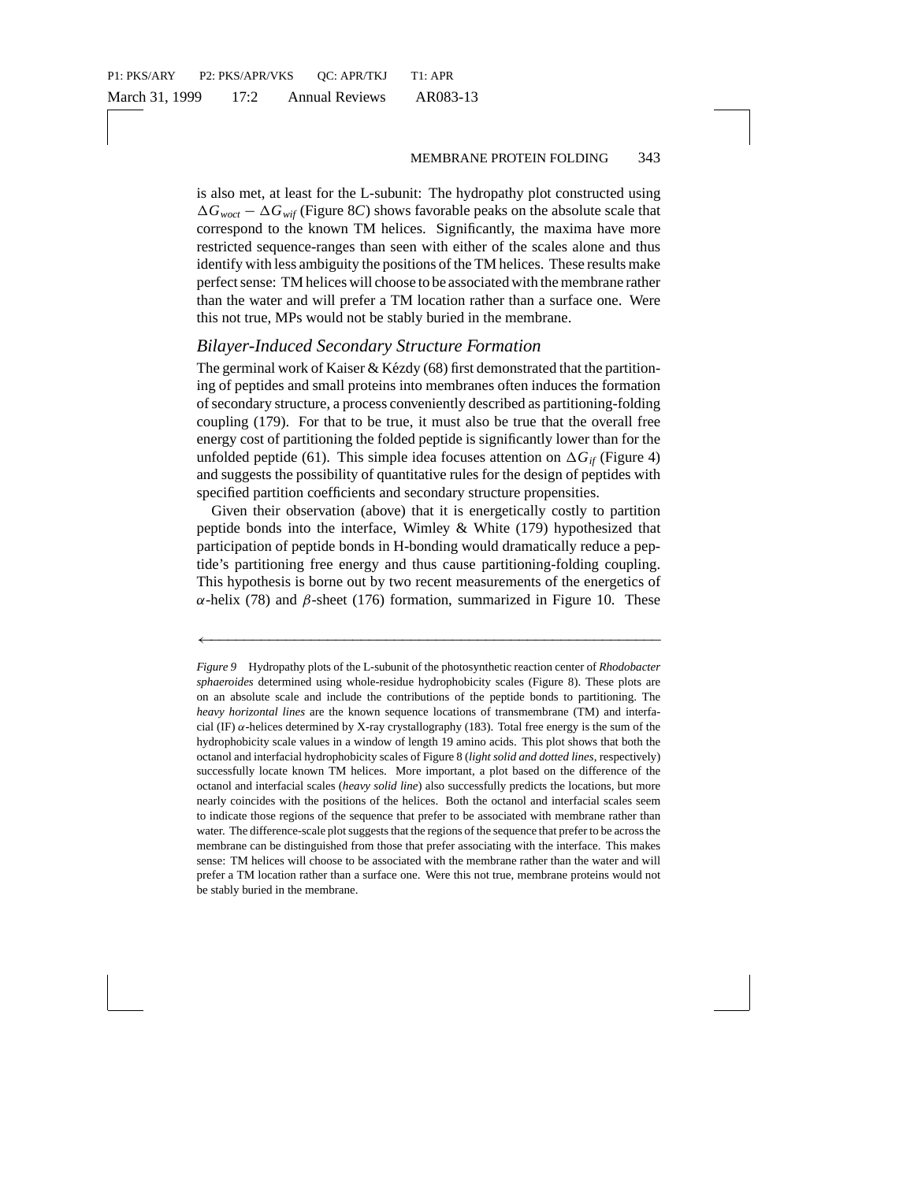is also met, at least for the L-subunit: The hydropathy plot constructed using $\Delta G_{woct} - \Delta G_{wif}$ (Figure 8*C*) shows favorable peaks on the absolute scale that correspond to the known TM helices. Significantly, the maxima have more restricted sequence-ranges than seen with either of the scales alone and thus identify with less ambiguity the positions of the TM helices. These results make perfect sense: TM helices will choose to be associated with the membrane rather than the water and will prefer a TM location rather than a surface one. Were this not true, MPs would not be stably buried in the membrane.

### *Bilayer-Induced Secondary Structure Formation*

The germinal work of Kaiser & Kézdy (68) first demonstrated that the partitioning of peptides and small proteins into membranes often induces the formation of secondary structure, a process conveniently described as partitioning-folding coupling (179). For that to be true, it must also be true that the overall free energy cost of partitioning the folded peptide is significantly lower than for the unfolded peptide (61). This simple idea focuses attention on $\Delta G_{if}$ (Figure 4) and suggests the possibility of quantitative rules for the design of peptides with specified partition coefficients and secondary structure propensities.

Given their observation (above) that it is energetically costly to partition peptide bonds into the interface, Wimley & White (179) hypothesized that participation of peptide bonds in H-bonding would dramatically reduce a peptide's partitioning free energy and thus cause partitioning-folding coupling. This hypothesis is borne out by two recent measurements of the energetics of $\alpha$-helix (78) and $\beta$-sheet (176) formation, summarized in Figure 10. These

*Figure 9* Hydropathy plots of the L-subunit of the photosynthetic reaction center of *Rhodobacter sphaeroides* determined using whole-residue hydrophobicity scales (Figure 8). These plots are on an absolute scale and include the contributions of the peptide bonds to partitioning. The *heavy horizontal lines* are the known sequence locations of transmembrane (TM) and interfacial (IF) $\alpha$-helices determined by X-ray crystallography (183). Total free energy is the sum of the hydrophobicity scale values in a window of length 19 amino acids. This plot shows that both the octanol and interfacial hydrophobicity scales of Figure 8 (*light solid and dotted lines*, respectively) successfully locate known TM helices. More important, a plot based on the difference of the octanol and interfacial scales (*heavy solid line*) also successfully predicts the locations, but more nearly coincides with the positions of the helices. Both the octanol and interfacial scales seem to indicate those regions of the sequence that prefer to be associated with membrane rather than water. The difference-scale plot suggests that the regions of the sequence that prefer to be across the membrane can be distinguished from those that prefer associating with the interface. This makes sense: TM helices will choose to be associated with the membrane rather than the water and will prefer a TM location rather than a surface one. Were this not true, membrane proteins would not be stably buried in the membrane.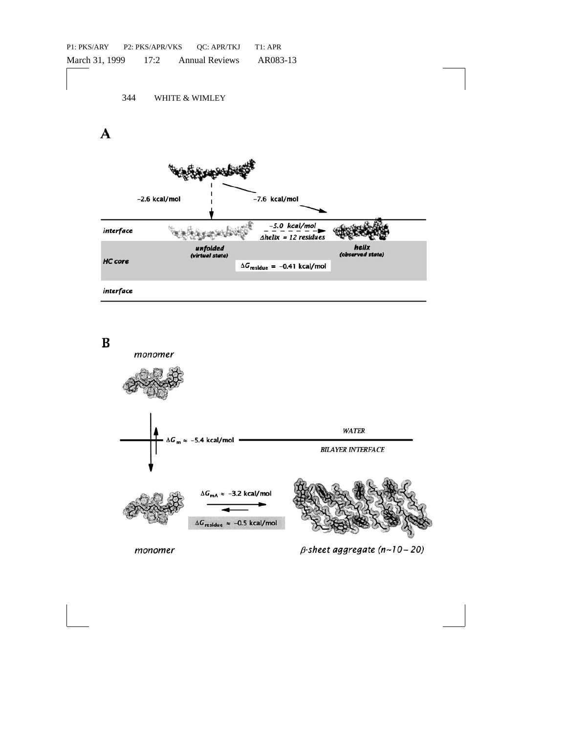**A**

−2.6 kcal/mol

−7.6 kcal/mol

*interface*

$-5.0$ *kcal/mol*

$\Delta$*helix = 12 residues*

*unfolded*
*(virtual state)*

*helix*
*(observed state)*

*HC core*

$\Delta G_{\text{residue}} = -0.41$ kcal/mol

*interface*

**B**

*monomer*

$\Delta G_m \approx -5.4$ kcal/mol

*WATER*

*BILAYER INTERFACE*

$\Delta G_{mA} \approx -3.2$ kcal/mol

$\Delta G_{\text{residue}} \approx -0.5$ kcal/mol

*monomer*

*β-sheet aggregate (n~10–20)*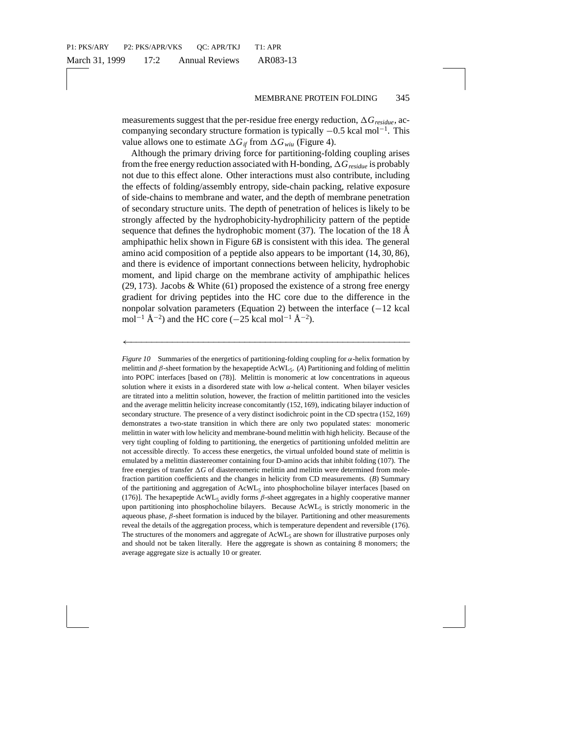measurements suggest that the per-residue free energy reduction, $\Delta G_{residue}$, accompanying secondary structure formation is typically $-0.5$ kcal mol$^{-1}$. This value allows one to estimate $\Delta G_{if}$ from $\Delta G_{wiu}$ (Figure 4).

Although the primary driving force for partitioning-folding coupling arises from the free energy reduction associated with H-bonding, $\Delta G_{residue}$ is probably not due to this effect alone. Other interactions must also contribute, including the effects of folding/assembly entropy, side-chain packing, relative exposure of side-chains to membrane and water, and the depth of membrane penetration of secondary structure units. The depth of penetration of helices is likely to be strongly affected by the hydrophobicity-hydrophilicity pattern of the peptide sequence that defines the hydrophobic moment (37). The location of the 18 Å amphipathic helix shown in Figure 6*B* is consistent with this idea. The general amino acid composition of a peptide also appears to be important (14, 30, 86), and there is evidence of important connections between helicity, hydrophobic moment, and lipid charge on the membrane activity of amphipathic helices (29, 173). Jacobs & White (61) proposed the existence of a strong free energy gradient for driving peptides into the HC core due to the difference in the nonpolar solvation parameters (Equation 2) between the interface ($-12$ kcal mol$^{-1}$ Å$^{-2}$) and the HC core ($-25$ kcal mol$^{-1}$ Å$^{-2}$).

*Figure 10* Summaries of the energetics of partitioning-folding coupling for $\alpha$-helix formation by melittin and $\beta$-sheet formation by the hexapeptide AcWL$_5$. (*A*) Partitioning and folding of melittin into POPC interfaces [based on (78)]. Melittin is monomeric at low concentrations in aqueous solution where it exists in a disordered state with low $\alpha$-helical content. When bilayer vesicles are titrated into a melittin solution, however, the fraction of melittin partitioned into the vesicles and the average melittin helicity increase concomitantly (152, 169), indicating bilayer induction of secondary structure. The presence of a very distinct isodichroic point in the CD spectra (152, 169) demonstrates a two-state transition in which there are only two populated states: monomeric melittin in water with low helicity and membrane-bound melittin with high helicity. Because of the very tight coupling of folding to partitioning, the energetics of partitioning unfolded melittin are not accessible directly. To access these energetics, the virtual unfolded bound state of melittin is emulated by a melittin diastereomer containing four D-amino acids that inhibit folding (107). The free energies of transfer $\Delta G$ of diastereomeric melittin and melittin were determined from mole-fraction partition coefficients and the changes in helicity from CD measurements. (*B*) Summary of the partitioning and aggregation of AcWL$_5$ into phosphocholine bilayer interfaces [based on (176)]. The hexapeptide AcWL$_5$ avidly forms $\beta$-sheet aggregates in a highly cooperative manner upon partitioning into phosphocholine bilayers. Because AcWL$_5$ is strictly monomeric in the aqueous phase, $\beta$-sheet formation is induced by the bilayer. Partitioning and other measurements reveal the details of the aggregation process, which is temperature dependent and reversible (176). The structures of the monomers and aggregate of AcWL$_5$ are shown for illustrative purposes only and should not be taken literally. Here the aggregate is shown as containing 8 monomers; the average aggregate size is actually 10 or greater.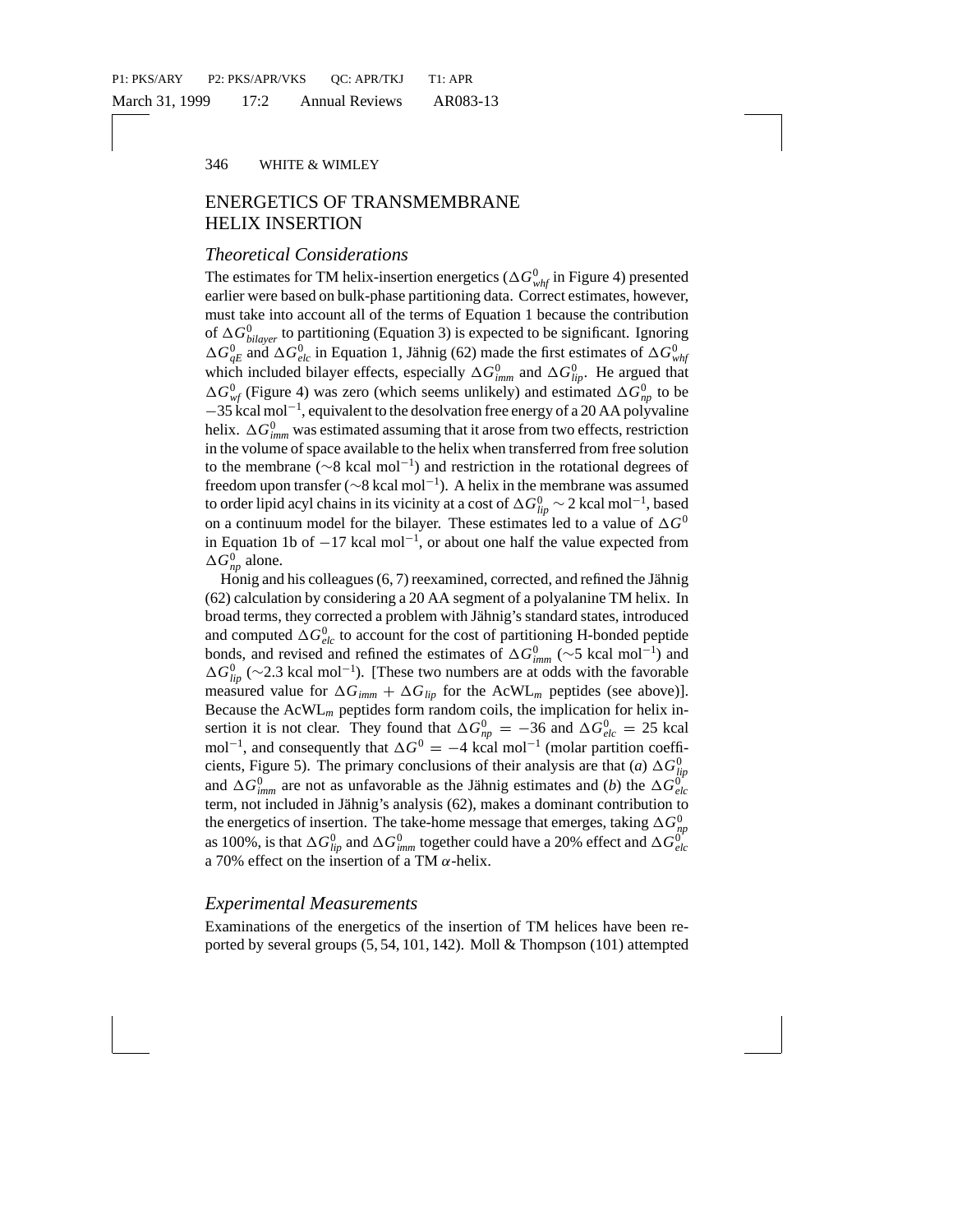## ENERGETICS OF TRANSMEMBRANE HELIX INSERTION

### *Theoretical Considerations*

The estimates for TM helix-insertion energetics ($\Delta G^0_{whf}$ in Figure 4) presented earlier were based on bulk-phase partitioning data. Correct estimates, however, must take into account all of the terms of Equation 1 because the contribution of $\Delta G^0_{bilayer}$ to partitioning (Equation 3) is expected to be significant. Ignoring $\Delta G^0_{qE}$ and $\Delta G^0_{elc}$ in Equation 1, Jähnig (62) made the first estimates of $\Delta G^0_{whf}$ which included bilayer effects, especially $\Delta G^0_{imm}$ and $\Delta G^0_{lip}$. He argued that $\Delta G^0_{wf}$ (Figure 4) was zero (which seems unlikely) and estimated $\Delta G^0_{np}$ to be $-35$ kcal mol$^{-1}$, equivalent to the desolvation free energy of a 20 AA polyvaline helix. $\Delta G^0_{imm}$ was estimated assuming that it arose from two effects, restriction in the volume of space available to the helix when transferred from free solution to the membrane ($\sim$8 kcal mol$^{-1}$) and restriction in the rotational degrees of freedom upon transfer ($\sim$8 kcal mol$^{-1}$). A helix in the membrane was assumed to order lipid acyl chains in its vicinity at a cost of $\Delta G^0_{lip} \sim 2$ kcal mol$^{-1}$, based on a continuum model for the bilayer. These estimates led to a value of $\Delta G^0$ in Equation 1b of $-17$ kcal mol$^{-1}$, or about one half the value expected from $\Delta G^0_{np}$ alone.

Honig and his colleagues (6, 7) reexamined, corrected, and refined the Jähnig (62) calculation by considering a 20 AA segment of a polyalanine TM helix. In broad terms, they corrected a problem with Jähnig's standard states, introduced and computed $\Delta G^0_{elc}$ to account for the cost of partitioning H-bonded peptide bonds, and revised and refined the estimates of $\Delta G^0_{imm}$ ($\sim$5 kcal mol$^{-1}$) and $\Delta G^0_{lip}$ ($\sim$2.3 kcal mol$^{-1}$). [These two numbers are at odds with the favorable measured value for $\Delta G_{imm} + \Delta G_{lip}$ for the AcWL$_m$ peptides (see above)]. Because the AcWL$_m$ peptides form random coils, the implication for helix insertion it is not clear. They found that $\Delta G^0_{np} = -36$ and $\Delta G^0_{elc} = 25$ kcal mol$^{-1}$, and consequently that $\Delta G^0 = -4$ kcal mol$^{-1}$ (molar partition coefficients, Figure 5). The primary conclusions of their analysis are that (*a*) $\Delta G^0_{lip}$ and $\Delta G^0_{imm}$ are not as unfavorable as the Jähnig estimates and (*b*) the $\Delta G^0_{elc}$ term, not included in Jähnig's analysis (62), makes a dominant contribution to the energetics of insertion. The take-home message that emerges, taking $\Delta G^0_{np}$ as 100%, is that $\Delta G^0_{lip}$ and $\Delta G^0_{imm}$ together could have a 20% effect and $\Delta G^0_{elc}$ a 70% effect on the insertion of a TM $\alpha$-helix.

### *Experimental Measurements*

Examinations of the energetics of the insertion of TM helices have been reported by several groups (5, 54, 101, 142). Moll & Thompson (101) attempted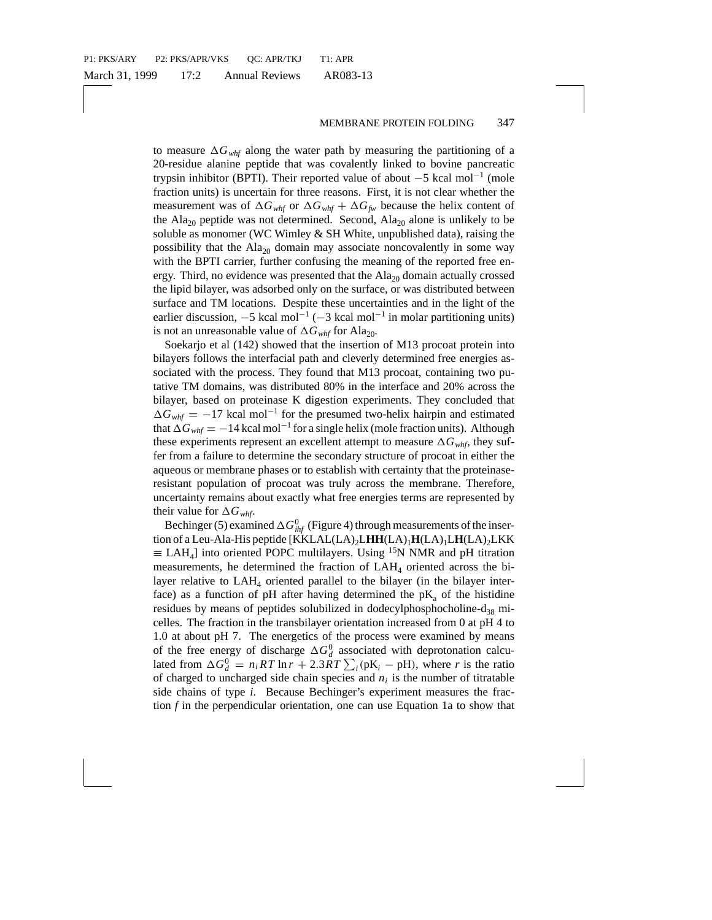to measure $\Delta G_{whf}$ along the water path by measuring the partitioning of a 20-residue alanine peptide that was covalently linked to bovine pancreatic trypsin inhibitor (BPTI). Their reported value of about $-5$ kcal mol$^{-1}$ (mole fraction units) is uncertain for three reasons. First, it is not clear whether the measurement was of $\Delta G_{whf}$ or $\Delta G_{whf} + \Delta G_{fw}$ because the helix content of the $Ala_{20}$ peptide was not determined. Second, $Ala_{20}$ alone is unlikely to be soluble as monomer (WC Wimley & SH White, unpublished data), raising the possibility that the $Ala_{20}$ domain may associate noncovalently in some way with the BPTI carrier, further confusing the meaning of the reported free energy. Third, no evidence was presented that the $Ala_{20}$ domain actually crossed the lipid bilayer, was adsorbed only on the surface, or was distributed between surface and TM locations. Despite these uncertainties and in the light of the earlier discussion, $-5$ kcal mol$^{-1}$ ($-3$ kcal mol$^{-1}$ in molar partitioning units) is not an unreasonable value of $\Delta G_{whf}$ for $Ala_{20}$.

Soekarjo et al (142) showed that the insertion of M13 procoat protein into bilayers follows the interfacial path and cleverly determined free energies associated with the process. They found that M13 procoat, containing two putative TM domains, was distributed 80% in the interface and 20% across the bilayer, based on proteinase K digestion experiments. They concluded that $\Delta G_{whf} = -17$ kcal mol$^{-1}$ for the presumed two-helix hairpin and estimated that $\Delta G_{whf} = -14$ kcal mol$^{-1}$ for a single helix (mole fraction units). Although these experiments represent an excellent attempt to measure $\Delta G_{whf}$, they suffer from a failure to determine the secondary structure of procoat in either the aqueous or membrane phases or to establish with certainty that the proteinase-resistant population of procoat was truly across the membrane. Therefore, uncertainty remains about exactly what free energies terms are represented by their value for $\Delta G_{whf}$.

Bechinger (5) examined $\Delta G^0_{ihf}$ (Figure 4) through measurements of the insertion of a Leu-Ala-His peptide [KKLAL(LA)$_2$L**HH**(LA)$_1$**H**(LA)$_1$L**H**(LA)$_2$LKK $\equiv$ $LAH_4$] into oriented POPC multilayers. Using $^{15}$N NMR and pH titration measurements, he determined the fraction of $LAH_4$ oriented across the bilayer relative to $LAH_4$ oriented parallel to the bilayer (in the bilayer interface) as a function of pH after having determined the $pK_a$ of the histidine residues by means of peptides solubilized in dodecylphosphocholine-$d_{38}$ micelles. The fraction in the transbilayer orientation increased from 0 at pH 4 to 1.0 at about pH 7. The energetics of the process were examined by means of the free energy of discharge $\Delta G^0_d$ associated with deprotonation calculated from $\Delta G^0_d = n_i RT \ln r + 2.3RT \sum_i (pK_i - pH)$, where $r$ is the ratio of charged to uncharged side chain species and $n_i$ is the number of titratable side chains of type $i$. Because Bechinger's experiment measures the fraction $f$ in the perpendicular orientation, one can use Equation 1a to show that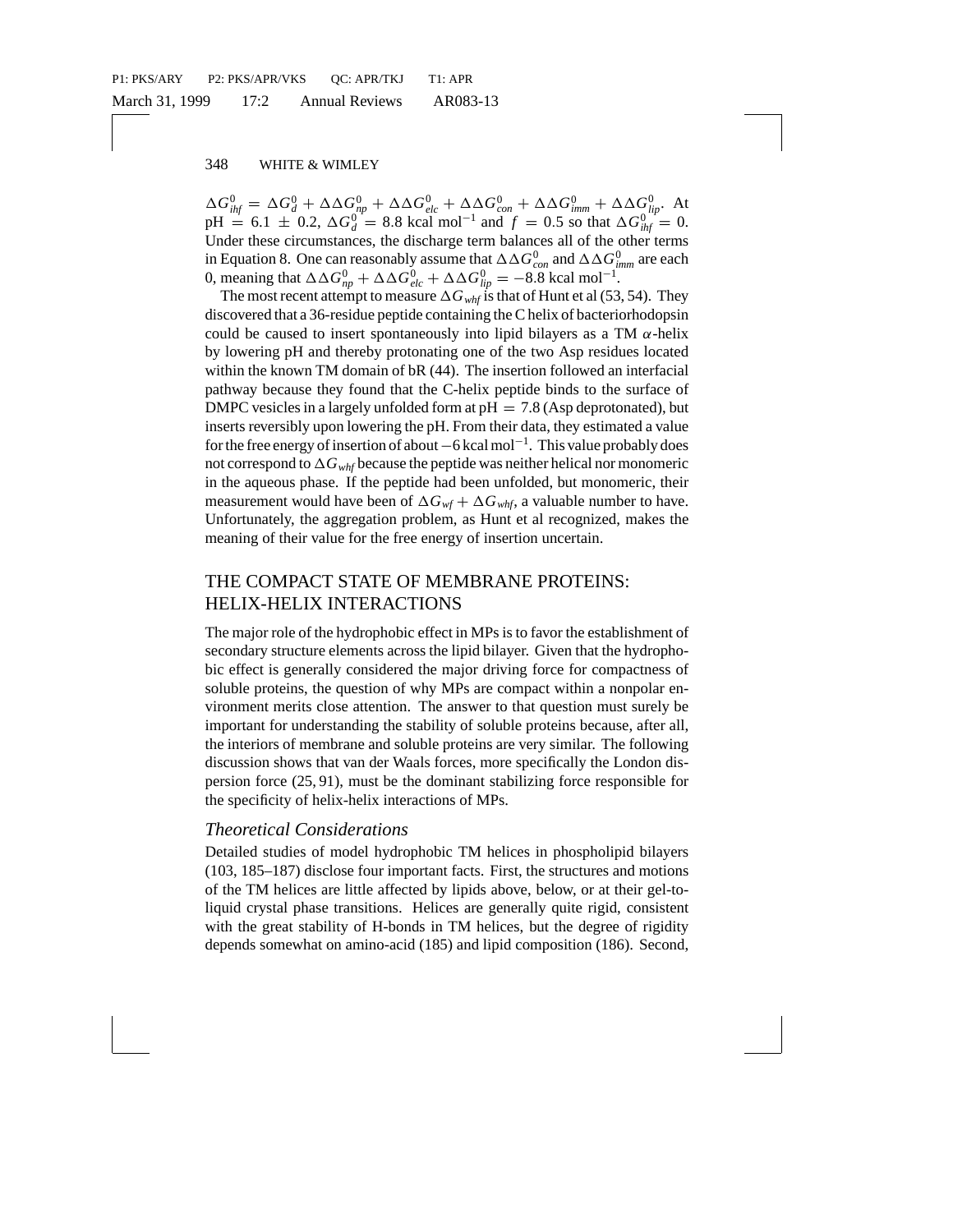$\Delta G^0_{ihf} = \Delta G^0_d + \Delta\Delta G^0_{np} + \Delta\Delta G^0_{elc} + \Delta\Delta G^0_{con} + \Delta\Delta G^0_{imm} + \Delta\Delta G^0_{lip}$. At pH = 6.1 ± 0.2, $\Delta G^0_d = 8.8$ kcal mol$^{-1}$ and $f = 0.5$ so that $\Delta G^0_{ihf} = 0$. Under these circumstances, the discharge term balances all of the other terms in Equation 8. One can reasonably assume that $\Delta\Delta G^0_{con}$ and $\Delta\Delta G^0_{imm}$ are each 0, meaning that $\Delta\Delta G^0_{np} + \Delta\Delta G^0_{elc} + \Delta\Delta G^0_{lip} = -8.8$ kcal mol$^{-1}$.

The most recent attempt to measure $\Delta G_{whf}$ is that of Hunt et al (53, 54). They discovered that a 36-residue peptide containing the C helix of bacteriorhodopsin could be caused to insert spontaneously into lipid bilayers as a TM $\alpha$-helix by lowering pH and thereby protonating one of the two Asp residues located within the known TM domain of bR (44). The insertion followed an interfacial pathway because they found that the C-helix peptide binds to the surface of DMPC vesicles in a largely unfolded form at pH = 7.8 (Asp deprotonated), but inserts reversibly upon lowering the pH. From their data, they estimated a value for the free energy of insertion of about −6 kcal mol$^{-1}$. This value probably does not correspond to $\Delta G_{whf}$ because the peptide was neither helical nor monomeric in the aqueous phase. If the peptide had been unfolded, but monomeric, their measurement would have been of $\Delta G_{wf} + \Delta G_{whf}$, a valuable number to have. Unfortunately, the aggregation problem, as Hunt et al recognized, makes the meaning of their value for the free energy of insertion uncertain.

## THE COMPACT STATE OF MEMBRANE PROTEINS: HELIX-HELIX INTERACTIONS

The major role of the hydrophobic effect in MPs is to favor the establishment of secondary structure elements across the lipid bilayer. Given that the hydrophobic effect is generally considered the major driving force for compactness of soluble proteins, the question of why MPs are compact within a nonpolar environment merits close attention. The answer to that question must surely be important for understanding the stability of soluble proteins because, after all, the interiors of membrane and soluble proteins are very similar. The following discussion shows that van der Waals forces, more specifically the London dispersion force (25, 91), must be the dominant stabilizing force responsible for the specificity of helix-helix interactions of MPs.

### *Theoretical Considerations*

Detailed studies of model hydrophobic TM helices in phospholipid bilayers (103, 185–187) disclose four important facts. First, the structures and motions of the TM helices are little affected by lipids above, below, or at their gel-to-liquid crystal phase transitions. Helices are generally quite rigid, consistent with the great stability of H-bonds in TM helices, but the degree of rigidity depends somewhat on amino-acid (185) and lipid composition (186). Second,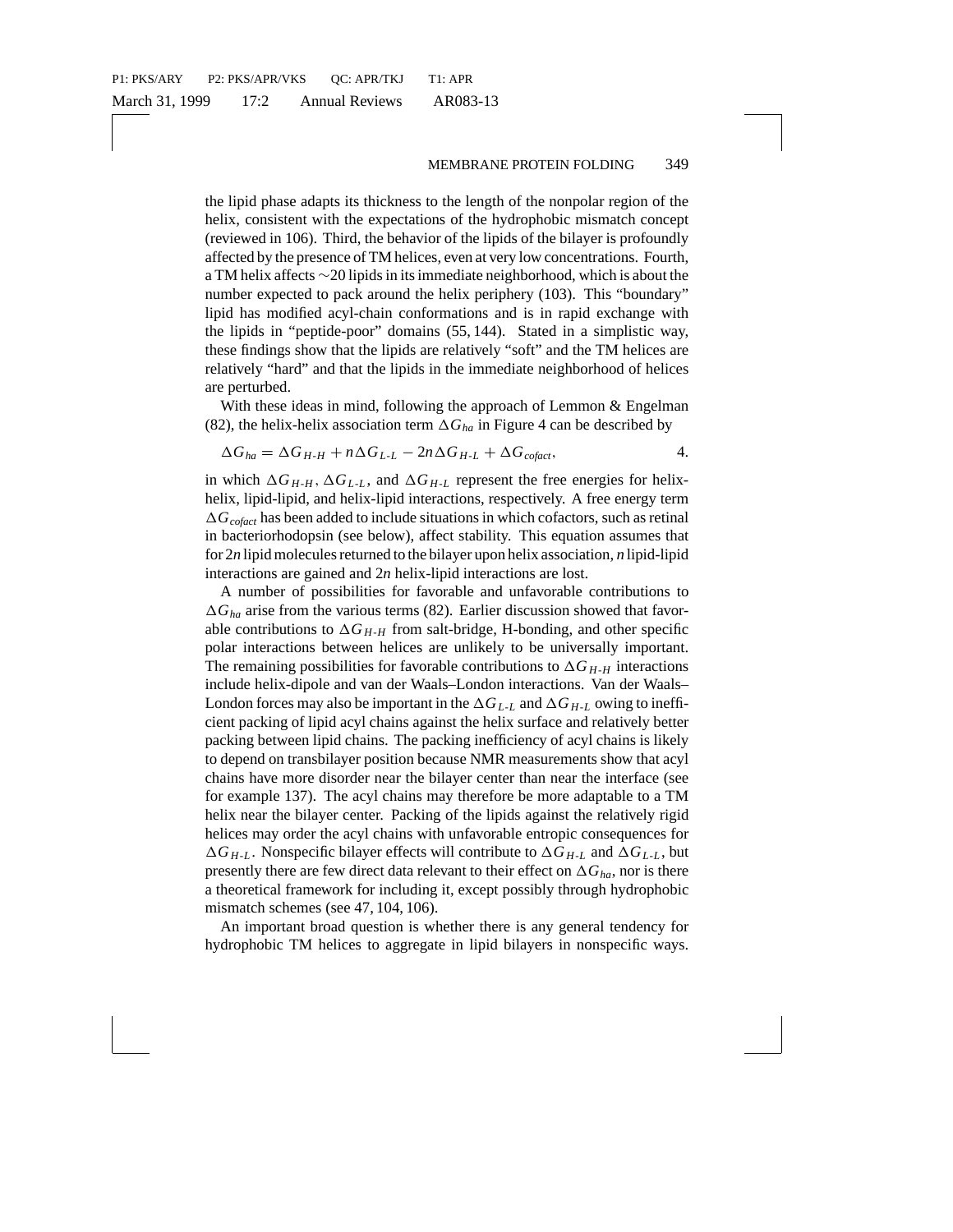the lipid phase adapts its thickness to the length of the nonpolar region of the helix, consistent with the expectations of the hydrophobic mismatch concept (reviewed in 106). Third, the behavior of the lipids of the bilayer is profoundly affected by the presence of TM helices, even at very low concentrations. Fourth, a TM helix affects ~20 lipids in its immediate neighborhood, which is about the number expected to pack around the helix periphery (103). This "boundary" lipid has modified acyl-chain conformations and is in rapid exchange with the lipids in "peptide-poor" domains (55, 144). Stated in a simplistic way, these findings show that the lipids are relatively "soft" and the TM helices are relatively "hard" and that the lipids in the immediate neighborhood of helices are perturbed.

With these ideas in mind, following the approach of Lemmon & Engelman (82), the helix-helix association term $\Delta G_{ha}$ in Figure 4 can be described by

$$\Delta G_{ha} = \Delta G_{H\text{-}H} + n\Delta G_{L\text{-}L} - 2n\Delta G_{H\text{-}L} + \Delta G_{cofact}, \qquad 4.$$

in which $\Delta G_{H\text{-}H}$, $\Delta G_{L\text{-}L}$, and $\Delta G_{H\text{-}L}$ represent the free energies for helix-helix, lipid-lipid, and helix-lipid interactions, respectively. A free energy term $\Delta G_{cofact}$ has been added to include situations in which cofactors, such as retinal in bacteriorhodopsin (see below), affect stability. This equation assumes that for $2n$ lipid molecules returned to the bilayer upon helix association, $n$ lipid-lipid interactions are gained and $2n$ helix-lipid interactions are lost.

A number of possibilities for favorable and unfavorable contributions to $\Delta G_{ha}$ arise from the various terms (82). Earlier discussion showed that favorable contributions to $\Delta G_{H\text{-}H}$ from salt-bridge, H-bonding, and other specific polar interactions between helices are unlikely to be universally important. The remaining possibilities for favorable contributions to $\Delta G_{H\text{-}H}$ interactions include helix-dipole and van der Waals–London interactions. Van der Waals–London forces may also be important in the $\Delta G_{L\text{-}L}$ and $\Delta G_{H\text{-}L}$ owing to inefficient packing of lipid acyl chains against the helix surface and relatively better packing between lipid chains. The packing inefficiency of acyl chains is likely to depend on transbilayer position because NMR measurements show that acyl chains have more disorder near the bilayer center than near the interface (see for example 137). The acyl chains may therefore be more adaptable to a TM helix near the bilayer center. Packing of the lipids against the relatively rigid helices may order the acyl chains with unfavorable entropic consequences for $\Delta G_{H\text{-}L}$. Nonspecific bilayer effects will contribute to $\Delta G_{H\text{-}L}$ and $\Delta G_{L\text{-}L}$, but presently there are few direct data relevant to their effect on $\Delta G_{ha}$, nor is there a theoretical framework for including it, except possibly through hydrophobic mismatch schemes (see 47, 104, 106).

An important broad question is whether there is any general tendency for hydrophobic TM helices to aggregate in lipid bilayers in nonspecific ways.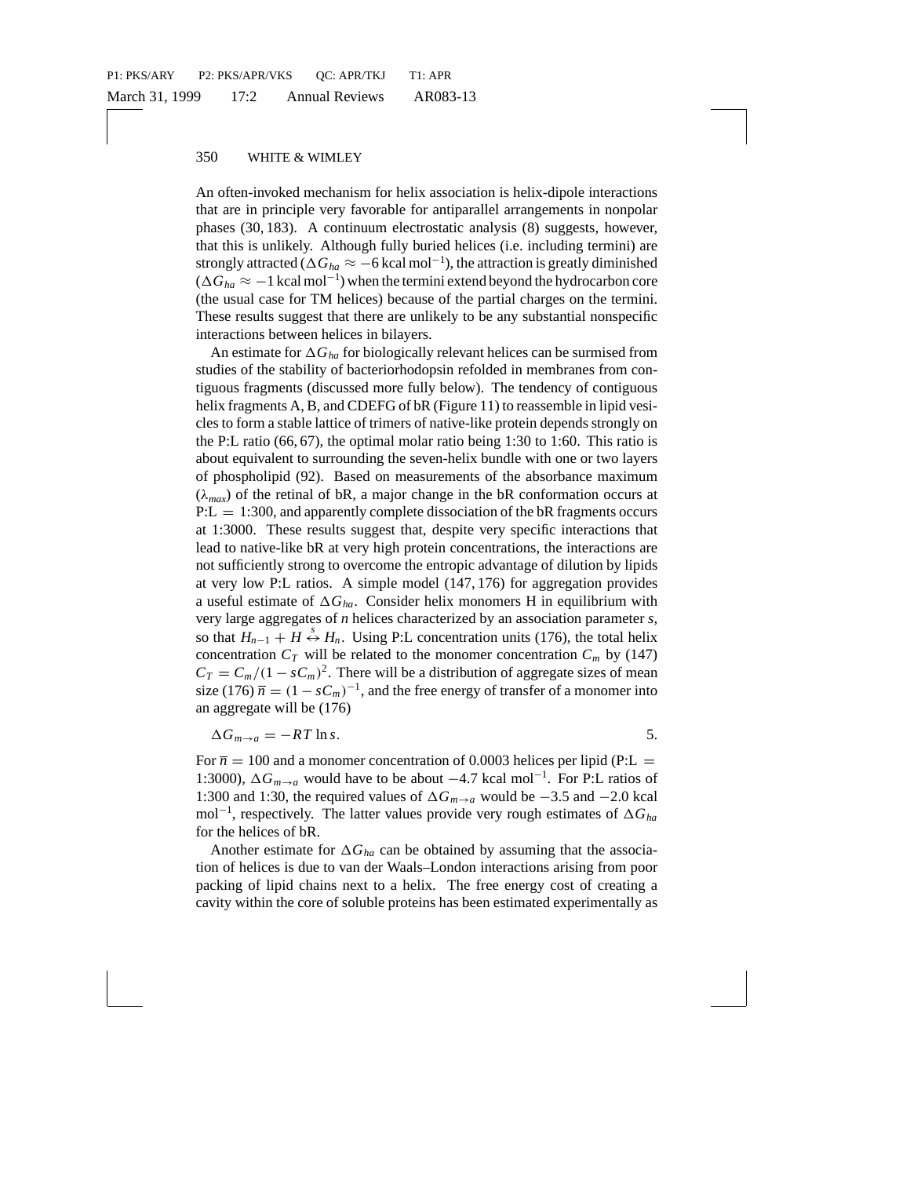An often-invoked mechanism for helix association is helix-dipole interactions that are in principle very favorable for antiparallel arrangements in nonpolar phases (30, 183). A continuum electrostatic analysis (8) suggests, however, that this is unlikely. Although fully buried helices (i.e. including termini) are strongly attracted ($\Delta G_{ha} \approx -6$ kcal mol$^{-1}$), the attraction is greatly diminished ($\Delta G_{ha} \approx -1$ kcal mol$^{-1}$) when the termini extend beyond the hydrocarbon core (the usual case for TM helices) because of the partial charges on the termini. These results suggest that there are unlikely to be any substantial nonspecific interactions between helices in bilayers.

An estimate for $\Delta G_{ha}$ for biologically relevant helices can be surmised from studies of the stability of bacteriorhodopsin refolded in membranes from contiguous fragments (discussed more fully below). The tendency of contiguous helix fragments A, B, and CDEFG of bR (Figure 11) to reassemble in lipid vesicles to form a stable lattice of trimers of native-like protein depends strongly on the P:L ratio (66, 67), the optimal molar ratio being 1:30 to 1:60. This ratio is about equivalent to surrounding the seven-helix bundle with one or two layers of phospholipid (92). Based on measurements of the absorbance maximum ($\lambda_{max}$) of the retinal of bR, a major change in the bR conformation occurs at P:L = 1:300, and apparently complete dissociation of the bR fragments occurs at 1:3000. These results suggest that, despite very specific interactions that lead to native-like bR at very high protein concentrations, the interactions are not sufficiently strong to overcome the entropic advantage of dilution by lipids at very low P:L ratios. A simple model (147, 176) for aggregation provides a useful estimate of $\Delta G_{ha}$. Consider helix monomers H in equilibrium with very large aggregates of *n* helices characterized by an association parameter *s*, so that $H_{n-1} + H \overset{s}{\leftrightarrow} H_n$. Using P:L concentration units (176), the total helix concentration $C_T$ will be related to the monomer concentration $C_m$ by (147) $C_T = C_m/(1 - sC_m)^2$. There will be a distribution of aggregate sizes of mean size (176) $\overline{n} = (1 - sC_m)^{-1}$, and the free energy of transfer of a monomer into an aggregate will be (176)

$$\Delta G_{m \to a} = -RT \ln s. \qquad 5.$$

For $\overline{n} = 100$ and a monomer concentration of 0.0003 helices per lipid (P:L = 1:3000), $\Delta G_{m \to a}$ would have to be about $-4.7$ kcal mol$^{-1}$. For P:L ratios of 1:300 and 1:30, the required values of $\Delta G_{m \to a}$ would be $-3.5$ and $-2.0$ kcal mol$^{-1}$, respectively. The latter values provide very rough estimates of $\Delta G_{ha}$ for the helices of bR.

Another estimate for $\Delta G_{ha}$ can be obtained by assuming that the association of helices is due to van der Waals–London interactions arising from poor packing of lipid chains next to a helix. The free energy cost of creating a cavity within the core of soluble proteins has been estimated experimentally as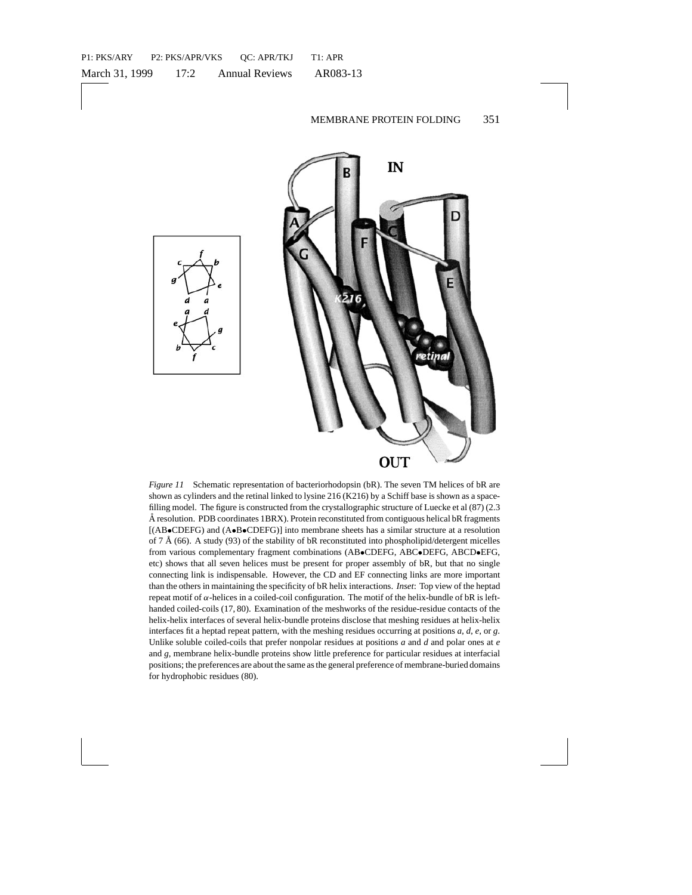*Figure 11* Schematic representation of bacteriorhodopsin (bR). The seven TM helices of bR are shown as cylinders and the retinal linked to lysine 216 (K216) by a Schiff base is shown as a space-filling model. The figure is constructed from the crystallographic structure of Luecke et al (87) (2.3 Å resolution. PDB coordinates 1BRX). Protein reconstituted from contiguous helical bR fragments [(AB•CDEFG) and (A•B•CDEFG)] into membrane sheets has a similar structure at a resolution of 7 Å (66). A study (93) of the stability of bR reconstituted into phospholipid/detergent micelles from various complementary fragment combinations (AB•CDEFG, ABC•DEFG, ABCD•EFG, etc) shows that all seven helices must be present for proper assembly of bR, but that no single connecting link is indispensable. However, the CD and EF connecting links are more important than the others in maintaining the specificity of bR helix interactions. *Inset*: Top view of the heptad repeat motif of $\alpha$-helices in a coiled-coil configuration. The motif of the helix-bundle of bR is left-handed coiled-coils (17, 80). Examination of the meshworks of the residue-residue contacts of the helix-helix interfaces of several helix-bundle proteins disclose that meshing residues at helix-helix interfaces fit a heptad repeat pattern, with the meshing residues occurring at positions *a*, *d*, *e*, or *g*. Unlike soluble coiled-coils that prefer nonpolar residues at positions *a* and *d* and polar ones at *e* and *g*, membrane helix-bundle proteins show little preference for particular residues at interfacial positions; the preferences are about the same as the general preference of membrane-buried domains for hydrophobic residues (80).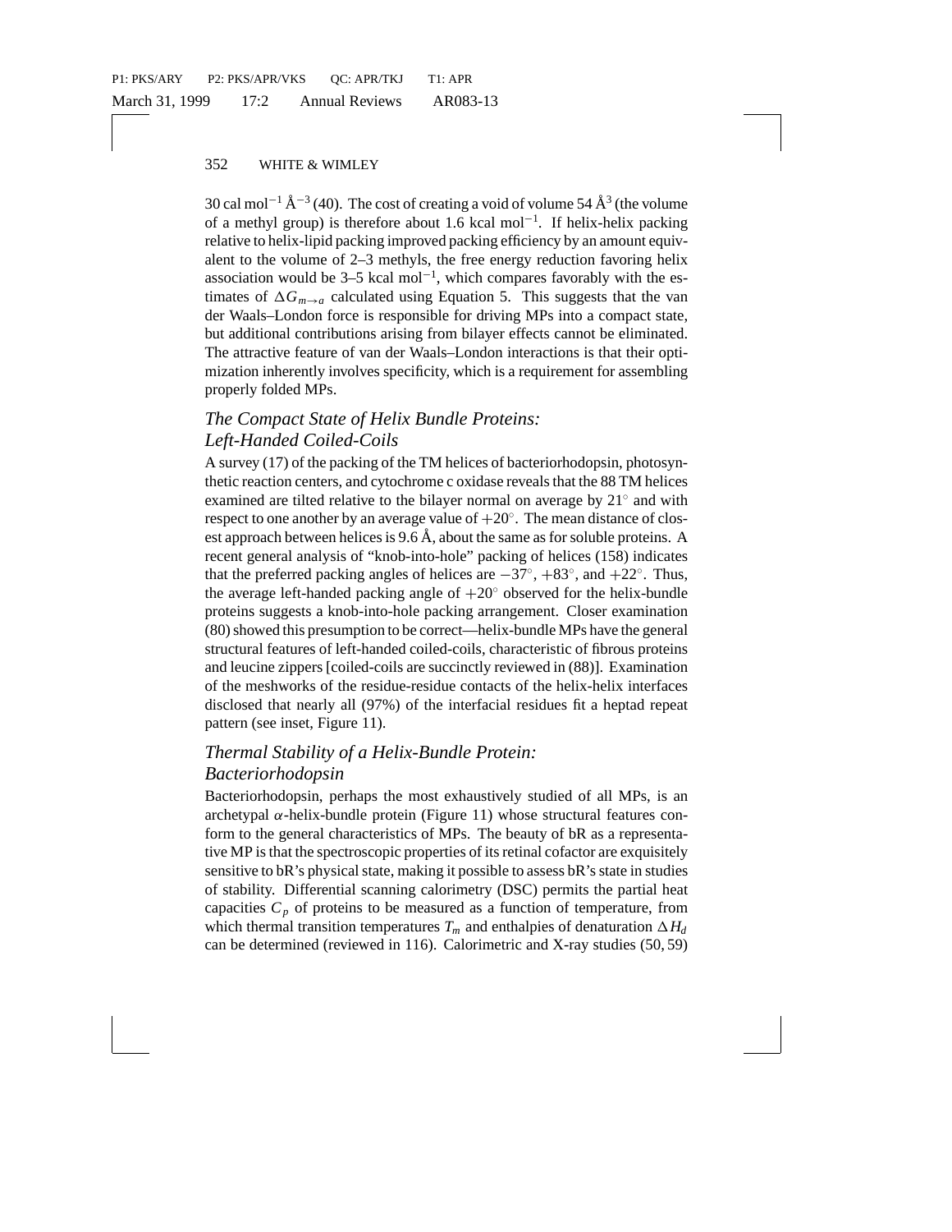30 cal mol$^{-1}$ Å$^{-3}$ (40). The cost of creating a void of volume 54 Å$^3$ (the volume of a methyl group) is therefore about 1.6 kcal mol$^{-1}$. If helix-helix packing relative to helix-lipid packing improved packing efficiency by an amount equivalent to the volume of 2–3 methyls, the free energy reduction favoring helix association would be 3–5 kcal mol$^{-1}$, which compares favorably with the estimates of $\Delta G_{m \to a}$ calculated using Equation 5. This suggests that the van der Waals–London force is responsible for driving MPs into a compact state, but additional contributions arising from bilayer effects cannot be eliminated. The attractive feature of van der Waals–London interactions is that their optimization inherently involves specificity, which is a requirement for assembling properly folded MPs.

### *The Compact State of Helix Bundle Proteins: Left-Handed Coiled-Coils*

A survey (17) of the packing of the TM helices of bacteriorhodopsin, photosynthetic reaction centers, and cytochrome c oxidase reveals that the 88 TM helices examined are tilted relative to the bilayer normal on average by 21° and with respect to one another by an average value of +20°. The mean distance of closest approach between helices is 9.6 Å, about the same as for soluble proteins. A recent general analysis of "knob-into-hole" packing of helices (158) indicates that the preferred packing angles of helices are −37°, +83°, and +22°. Thus, the average left-handed packing angle of +20° observed for the helix-bundle proteins suggests a knob-into-hole packing arrangement. Closer examination (80) showed this presumption to be correct—helix-bundle MPs have the general structural features of left-handed coiled-coils, characteristic of fibrous proteins and leucine zippers [coiled-coils are succinctly reviewed in (88)]. Examination of the meshworks of the residue-residue contacts of the helix-helix interfaces disclosed that nearly all (97%) of the interfacial residues fit a heptad repeat pattern (see inset, Figure 11).

### *Thermal Stability of a Helix-Bundle Protein: Bacteriorhodopsin*

Bacteriorhodopsin, perhaps the most exhaustively studied of all MPs, is an archetypal $\alpha$-helix-bundle protein (Figure 11) whose structural features conform to the general characteristics of MPs. The beauty of bR as a representative MP is that the spectroscopic properties of its retinal cofactor are exquisitely sensitive to bR's physical state, making it possible to assess bR's state in studies of stability. Differential scanning calorimetry (DSC) permits the partial heat capacities $C_p$ of proteins to be measured as a function of temperature, from which thermal transition temperatures $T_m$ and enthalpies of denaturation $\Delta H_d$ can be determined (reviewed in 116). Calorimetric and X-ray studies (50, 59)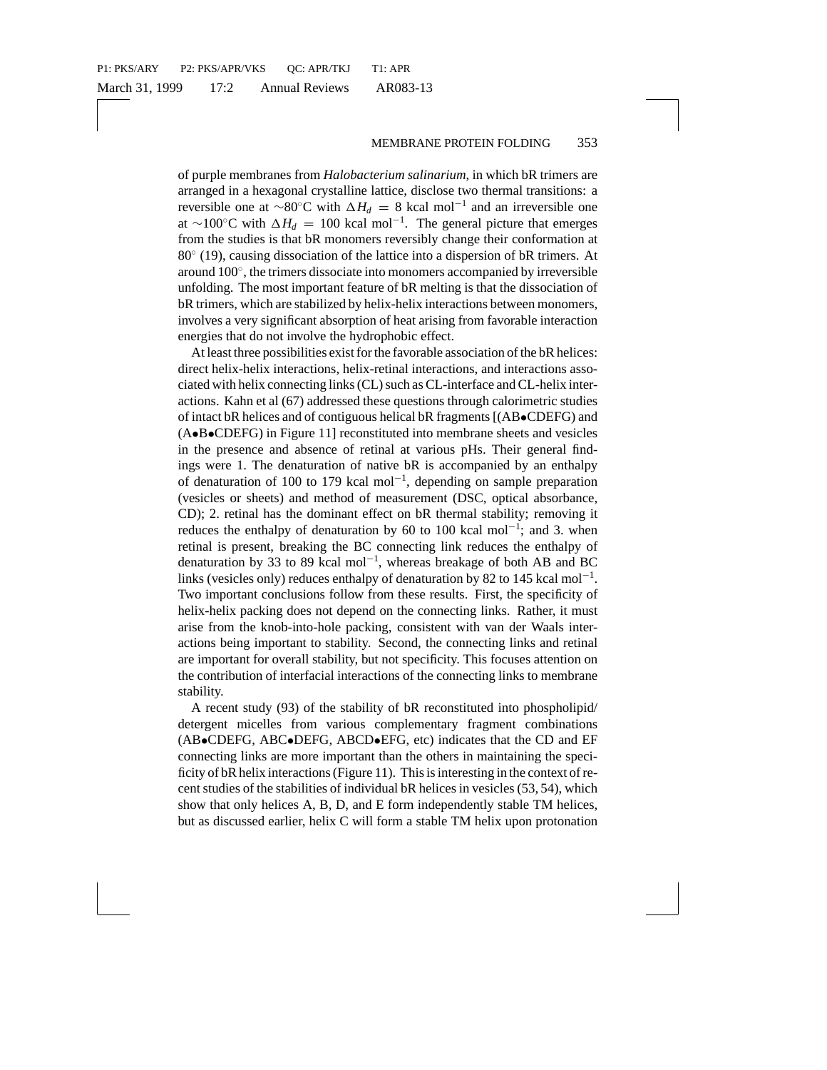of purple membranes from *Halobacterium salinarium*, in which bR trimers are arranged in a hexagonal crystalline lattice, disclose two thermal transitions: a reversible one at $\sim$80°C with $\Delta H_d = 8$ kcal mol$^{-1}$ and an irreversible one at $\sim$100°C with $\Delta H_d = 100$ kcal mol$^{-1}$. The general picture that emerges from the studies is that bR monomers reversibly change their conformation at 80° (19), causing dissociation of the lattice into a dispersion of bR trimers. At around 100°, the trimers dissociate into monomers accompanied by irreversible unfolding. The most important feature of bR melting is that the dissociation of bR trimers, which are stabilized by helix-helix interactions between monomers, involves a very significant absorption of heat arising from favorable interaction energies that do not involve the hydrophobic effect.

At least three possibilities exist for the favorable association of the bR helices: direct helix-helix interactions, helix-retinal interactions, and interactions associated with helix connecting links (CL) such as CL-interface and CL-helix interactions. Kahn et al (67) addressed these questions through calorimetric studies of intact bR helices and of contiguous helical bR fragments [(AB•CDEFG) and (A•B•CDEFG) in Figure 11] reconstituted into membrane sheets and vesicles in the presence and absence of retinal at various pHs. Their general findings were 1. The denaturation of native bR is accompanied by an enthalpy of denaturation of 100 to 179 kcal mol$^{-1}$, depending on sample preparation (vesicles or sheets) and method of measurement (DSC, optical absorbance, CD); 2. retinal has the dominant effect on bR thermal stability; removing it reduces the enthalpy of denaturation by 60 to 100 kcal mol$^{-1}$; and 3. when retinal is present, breaking the BC connecting link reduces the enthalpy of denaturation by 33 to 89 kcal mol$^{-1}$, whereas breakage of both AB and BC links (vesicles only) reduces enthalpy of denaturation by 82 to 145 kcal mol$^{-1}$. Two important conclusions follow from these results. First, the specificity of helix-helix packing does not depend on the connecting links. Rather, it must arise from the knob-into-hole packing, consistent with van der Waals interactions being important to stability. Second, the connecting links and retinal are important for overall stability, but not specificity. This focuses attention on the contribution of interfacial interactions of the connecting links to membrane stability.

A recent study (93) of the stability of bR reconstituted into phospholipid/detergent micelles from various complementary fragment combinations (AB•CDEFG, ABC•DEFG, ABCD•EFG, etc) indicates that the CD and EF connecting links are more important than the others in maintaining the specificity of bR helix interactions (Figure 11). This is interesting in the context of recent studies of the stabilities of individual bR helices in vesicles (53, 54), which show that only helices A, B, D, and E form independently stable TM helices, but as discussed earlier, helix C will form a stable TM helix upon protonation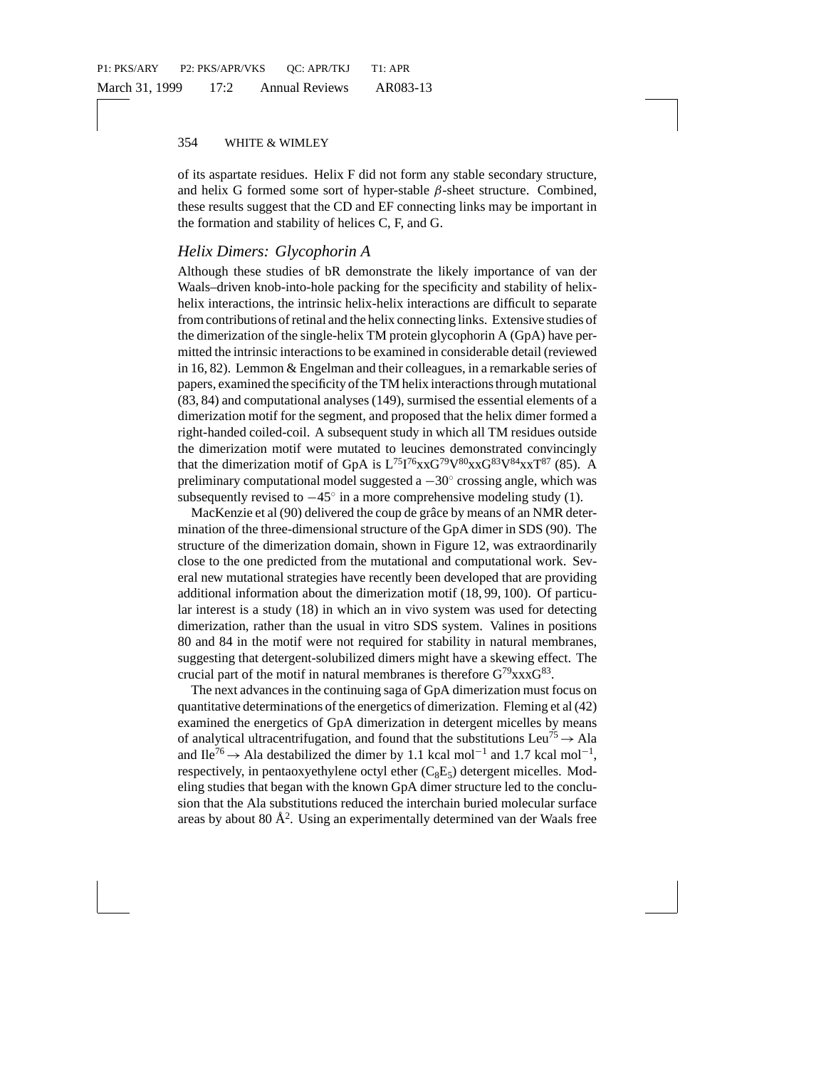of its aspartate residues. Helix F did not form any stable secondary structure, and helix G formed some sort of hyper-stable $\beta$-sheet structure. Combined, these results suggest that the CD and EF connecting links may be important in the formation and stability of helices C, F, and G.

## *Helix Dimers: Glycophorin A*

Although these studies of bR demonstrate the likely importance of van der Waals–driven knob-into-hole packing for the specificity and stability of helix-helix interactions, the intrinsic helix-helix interactions are difficult to separate from contributions of retinal and the helix connecting links. Extensive studies of the dimerization of the single-helix TM protein glycophorin A (GpA) have permitted the intrinsic interactions to be examined in considerable detail (reviewed in 16, 82). Lemmon & Engelman and their colleagues, in a remarkable series of papers, examined the specificity of the TM helix interactions through mutational (83, 84) and computational analyses (149), surmised the essential elements of a dimerization motif for the segment, and proposed that the helix dimer formed a right-handed coiled-coil. A subsequent study in which all TM residues outside the dimerization motif were mutated to leucines demonstrated convincingly that the dimerization motif of GpA is $L^{75}I^{76}xxG^{79}V^{80}xxG^{83}V^{84}xxT^{87}$ (85). A preliminary computational model suggested a $-30^{\circ}$ crossing angle, which was subsequently revised to $-45^{\circ}$ in a more comprehensive modeling study (1).

MacKenzie et al (90) delivered the coup de grâce by means of an NMR determination of the three-dimensional structure of the GpA dimer in SDS (90). The structure of the dimerization domain, shown in Figure 12, was extraordinarily close to the one predicted from the mutational and computational work. Several new mutational strategies have recently been developed that are providing additional information about the dimerization motif (18, 99, 100). Of particular interest is a study (18) in which an in vivo system was used for detecting dimerization, rather than the usual in vitro SDS system. Valines in positions 80 and 84 in the motif were not required for stability in natural membranes, suggesting that detergent-solubilized dimers might have a skewing effect. The crucial part of the motif in natural membranes is therefore $G^{79}xxxG^{83}$.

The next advances in the continuing saga of GpA dimerization must focus on quantitative determinations of the energetics of dimerization. Fleming et al (42) examined the energetics of GpA dimerization in detergent micelles by means of analytical ultracentrifugation, and found that the substitutions $Leu^{75} \rightarrow Ala$ and $Ile^{76} \rightarrow Ala$ destabilized the dimer by 1.1 kcal $mol^{-1}$ and 1.7 kcal $mol^{-1}$, respectively, in pentaoxyethylene octyl ether ($C_8E_5$) detergent micelles. Modeling studies that began with the known GpA dimer structure led to the conclusion that the Ala substitutions reduced the interchain buried molecular surface areas by about 80 Å$^2$. Using an experimentally determined van der Waals free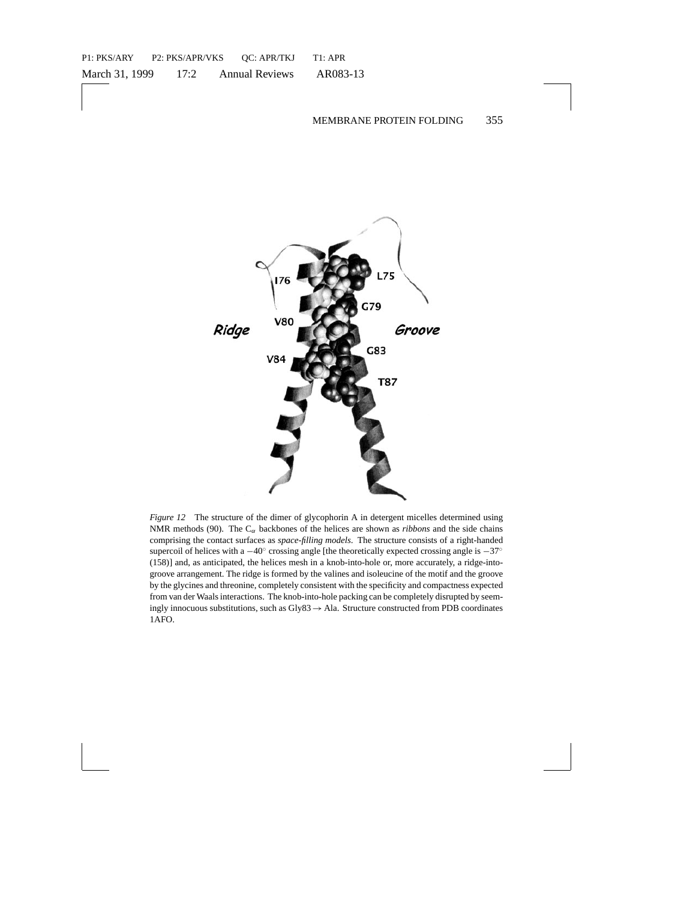*Figure 12* The structure of the dimer of glycophorin A in detergent micelles determined using NMR methods (90). The $C_\alpha$ backbones of the helices are shown as *ribbons* and the side chains comprising the contact surfaces as *space-filling models*. The structure consists of a right-handed supercoil of helices with a $-40^\circ$ crossing angle [the theoretically expected crossing angle is $-37^\circ$ (158)] and, as anticipated, the helices mesh in a knob-into-hole or, more accurately, a ridge-into-groove arrangement. The ridge is formed by the valines and isoleucine of the motif and the groove by the glycines and threonine, completely consistent with the specificity and compactness expected from van der Waals interactions. The knob-into-hole packing can be completely disrupted by seemingly innocuous substitutions, such as Gly83 $\rightarrow$ Ala. Structure constructed from PDB coordinates 1AFO.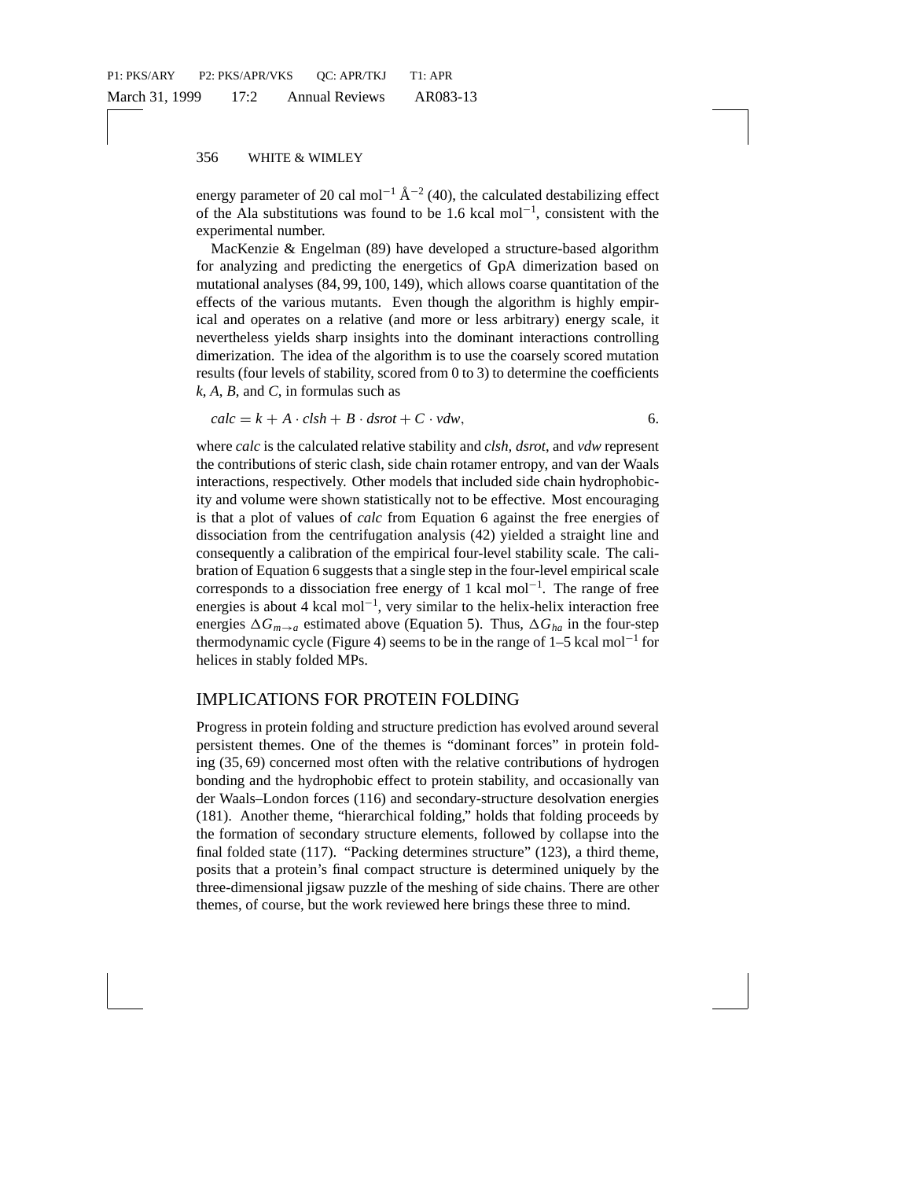energy parameter of 20 cal $mol^{-1}$ $Å^{-2}$ (40), the calculated destabilizing effect of the Ala substitutions was found to be 1.6 kcal $mol^{-1}$, consistent with the experimental number.

MacKenzie & Engelman (89) have developed a structure-based algorithm for analyzing and predicting the energetics of GpA dimerization based on mutational analyses (84, 99, 100, 149), which allows coarse quantitation of the effects of the various mutants. Even though the algorithm is highly empirical and operates on a relative (and more or less arbitrary) energy scale, it nevertheless yields sharp insights into the dominant interactions controlling dimerization. The idea of the algorithm is to use the coarsely scored mutation results (four levels of stability, scored from 0 to 3) to determine the coefficients *k*, *A*, *B*, and *C*, in formulas such as

$$calc = k + A \cdot clsh + B \cdot dsrot + C \cdot vdw, \qquad 6.$$

where *calc* is the calculated relative stability and *clsh*, *dsrot*, and *vdw* represent the contributions of steric clash, side chain rotamer entropy, and van der Waals interactions, respectively. Other models that included side chain hydrophobicity and volume were shown statistically not to be effective. Most encouraging is that a plot of values of *calc* from Equation 6 against the free energies of dissociation from the centrifugation analysis (42) yielded a straight line and consequently a calibration of the empirical four-level stability scale. The calibration of Equation 6 suggests that a single step in the four-level empirical scale corresponds to a dissociation free energy of 1 kcal $mol^{-1}$. The range of free energies is about 4 kcal $mol^{-1}$, very similar to the helix-helix interaction free energies $\Delta G_{m \rightarrow a}$ estimated above (Equation 5). Thus, $\Delta G_{ha}$ in the four-step thermodynamic cycle (Figure 4) seems to be in the range of 1–5 kcal $mol^{-1}$ for helices in stably folded MPs.

## IMPLICATIONS FOR PROTEIN FOLDING

Progress in protein folding and structure prediction has evolved around several persistent themes. One of the themes is "dominant forces" in protein folding (35, 69) concerned most often with the relative contributions of hydrogen bonding and the hydrophobic effect to protein stability, and occasionally van der Waals–London forces (116) and secondary-structure desolvation energies (181). Another theme, "hierarchical folding," holds that folding proceeds by the formation of secondary structure elements, followed by collapse into the final folded state (117). "Packing determines structure" (123), a third theme, posits that a protein's final compact structure is determined uniquely by the three-dimensional jigsaw puzzle of the meshing of side chains. There are other themes, of course, but the work reviewed here brings these three to mind.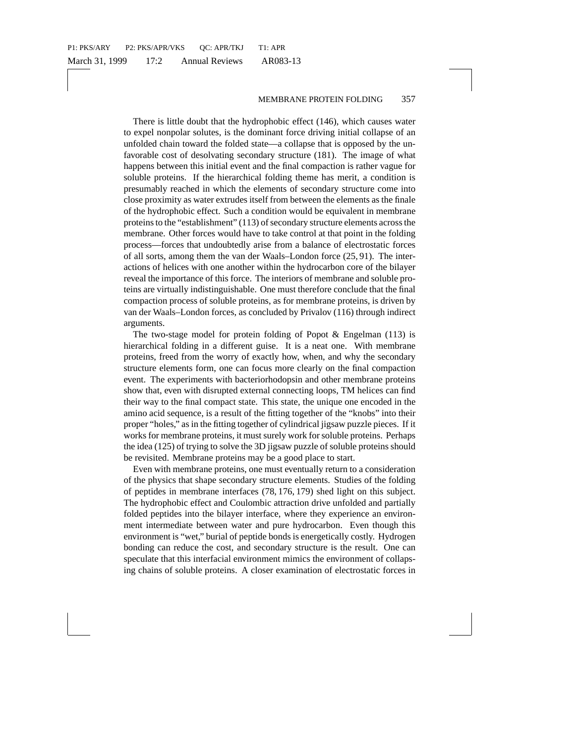There is little doubt that the hydrophobic effect (146), which causes water to expel nonpolar solutes, is the dominant force driving initial collapse of an unfolded chain toward the folded state—a collapse that is opposed by the unfavorable cost of desolvating secondary structure (181). The image of what happens between this initial event and the final compaction is rather vague for soluble proteins. If the hierarchical folding theme has merit, a condition is presumably reached in which the elements of secondary structure come into close proximity as water extrudes itself from between the elements as the finale of the hydrophobic effect. Such a condition would be equivalent in membrane proteins to the "establishment" (113) of secondary structure elements across the membrane. Other forces would have to take control at that point in the folding process—forces that undoubtedly arise from a balance of electrostatic forces of all sorts, among them the van der Waals–London force (25, 91). The interactions of helices with one another within the hydrocarbon core of the bilayer reveal the importance of this force. The interiors of membrane and soluble proteins are virtually indistinguishable. One must therefore conclude that the final compaction process of soluble proteins, as for membrane proteins, is driven by van der Waals–London forces, as concluded by Privalov (116) through indirect arguments.

The two-stage model for protein folding of Popot & Engelman (113) is hierarchical folding in a different guise. It is a neat one. With membrane proteins, freed from the worry of exactly how, when, and why the secondary structure elements form, one can focus more clearly on the final compaction event. The experiments with bacteriorhodopsin and other membrane proteins show that, even with disrupted external connecting loops, TM helices can find their way to the final compact state. This state, the unique one encoded in the amino acid sequence, is a result of the fitting together of the "knobs" into their proper "holes," as in the fitting together of cylindrical jigsaw puzzle pieces. If it works for membrane proteins, it must surely work for soluble proteins. Perhaps the idea (125) of trying to solve the 3D jigsaw puzzle of soluble proteins should be revisited. Membrane proteins may be a good place to start.

Even with membrane proteins, one must eventually return to a consideration of the physics that shape secondary structure elements. Studies of the folding of peptides in membrane interfaces (78, 176, 179) shed light on this subject. The hydrophobic effect and Coulombic attraction drive unfolded and partially folded peptides into the bilayer interface, where they experience an environment intermediate between water and pure hydrocarbon. Even though this environment is "wet," burial of peptide bonds is energetically costly. Hydrogen bonding can reduce the cost, and secondary structure is the result. One can speculate that this interfacial environment mimics the environment of collapsing chains of soluble proteins. A closer examination of electrostatic forces in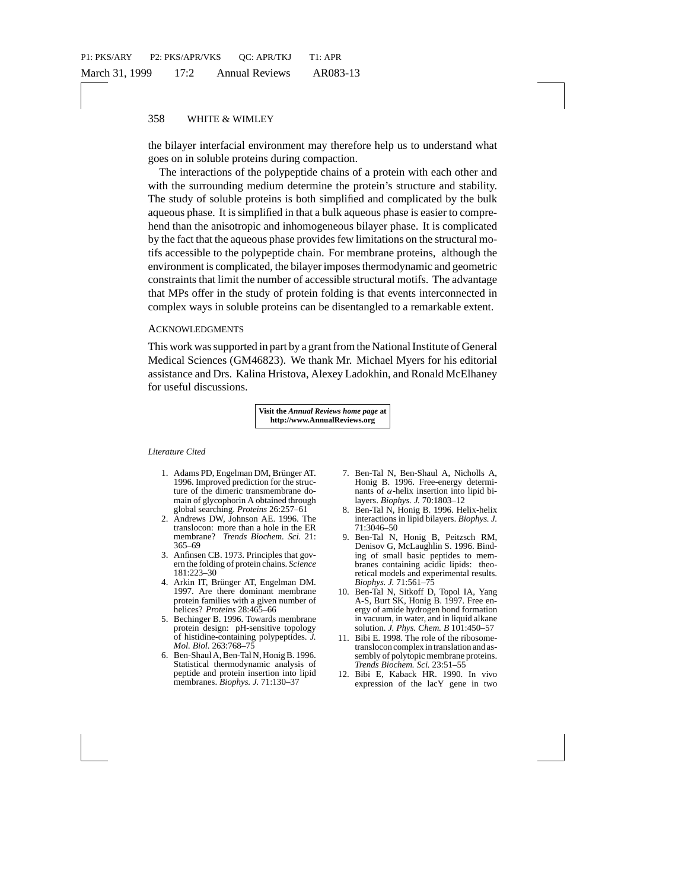the bilayer interfacial environment may therefore help us to understand what goes on in soluble proteins during compaction.

The interactions of the polypeptide chains of a protein with each other and with the surrounding medium determine the protein's structure and stability. The study of soluble proteins is both simplified and complicated by the bulk aqueous phase. It is simplified in that a bulk aqueous phase is easier to comprehend than the anisotropic and inhomogeneous bilayer phase. It is complicated by the fact that the aqueous phase provides few limitations on the structural motifs accessible to the polypeptide chain. For membrane proteins, although the environment is complicated, the bilayer imposes thermodynamic and geometric constraints that limit the number of accessible structural motifs. The advantage that MPs offer in the study of protein folding is that events interconnected in complex ways in soluble proteins can be disentangled to a remarkable extent.

## Acknowledgments

This work was supported in part by a grant from the National Institute of General Medical Sciences (GM46823). We thank Mr. Michael Myers for his editorial assistance and Drs. Kalina Hristova, Alexey Ladokhin, and Ronald McElhaney for useful discussions.

**Visit the *Annual Reviews home page* at http://www.AnnualReviews.org**

*Literature Cited*

1. Adams PD, Engelman DM, Brünger AT. 1996. Improved prediction for the structure of the dimeric transmembrane domain of glycophorin A obtained through global searching. *Proteins* 26:257–61
2. Andrews DW, Johnson AE. 1996. The translocon: more than a hole in the ER membrane? *Trends Biochem. Sci.* 21: 365–69
3. Anfinsen CB. 1973. Principles that govern the folding of protein chains. *Science* 181:223–30
4. Arkin IT, Brünger AT, Engelman DM. 1997. Are there dominant membrane protein families with a given number of helices? *Proteins* 28:465–66
5. Bechinger B. 1996. Towards membrane protein design: pH-sensitive topology of histidine-containing polypeptides. *J. Mol. Biol.* 263:768–75
6. Ben-Shaul A, Ben-Tal N, Honig B. 1996. Statistical thermodynamic analysis of peptide and protein insertion into lipid membranes. *Biophys. J.* 71:130–37
7. Ben-Tal N, Ben-Shaul A, Nicholls A, Honig B. 1996. Free-energy determinants of $\alpha$-helix insertion into lipid bilayers. *Biophys. J.* 70:1803–12
8. Ben-Tal N, Honig B. 1996. Helix-helix interactions in lipid bilayers. *Biophys. J.* 71:3046–50
9. Ben-Tal N, Honig B, Peitzsch RM, Denisov G, McLaughlin S. 1996. Binding of small basic peptides to membranes containing acidic lipids: theoretical models and experimental results. *Biophys. J.* 71:561–75
10. Ben-Tal N, Sitkoff D, Topol IA, Yang A-S, Burt SK, Honig B. 1997. Free energy of amide hydrogen bond formation in vacuum, in water, and in liquid alkane solution. *J. Phys. Chem. B* 101:450–57
11. Bibi E. 1998. The role of the ribosome-translocon complex in translation and assembly of polytopic membrane proteins. *Trends Biochem. Sci.* 23:51–55
12. Bibi E, Kaback HR. 1990. In vivo expression of the lacY gene in two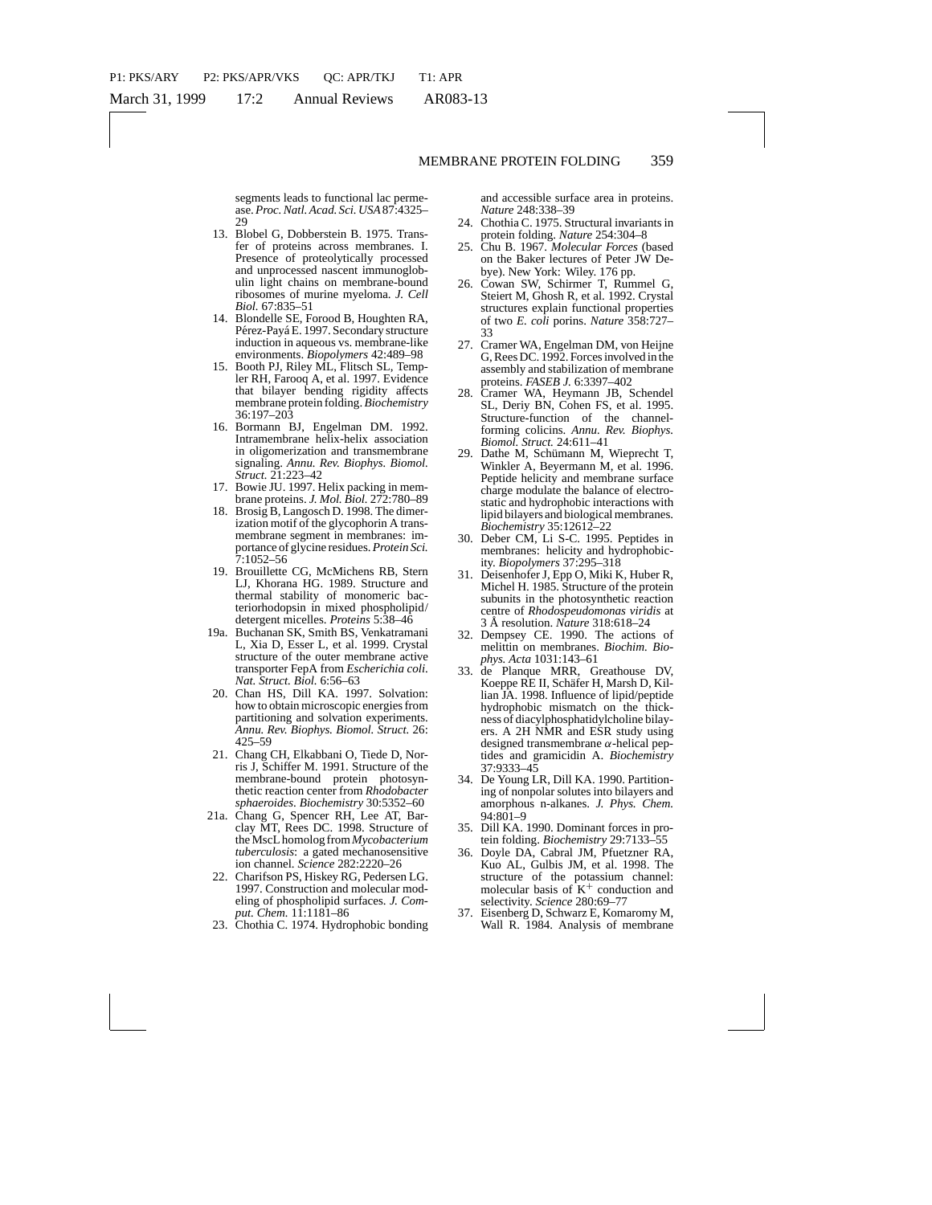segments leads to functional lac permease. *Proc. Natl. Acad. Sci. USA* 87:4325–29

13. Blobel G, Dobberstein B. 1975. Transfer of proteins across membranes. I. Presence of proteolytically processed and unprocessed nascent immunoglobulin light chains on membrane-bound ribosomes of murine myeloma. *J. Cell Biol.* 67:835–51
14. Blondelle SE, Forood B, Houghten RA, Pérez-Payá E. 1997. Secondary structure induction in aqueous vs. membrane-like environments. *Biopolymers* 42:489–98
15. Booth PJ, Riley ML, Flitsch SL, Templer RH, Farooq A, et al. 1997. Evidence that bilayer bending rigidity affects membrane protein folding. *Biochemistry* 36:197–203
16. Bormann BJ, Engelman DM. 1992. Intramembrane helix-helix association in oligomerization and transmembrane signaling. *Annu. Rev. Biophys. Biomol. Struct.* 21:223–42
17. Bowie JU. 1997. Helix packing in membrane proteins. *J. Mol. Biol.* 272:780–89
18. Brosig B, Langosch D. 1998. The dimerization motif of the glycophorin A transmembrane segment in membranes: importance of glycine residues. *Protein Sci.* 7:1052–56
19. Brouillette CG, McMichens RB, Stern LJ, Khorana HG. 1989. Structure and thermal stability of monomeric bacteriorhodopsin in mixed phospholipid/detergent micelles. *Proteins* 5:38–46

19a. Buchanan SK, Smith BS, Venkatramani L, Xia D, Esser L, et al. 1999. Crystal structure of the outer membrane active transporter FepA from *Escherichia coli*. *Nat. Struct. Biol.* 6:56–63

20. Chan HS, Dill KA. 1997. Solvation: how to obtain microscopic energies from partitioning and solvation experiments. *Annu. Rev. Biophys. Biomol. Struct.* 26:425–59
21. Chang CH, Elkabbani O, Tiede D, Norris J, Schiffer M. 1991. Structure of the membrane-bound protein photosynthetic reaction center from *Rhodobacter sphaeroides*. *Biochemistry* 30:5352–60

21a. Chang G, Spencer RH, Lee AT, Barclay MT, Rees DC. 1998. Structure of the MscL homolog from *Mycobacterium tuberculosis*: a gated mechanosensitive ion channel. *Science* 282:2220–26

22. Charifson PS, Hiskey RG, Pedersen LG. 1997. Construction and molecular modeling of phospholipid surfaces. *J. Comput. Chem.* 11:1181–86
23. Chothia C. 1974. Hydrophobic bonding and accessible surface area in proteins. *Nature* 248:338–39
24. Chothia C. 1975. Structural invariants in protein folding. *Nature* 254:304–8
25. Chu B. 1967. *Molecular Forces* (based on the Baker lectures of Peter JW Debye). New York: Wiley. 176 pp.
26. Cowan SW, Schirmer T, Rummel G, Steiert M, Ghosh R, et al. 1992. Crystal structures explain functional properties of two *E. coli* porins. *Nature* 358:727–33
27. Cramer WA, Engelman DM, von Heijne G, Rees DC. 1992. Forces involved in the assembly and stabilization of membrane proteins. *FASEB J.* 6:3397–402
28. Cramer WA, Heymann JB, Schendel SL, Deriy BN, Cohen FS, et al. 1995. Structure-function of the channel-forming colicins. *Annu. Rev. Biophys. Biomol. Struct.* 24:611–41
29. Dathe M, Schümann M, Wieprecht T, Winkler A, Beyermann M, et al. 1996. Peptide helicity and membrane surface charge modulate the balance of electrostatic and hydrophobic interactions with lipid bilayers and biological membranes. *Biochemistry* 35:12612–22
30. Deber CM, Li S-C. 1995. Peptides in membranes: helicity and hydrophobicity. *Biopolymers* 37:295–318
31. Deisenhofer J, Epp O, Miki K, Huber R, Michel H. 1985. Structure of the protein subunits in the photosynthetic reaction centre of *Rhodospeudomonas viridis* at 3 Å resolution. *Nature* 318:618–24
32. Dempsey CE. 1990. The actions of melittin on membranes. *Biochim. Biophys. Acta* 1031:143–61
33. de Planque MRR, Greathouse DV, Koeppe RE II, Schäfer H, Marsh D, Killian JA. 1998. Influence of lipid/peptide hydrophobic mismatch on the thickness of diacylphosphatidylcholine bilayers. A 2H NMR and ESR study using designed transmembrane $\alpha$-helical peptides and gramicidin A. *Biochemistry* 37:9333–45
34. De Young LR, Dill KA. 1990. Partitioning of nonpolar solutes into bilayers and amorphous n-alkanes. *J. Phys. Chem.* 94:801–9
35. Dill KA. 1990. Dominant forces in protein folding. *Biochemistry* 29:7133–55
36. Doyle DA, Cabral JM, Pfuetzner RA, Kuo AL, Gulbis JM, et al. 1998. The structure of the potassium channel: molecular basis of $K^+$ conduction and selectivity. *Science* 280:69–77
37. Eisenberg D, Schwarz E, Komaromy M, Wall R. 1984. Analysis of membrane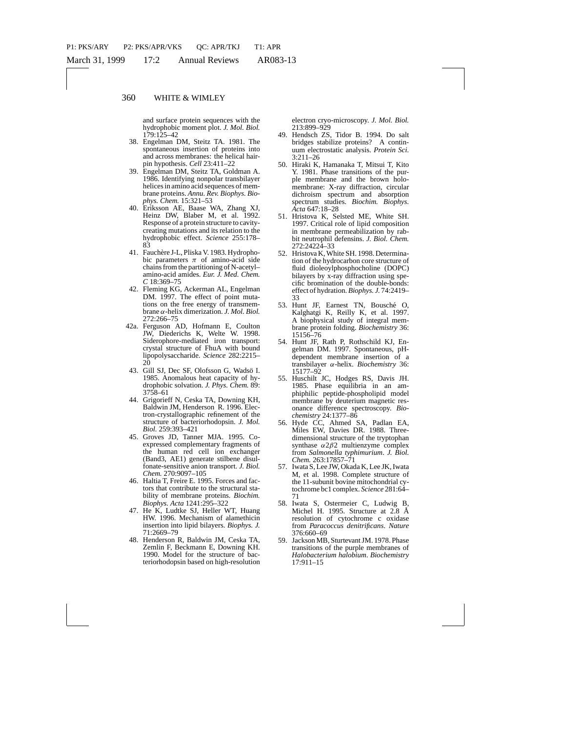and surface protein sequences with the hydrophobic moment plot. *J. Mol. Biol.* 179:125–42

38. Engelman DM, Steitz TA. 1981. The spontaneous insertion of proteins into and across membranes: the helical hairpin hypothesis. *Cell* 23:411–22
39. Engelman DM, Steitz TA, Goldman A. 1986. Identifying nonpolar transbilayer helices in amino acid sequences of membrane proteins. *Annu. Rev. Biophys. Biophys. Chem.* 15:321–53
40. Eriksson AE, Baase WA, Zhang XJ, Heinz DW, Blaber M, et al. 1992. Response of a protein structure to cavity-creating mutations and its relation to the hydrophobic effect. *Science* 255:178–83
41. Fauchère J-L, Pliska V. 1983. Hydrophobic parameters $\pi$ of amino-acid side chains from the partitioning of N-acetyl–amino-acid amides. *Eur. J. Med. Chem. C* 18:369–75
42. Fleming KG, Ackerman AL, Engelman DM. 1997. The effect of point mutations on the free energy of transmembrane $\alpha$-helix dimerization. *J. Mol. Biol.* 272:266–75

42a. Ferguson AD, Hofmann E, Coulton JW, Diederichs K, Welte W. 1998. Siderophore-mediated iron transport: crystal structure of FhuA with bound lipopolysaccharide. *Science* 282:2215–20

43. Gill SJ, Dec SF, Olofsson G, Wadsö I. 1985. Anomalous heat capacity of hydrophobic solvation. *J. Phys. Chem.* 89: 3758–61
44. Grigorieff N, Ceska TA, Downing KH, Baldwin JM, Henderson R. 1996. Electron-crystallographic refinement of the structure of bacteriorhodopsin. *J. Mol. Biol.* 259:393–421
45. Groves JD, Tanner MJA. 1995. Co-expressed complementary fragments of the human red cell ion exchanger (Band3, AE1) generate stilbene disulfonate-sensitive anion transport. *J. Biol. Chem.* 270:9097–105
46. Haltia T, Freire E. 1995. Forces and factors that contribute to the structural stability of membrane proteins. *Biochim. Biophys. Acta* 1241:295–322
47. He K, Ludtke SJ, Heller WT, Huang HW. 1996. Mechanism of alamethicin insertion into lipid bilayers. *Biophys. J.* 71:2669–79
48. Henderson R, Baldwin JM, Ceska TA, Zemlin F, Beckmann E, Downing KH. 1990. Model for the structure of bacteriorhodopsin based on high-resolution electron cryo-microscopy. *J. Mol. Biol.* 213:899–929
49. Hendsch ZS, Tidor B. 1994. Do salt bridges stabilize proteins? A continuum electrostatic analysis. *Protein Sci.* 3:211–26
50. Hiraki K, Hamanaka T, Mitsui T, Kito Y. 1981. Phase transitions of the purple membrane and the brown holo-membrane: X-ray diffraction, circular dichroism spectrum and absorption spectrum studies. *Biochim. Biophys. Acta* 647:18–28
51. Hristova K, Selsted ME, White SH. 1997. Critical role of lipid composition in membrane permeabilization by rabbit neutrophil defensins. *J. Biol. Chem.* 272:24224–33
52. Hristova K, White SH. 1998. Determination of the hydrocarbon core structure of fluid dioleoylphosphocholine (DOPC) bilayers by x-ray diffraction using specific bromination of the double-bonds: effect of hydration. *Biophys. J.* 74:2419–33
53. Hunt JF, Earnest TN, Bousché O, Kalghatgi K, Reilly K, et al. 1997. A biophysical study of integral membrane protein folding. *Biochemistry* 36: 15156–76
54. Hunt JF, Rath P, Rothschild KJ, Engelman DM. 1997. Spontaneous, pH-dependent membrane insertion of a transbilayer $\alpha$-helix. *Biochemistry* 36: 15177–92
55. Huschilt JC, Hodges RS, Davis JH. 1985. Phase equilibria in an amphiphilic peptide-phospholipid model membrane by deuterium magnetic resonance difference spectroscopy. *Biochemistry* 24:1377–86
56. Hyde CC, Ahmed SA, Padlan EA, Miles EW, Davies DR. 1988. Three-dimensional structure of the tryptophan synthase $\alpha 2\beta 2$ multienzyme complex from *Salmonella typhimurium*. *J. Biol. Chem.* 263:17857–71
57. Iwata S, Lee JW, Okada K, Lee JK, Iwata M, et al. 1998. Complete structure of the 11-subunit bovine mitochondrial cytochrome bc1 complex. *Science* 281:64–71
58. Iwata S, Ostermeier C, Ludwig B, Michel H. 1995. Structure at 2.8 Å resolution of cytochrome c oxidase from *Paracoccus denitrificans*. *Nature* 376:660–69
59. Jackson MB, Sturtevant JM. 1978. Phase transitions of the purple membranes of *Halobacterium halobium*. *Biochemistry* 17:911–15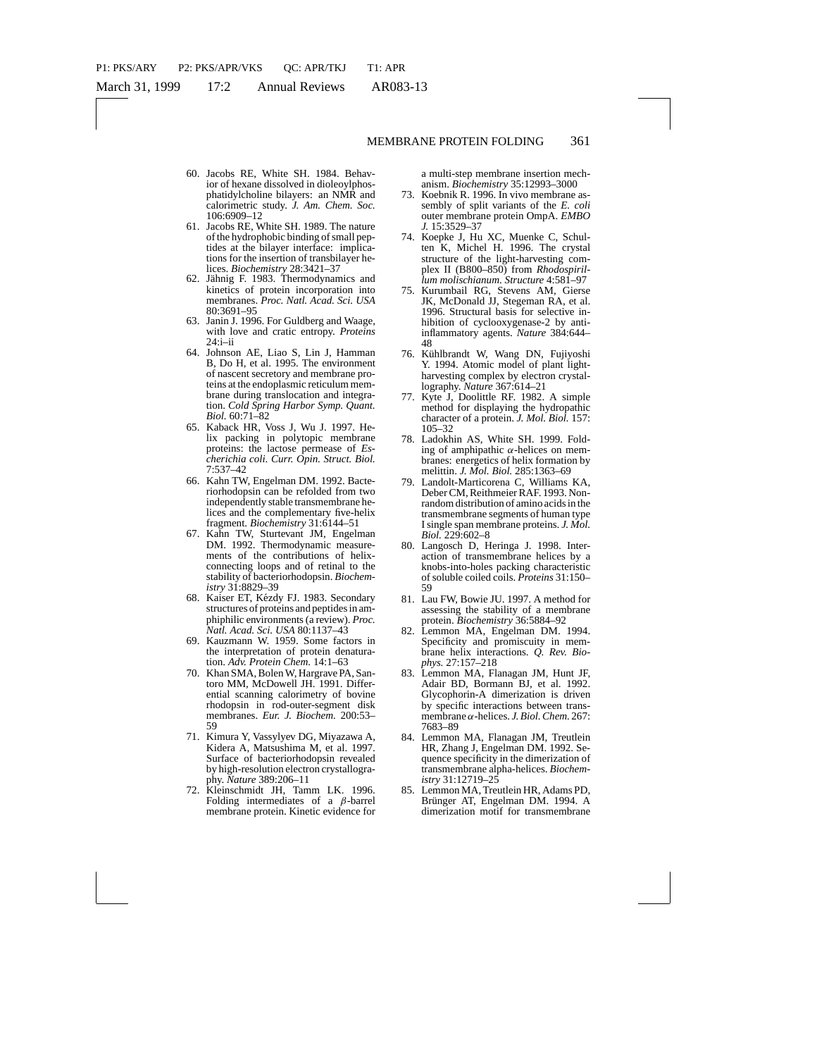60. Jacobs RE, White SH. 1984. Behavior of hexane dissolved in dioleoylphosphatidylcholine bilayers: an NMR and calorimetric study. *J. Am. Chem. Soc.* 106:6909–12
61. Jacobs RE, White SH. 1989. The nature of the hydrophobic binding of small peptides at the bilayer interface: implications for the insertion of transbilayer helices. *Biochemistry* 28:3421–37
62. Jähnig F. 1983. Thermodynamics and kinetics of protein incorporation into membranes. *Proc. Natl. Acad. Sci. USA* 80:3691–95
63. Janin J. 1996. For Guldberg and Waage, with love and cratic entropy. *Proteins* 24:i–ii
64. Johnson AE, Liao S, Lin J, Hamman B, Do H, et al. 1995. The environment of nascent secretory and membrane proteins at the endoplasmic reticulum membrane during translocation and integration. *Cold Spring Harbor Symp. Quant. Biol.* 60:71–82
65. Kaback HR, Voss J, Wu J. 1997. Helix packing in polytopic membrane proteins: the lactose permease of *Escherichia coli*. *Curr. Opin. Struct. Biol.* 7:537–42
66. Kahn TW, Engelman DM. 1992. Bacteriorhodopsin can be refolded from two independently stable transmembrane helices and the complementary five-helix fragment. *Biochemistry* 31:6144–51
67. Kahn TW, Sturtevant JM, Engelman DM. 1992. Thermodynamic measurements of the contributions of helix-connecting loops and of retinal to the stability of bacteriorhodopsin. *Biochemistry* 31:8829–39
68. Kaiser ET, Kézdy FJ. 1983. Secondary structures of proteins and peptides in amphiphilic environments (a review). *Proc. Natl. Acad. Sci. USA* 80:1137–43
69. Kauzmann W. 1959. Some factors in the interpretation of protein denaturation. *Adv. Protein Chem.* 14:1–63
70. Khan SMA, Bolen W, Hargrave PA, Santoro MM, McDowell JH. 1991. Differential scanning calorimetry of bovine rhodopsin in rod-outer-segment disk membranes. *Eur. J. Biochem.* 200:53–59
71. Kimura Y, Vassylyev DG, Miyazawa A, Kidera A, Matsushima M, et al. 1997. Surface of bacteriorhodopsin revealed by high-resolution electron crystallography. *Nature* 389:206–11
72. Kleinschmidt JH, Tamm LK. 1996. Folding intermediates of a $\beta$-barrel membrane protein. Kinetic evidence for a multi-step membrane insertion mechanism. *Biochemistry* 35:12993–3000
73. Koebnik R. 1996. In vivo membrane assembly of split variants of the *E. coli* outer membrane protein OmpA. *EMBO J.* 15:3529–37
74. Koepke J, Hu XC, Muenke C, Schulten K, Michel H. 1996. The crystal structure of the light-harvesting complex II (B800–850) from *Rhodospirillum molischianum*. *Structure* 4:581–97
75. Kurumbail RG, Stevens AM, Gierse JK, McDonald JJ, Stegeman RA, et al. 1996. Structural basis for selective inhibition of cyclooxygenase-2 by anti-inflammatory agents. *Nature* 384:644–48
76. Kühlbrandt W, Wang DN, Fujiyoshi Y. 1994. Atomic model of plant light-harvesting complex by electron crystallography. *Nature* 367:614–21
77. Kyte J, Doolittle RF. 1982. A simple method for displaying the hydropathic character of a protein. *J. Mol. Biol.* 157:105–32
78. Ladokhin AS, White SH. 1999. Folding of amphipathic $\alpha$-helices on membranes: energetics of helix formation by melittin. *J. Mol. Biol.* 285:1363–69
79. Landolt-Marticorena C, Williams KA, Deber CM, Reithmeier RAF. 1993. Nonrandom distribution of amino acids in the transmembrane segments of human type I single span membrane proteins. *J. Mol. Biol.* 229:602–8
80. Langosch D, Heringa J. 1998. Interaction of transmembrane helices by a knobs-into-holes packing characteristic of soluble coiled coils. *Proteins* 31:150–59
81. Lau FW, Bowie JU. 1997. A method for assessing the stability of a membrane protein. *Biochemistry* 36:5884–92
82. Lemmon MA, Engelman DM. 1994. Specificity and promiscuity in membrane helix interactions. *Q. Rev. Biophys.* 27:157–218
83. Lemmon MA, Flanagan JM, Hunt JF, Adair BD, Bormann BJ, et al. 1992. Glycophorin-A dimerization is driven by specific interactions between transmembrane $\alpha$-helices. *J. Biol. Chem.* 267:7683–89
84. Lemmon MA, Flanagan JM, Treutlein HR, Zhang J, Engelman DM. 1992. Sequence specificity in the dimerization of transmembrane alpha-helices. *Biochemistry* 31:12719–25
85. Lemmon MA, Treutlein HR, Adams PD, Brünger AT, Engelman DM. 1994. A dimerization motif for transmembrane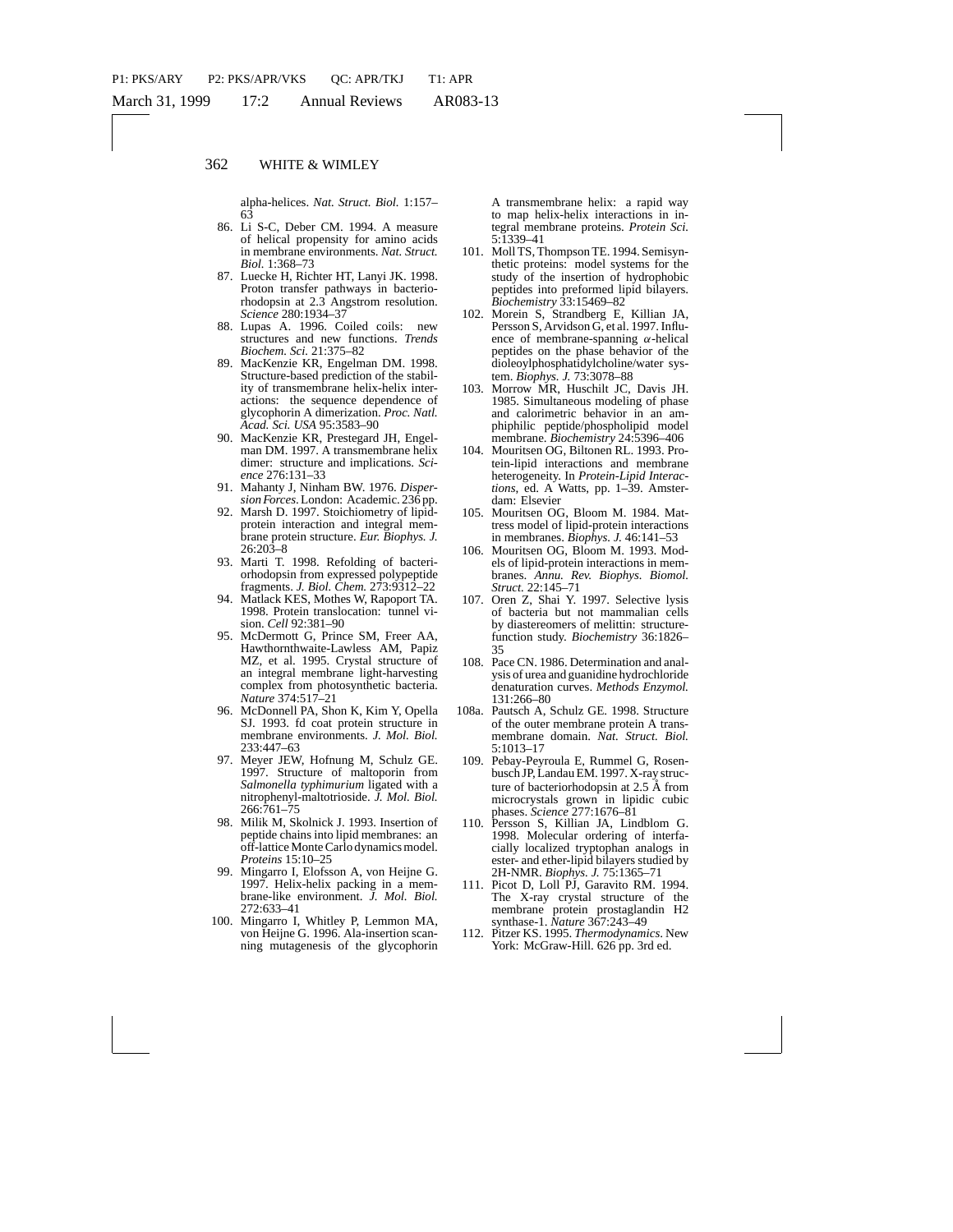alpha-helices. *Nat. Struct. Biol.* 1:157–63

86. Li S-C, Deber CM. 1994. A measure of helical propensity for amino acids in membrane environments. *Nat. Struct. Biol.* 1:368–73
87. Luecke H, Richter HT, Lanyi JK. 1998. Proton transfer pathways in bacteriorhodopsin at 2.3 Angstrom resolution. *Science* 280:1934–37
88. Lupas A. 1996. Coiled coils: new structures and new functions. *Trends Biochem. Sci.* 21:375–82
89. MacKenzie KR, Engelman DM. 1998. Structure-based prediction of the stability of transmembrane helix-helix interactions: the sequence dependence of glycophorin A dimerization. *Proc. Natl. Acad. Sci. USA* 95:3583–90
90. MacKenzie KR, Prestegard JH, Engelman DM. 1997. A transmembrane helix dimer: structure and implications. *Science* 276:131–33
91. Mahanty J, Ninham BW. 1976. *Dispersion Forces*. London: Academic. 236 pp.
92. Marsh D. 1997. Stoichiometry of lipid-protein interaction and integral membrane protein structure. *Eur. Biophys. J.* 26:203–8
93. Marti T. 1998. Refolding of bacteriorhodopsin from expressed polypeptide fragments. *J. Biol. Chem.* 273:9312–22
94. Matlack KES, Mothes W, Rapoport TA. 1998. Protein translocation: tunnel vision. *Cell* 92:381–90
95. McDermott G, Prince SM, Freer AA, Hawthornthwaite-Lawless AM, Papiz MZ, et al. 1995. Crystal structure of an integral membrane light-harvesting complex from photosynthetic bacteria. *Nature* 374:517–21
96. McDonnell PA, Shon K, Kim Y, Opella SJ. 1993. fd coat protein structure in membrane environments. *J. Mol. Biol.* 233:447–63
97. Meyer JEW, Hofnung M, Schulz GE. 1997. Structure of maltoporin from *Salmonella typhimurium* ligated with a nitrophenyl-maltotrioside. *J. Mol. Biol.* 266:761–75
98. Milik M, Skolnick J. 1993. Insertion of peptide chains into lipid membranes: an off-lattice Monte Carlo dynamics model. *Proteins* 15:10–25
99. Mingarro I, Elofsson A, von Heijne G. 1997. Helix-helix packing in a membrane-like environment. *J. Mol. Biol.* 272:633–41
100. Mingarro I, Whitley P, Lemmon MA, von Heijne G. 1996. Ala-insertion scanning mutagenesis of the glycophorin A transmembrane helix: a rapid way to map helix-helix interactions in integral membrane proteins. *Protein Sci.* 5:1339–41
101. Moll TS, Thompson TE. 1994. Semisynthetic proteins: model systems for the study of the insertion of hydrophobic peptides into preformed lipid bilayers. *Biochemistry* 33:15469–82
102. Morein S, Strandberg E, Killian JA, Persson S, Arvidson G, et al. 1997. Influence of membrane-spanning $\alpha$-helical peptides on the phase behavior of the dioleoylphosphatidylcholine/water system. *Biophys. J.* 73:3078–88
103. Morrow MR, Huschilt JC, Davis JH. 1985. Simultaneous modeling of phase and calorimetric behavior in an amphiphilic peptide/phospholipid model membrane. *Biochemistry* 24:5396–406
104. Mouritsen OG, Biltonen RL. 1993. Protein-lipid interactions and membrane heterogeneity. In *Protein-Lipid Interactions*, ed. A Watts, pp. 1–39. Amsterdam: Elsevier
105. Mouritsen OG, Bloom M. 1984. Mattress model of lipid-protein interactions in membranes. *Biophys. J.* 46:141–53
106. Mouritsen OG, Bloom M. 1993. Models of lipid-protein interactions in membranes. *Annu. Rev. Biophys. Biomol. Struct.* 22:145–71
107. Oren Z, Shai Y. 1997. Selective lysis of bacteria but not mammalian cells by diastereomers of melittin: structure-function study. *Biochemistry* 36:1826–35
108. Pace CN. 1986. Determination and analysis of urea and guanidine hydrochloride denaturation curves. *Methods Enzymol.* 131:266–80

108a. Pautsch A, Schulz GE. 1998. Structure of the outer membrane protein A transmembrane domain. *Nat. Struct. Biol.* 5:1013–17

109. Pebay-Peyroula E, Rummel G, Rosenbusch JP, Landau EM. 1997. X-ray structure of bacteriorhodopsin at 2.5 Å from microcrystals grown in lipidic cubic phases. *Science* 277:1676–81
110. Persson S, Killian JA, Lindblom G. 1998. Molecular ordering of interfacially localized tryptophan analogs in ester- and ether-lipid bilayers studied by 2H-NMR. *Biophys. J.* 75:1365–71
111. Picot D, Loll PJ, Garavito RM. 1994. The X-ray crystal structure of the membrane protein prostaglandin H2 synthase-1. *Nature* 367:243–49
112. Pitzer KS. 1995. *Thermodynamics*. New York: McGraw-Hill. 626 pp. 3rd ed.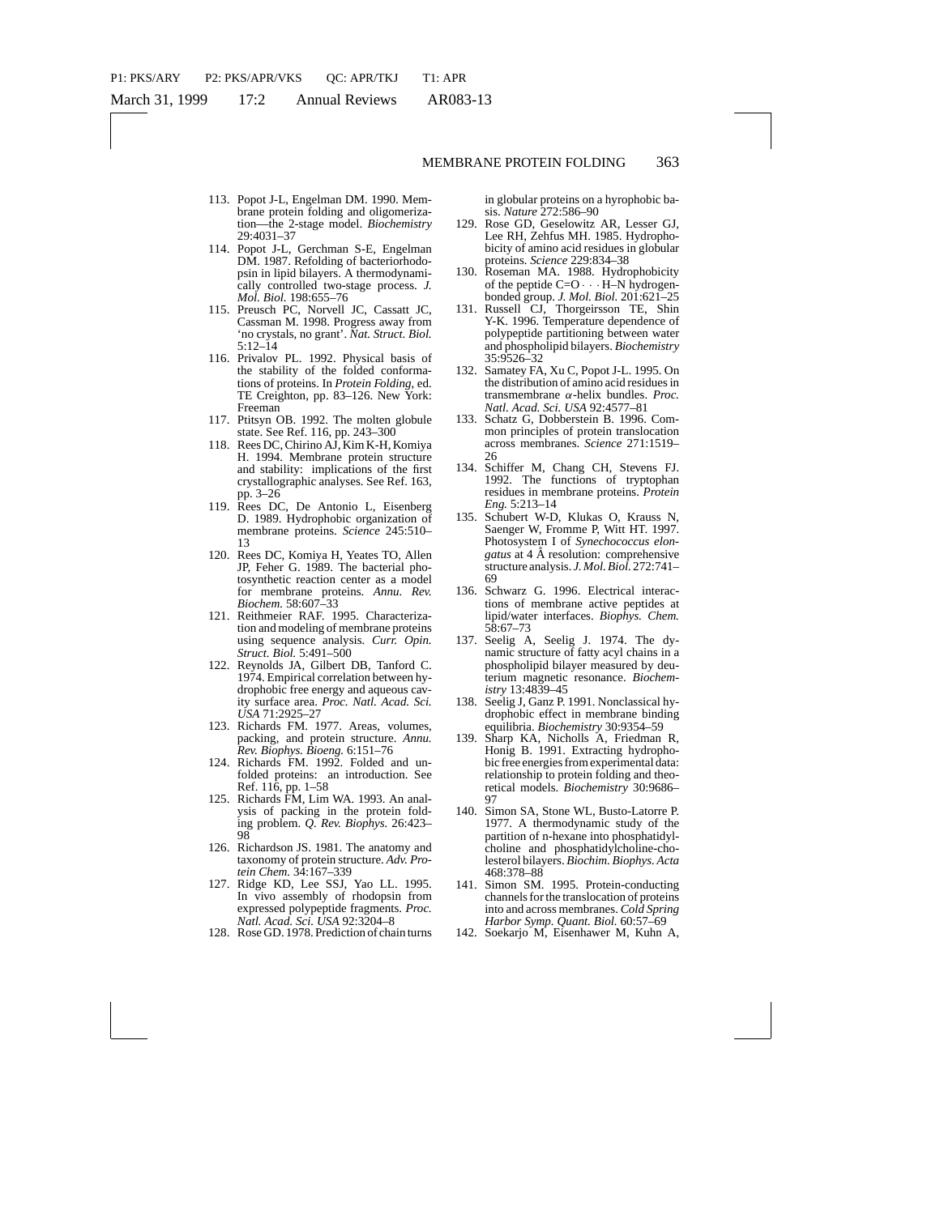113. Popot J-L, Engelman DM. 1990. Membrane protein folding and oligomerization—the 2-stage model. *Biochemistry* 29:4031–37
114. Popot J-L, Gerchman S-E, Engelman DM. 1987. Refolding of bacteriorhodopsin in lipid bilayers. A thermodynamically controlled two-stage process. *J. Mol. Biol.* 198:655–76
115. Preusch PC, Norvell JC, Cassatt JC, Cassman M. 1998. Progress away from 'no crystals, no grant'. *Nat. Struct. Biol.* 5:12–14
116. Privalov PL. 1992. Physical basis of the stability of the folded conformations of proteins. In *Protein Folding*, ed. TE Creighton, pp. 83–126. New York: Freeman
117. Ptitsyn OB. 1992. The molten globule state. See Ref. 116, pp. 243–300
118. Rees DC, Chirino AJ, Kim K-H, Komiya H. 1994. Membrane protein structure and stability: implications of the first crystallographic analyses. See Ref. 163, pp. 3–26
119. Rees DC, De Antonio L, Eisenberg D. 1989. Hydrophobic organization of membrane proteins. *Science* 245:510–13
120. Rees DC, Komiya H, Yeates TO, Allen JP, Feher G. 1989. The bacterial photosynthetic reaction center as a model for membrane proteins. *Annu. Rev. Biochem.* 58:607–33
121. Reithmeier RAF. 1995. Characterization and modeling of membrane proteins using sequence analysis. *Curr. Opin. Struct. Biol.* 5:491–500
122. Reynolds JA, Gilbert DB, Tanford C. 1974. Empirical correlation between hydrophobic free energy and aqueous cavity surface area. *Proc. Natl. Acad. Sci. USA* 71:2925–27
123. Richards FM. 1977. Areas, volumes, packing, and protein structure. *Annu. Rev. Biophys. Bioeng.* 6:151–76
124. Richards FM. 1992. Folded and unfolded proteins: an introduction. See Ref. 116, pp. 1–58
125. Richards FM, Lim WA. 1993. An analysis of packing in the protein folding problem. *Q. Rev. Biophys.* 26:423–98
126. Richardson JS. 1981. The anatomy and taxonomy of protein structure. *Adv. Protein Chem.* 34:167–339
127. Ridge KD, Lee SSJ, Yao LL. 1995. In vivo assembly of rhodopsin from expressed polypeptide fragments. *Proc. Natl. Acad. Sci. USA* 92:3204–8
128. Rose GD. 1978. Prediction of chain turns in globular proteins on a hyrophobic basis. *Nature* 272:586–90
129. Rose GD, Geselowitz AR, Lesser GJ, Lee RH, Zehfus MH. 1985. Hydrophobicity of amino acid residues in globular proteins. *Science* 229:834–38
130. Roseman MA. 1988. Hydrophobicity of the peptide C=O $\cdots$ H–N hydrogen-bonded group. *J. Mol. Biol.* 201:621–25
131. Russell CJ, Thorgeirsson TE, Shin Y-K. 1996. Temperature dependence of polypeptide partitioning between water and phospholipid bilayers. *Biochemistry* 35:9526–32
132. Samatey FA, Xu C, Popot J-L. 1995. On the distribution of amino acid residues in transmembrane $\alpha$-helix bundles. *Proc. Natl. Acad. Sci. USA* 92:4577–81
133. Schatz G, Dobberstein B. 1996. Common principles of protein translocation across membranes. *Science* 271:1519–26
134. Schiffer M, Chang CH, Stevens FJ. 1992. The functions of tryptophan residues in membrane proteins. *Protein Eng.* 5:213–14
135. Schubert W-D, Klukas O, Krauss N, Saenger W, Fromme P, Witt HT. 1997. Photosystem I of *Synechococcus elongatus* at 4 Å resolution: comprehensive structure analysis. *J. Mol. Biol.* 272:741–69
136. Schwarz G. 1996. Electrical interactions of membrane active peptides at lipid/water interfaces. *Biophys. Chem.* 58:67–73
137. Seelig A, Seelig J. 1974. The dynamic structure of fatty acyl chains in a phospholipid bilayer measured by deuterium magnetic resonance. *Biochemistry* 13:4839–45
138. Seelig J, Ganz P. 1991. Nonclassical hydrophobic effect in membrane binding equilibria. *Biochemistry* 30:9354–59
139. Sharp KA, Nicholls A, Friedman R, Honig B. 1991. Extracting hydrophobic free energies from experimental data: relationship to protein folding and theoretical models. *Biochemistry* 30:9686–97
140. Simon SA, Stone WL, Busto-Latorre P. 1977. A thermodynamic study of the partition of n-hexane into phosphatidylcholine and phosphatidylcholine-cholesterol bilayers. *Biochim. Biophys. Acta* 468:378–88
141. Simon SM. 1995. Protein-conducting channels for the translocation of proteins into and across membranes. *Cold Spring Harbor Symp. Quant. Biol.* 60:57–69
142. Soekarjo M, Eisenhawer M, Kuhn A,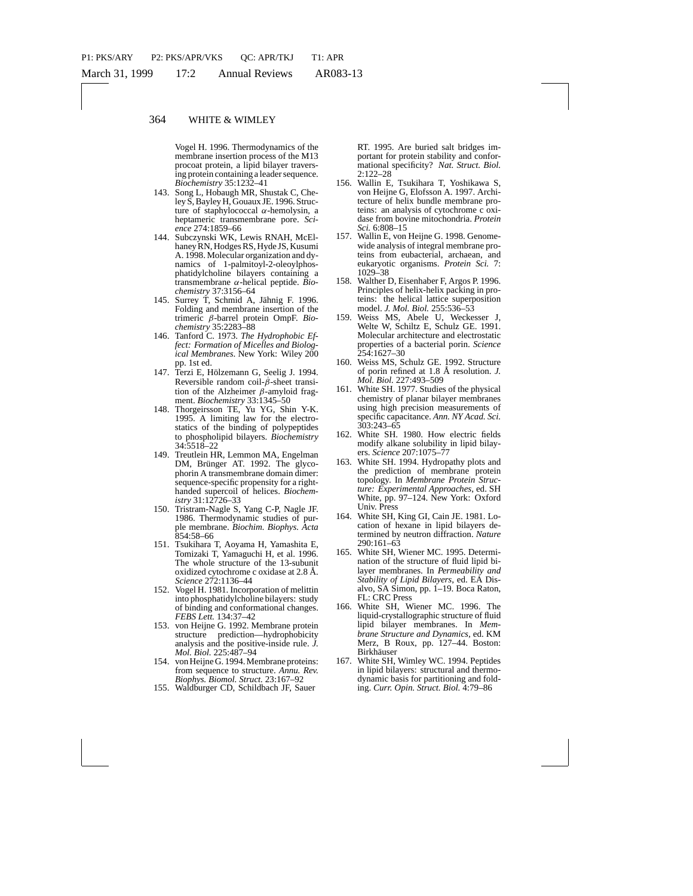Vogel H. 1996. Thermodynamics of the membrane insertion process of the M13 procoat protein, a lipid bilayer traversing protein containing a leader sequence. *Biochemistry* 35:1232–41

143. Song L, Hobaugh MR, Shustak C, Cheley S, Bayley H, Gouaux JE. 1996. Structure of staphylococcal $\alpha$-hemolysin, a heptameric transmembrane pore. *Science* 274:1859–66
144. Subczynski WK, Lewis RNAH, McElhaney RN, Hodges RS, Hyde JS, Kusumi A. 1998. Molecular organization and dynamics of 1-palmitoyl-2-oleoylphosphatidylcholine bilayers containing a transmembrane $\alpha$-helical peptide. *Biochemistry* 37:3156–64
145. Surrey T, Schmid A, Jähnig F. 1996. Folding and membrane insertion of the trimeric $\beta$-barrel protein OmpF. *Biochemistry* 35:2283–88
146. Tanford C. 1973. *The Hydrophobic Effect: Formation of Micelles and Biological Membranes*. New York: Wiley 200 pp. 1st ed.
147. Terzi E, Hölzemann G, Seelig J. 1994. Reversible random coil-$\beta$-sheet transition of the Alzheimer $\beta$-amyloid fragment. *Biochemistry* 33:1345–50
148. Thorgeirsson TE, Yu YG, Shin Y-K. 1995. A limiting law for the electrostatics of the binding of polypeptides to phospholipid bilayers. *Biochemistry* 34:5518–22
149. Treutlein HR, Lemmon MA, Engelman DM, Brünger AT. 1992. The glycophorin A transmembrane domain dimer: sequence-specific propensity for a right-handed supercoil of helices. *Biochemistry* 31:12726–33
150. Tristram-Nagle S, Yang C-P, Nagle JF. 1986. Thermodynamic studies of purple membrane. *Biochim. Biophys. Acta* 854:58–66
151. Tsukihara T, Aoyama H, Yamashita E, Tomizaki T, Yamaguchi H, et al. 1996. The whole structure of the 13-subunit oxidized cytochrome c oxidase at 2.8 Å. *Science* 272:1136–44
152. Vogel H. 1981. Incorporation of melittin into phosphatidylcholine bilayers: study of binding and conformational changes. *FEBS Lett.* 134:37–42
153. von Heijne G. 1992. Membrane protein structure prediction—hydrophobicity analysis and the positive-inside rule. *J. Mol. Biol.* 225:487–94
154. von Heijne G. 1994. Membrane proteins: from sequence to structure. *Annu. Rev. Biophys. Biomol. Struct.* 23:167–92
155. Waldburger CD, Schildbach JF, Sauer RT. 1995. Are buried salt bridges important for protein stability and conformational specificity? *Nat. Struct. Biol.* 2:122–28
156. Wallin E, Tsukihara T, Yoshikawa S, von Heijne G, Elofsson A. 1997. Architecture of helix bundle membrane proteins: an analysis of cytochrome c oxidase from bovine mitochondria. *Protein Sci.* 6:808–15
157. Wallin E, von Heijne G. 1998. Genome-wide analysis of integral membrane proteins from eubacterial, archaean, and eukaryotic organisms. *Protein Sci.* 7: 1029–38
158. Walther D, Eisenhaber F, Argos P. 1996. Principles of helix-helix packing in proteins: the helical lattice superposition model. *J. Mol. Biol.* 255:536–53
159. Weiss MS, Abele U, Weckesser J, Welte W, Schiltz E, Schulz GE. 1991. Molecular architecture and electrostatic properties of a bacterial porin. *Science* 254:1627–30
160. Weiss MS, Schulz GE. 1992. Structure of porin refined at 1.8 Å resolution. *J. Mol. Biol.* 227:493–509
161. White SH. 1977. Studies of the physical chemistry of planar bilayer membranes using high precision measurements of specific capacitance. *Ann. NY Acad. Sci.* 303:243–65
162. White SH. 1980. How electric fields modify alkane solubility in lipid bilayers. *Science* 207:1075–77
163. White SH. 1994. Hydropathy plots and the prediction of membrane protein topology. In *Membrane Protein Structure: Experimental Approaches*, ed. SH White, pp. 97–124. New York: Oxford Univ. Press
164. White SH, King GI, Cain JE. 1981. Location of hexane in lipid bilayers determined by neutron diffraction. *Nature* 290:161–63
165. White SH, Wiener MC. 1995. Determination of the structure of fluid lipid bilayer membranes. In *Permeability and Stability of Lipid Bilayers*, ed. EA Disalvo, SA Simon, pp. 1–19. Boca Raton, FL: CRC Press
166. White SH, Wiener MC. 1996. The liquid-crystallographic structure of fluid lipid bilayer membranes. In *Membrane Structure and Dynamics*, ed. KM Merz, B Roux, pp. 127–44. Boston: Birkhäuser
167. White SH, Wimley WC. 1994. Peptides in lipid bilayers: structural and thermodynamic basis for partitioning and folding. *Curr. Opin. Struct. Biol.* 4:79–86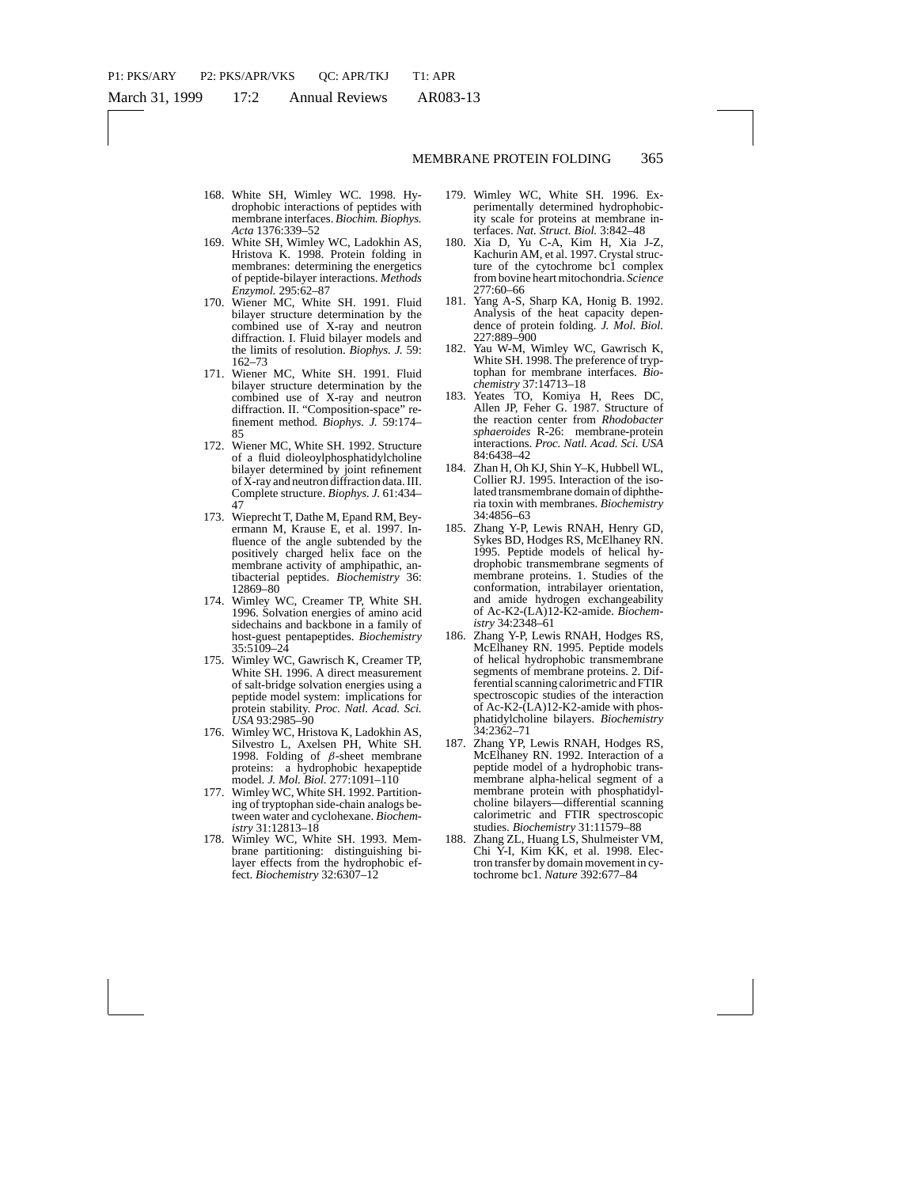168. White SH, Wimley WC. 1998. Hydrophobic interactions of peptides with membrane interfaces. *Biochim. Biophys. Acta* 1376:339–52
169. White SH, Wimley WC, Ladokhin AS, Hristova K. 1998. Protein folding in membranes: determining the energetics of peptide-bilayer interactions. *Methods Enzymol.* 295:62–87
170. Wiener MC, White SH. 1991. Fluid bilayer structure determination by the combined use of X-ray and neutron diffraction. I. Fluid bilayer models and the limits of resolution. *Biophys. J.* 59: 162–73
171. Wiener MC, White SH. 1991. Fluid bilayer structure determination by the combined use of X-ray and neutron diffraction. II. "Composition-space" refinement method. *Biophys. J.* 59:174–85
172. Wiener MC, White SH. 1992. Structure of a fluid dioleoylphosphatidylcholine bilayer determined by joint refinement of X-ray and neutron diffraction data. III. Complete structure. *Biophys. J.* 61:434–47
173. Wieprecht T, Dathe M, Epand RM, Beyermann M, Krause E, et al. 1997. Influence of the angle subtended by the positively charged helix face on the membrane activity of amphipathic, antibacterial peptides. *Biochemistry* 36: 12869–80
174. Wimley WC, Creamer TP, White SH. 1996. Solvation energies of amino acid sidechains and backbone in a family of host-guest pentapeptides. *Biochemistry* 35:5109–24
175. Wimley WC, Gawrisch K, Creamer TP, White SH. 1996. A direct measurement of salt-bridge solvation energies using a peptide model system: implications for protein stability. *Proc. Natl. Acad. Sci. USA* 93:2985–90
176. Wimley WC, Hristova K, Ladokhin AS, Silvestro L, Axelsen PH, White SH. 1998. Folding of $\beta$-sheet membrane proteins: a hydrophobic hexapeptide model. *J. Mol. Biol.* 277:1091–110
177. Wimley WC, White SH. 1992. Partitioning of tryptophan side-chain analogs between water and cyclohexane. *Biochemistry* 31:12813–18
178. Wimley WC, White SH. 1993. Membrane partitioning: distinguishing bilayer effects from the hydrophobic effect. *Biochemistry* 32:6307–12
179. Wimley WC, White SH. 1996. Experimentally determined hydrophobicity scale for proteins at membrane interfaces. *Nat. Struct. Biol.* 3:842–48
180. Xia D, Yu C-A, Kim H, Xia J-Z, Kachurin AM, et al. 1997. Crystal structure of the cytochrome bc1 complex from bovine heart mitochondria. *Science* 277:60–66
181. Yang A-S, Sharp KA, Honig B. 1992. Analysis of the heat capacity dependence of protein folding. *J. Mol. Biol.* 227:889–900
182. Yau W-M, Wimley WC, Gawrisch K, White SH. 1998. The preference of tryptophan for membrane interfaces. *Biochemistry* 37:14713–18
183. Yeates TO, Komiya H, Rees DC, Allen JP, Feher G. 1987. Structure of the reaction center from *Rhodobacter sphaeroides* R-26: membrane-protein interactions. *Proc. Natl. Acad. Sci. USA* 84:6438–42
184. Zhan H, Oh KJ, Shin Y–K, Hubbell WL, Collier RJ. 1995. Interaction of the isolated transmembrane domain of diphtheria toxin with membranes. *Biochemistry* 34:4856–63
185. Zhang Y-P, Lewis RNAH, Henry GD, Sykes BD, Hodges RS, McElhaney RN. 1995. Peptide models of helical hydrophobic transmembrane segments of membrane proteins. 1. Studies of the conformation, intrabilayer orientation, and amide hydrogen exchangeability of Ac-K2-(LA)12-K2-amide. *Biochemistry* 34:2348–61
186. Zhang Y-P, Lewis RNAH, Hodges RS, McElhaney RN. 1995. Peptide models of helical hydrophobic transmembrane segments of membrane proteins. 2. Differential scanning calorimetric and FTIR spectroscopic studies of the interaction of Ac-K2-(LA)12-K2-amide with phosphatidylcholine bilayers. *Biochemistry* 34:2362–71
187. Zhang YP, Lewis RNAH, Hodges RS, McElhaney RN. 1992. Interaction of a peptide model of a hydrophobic transmembrane alpha-helical segment of a membrane protein with phosphatidylcholine bilayers—differential scanning calorimetric and FTIR spectroscopic studies. *Biochemistry* 31:11579–88
188. Zhang ZL, Huang LS, Shulmeister VM, Chi Y-I, Kim KK, et al. 1998. Electron transfer by domain movement in cytochrome bc1. *Nature* 392:677–84